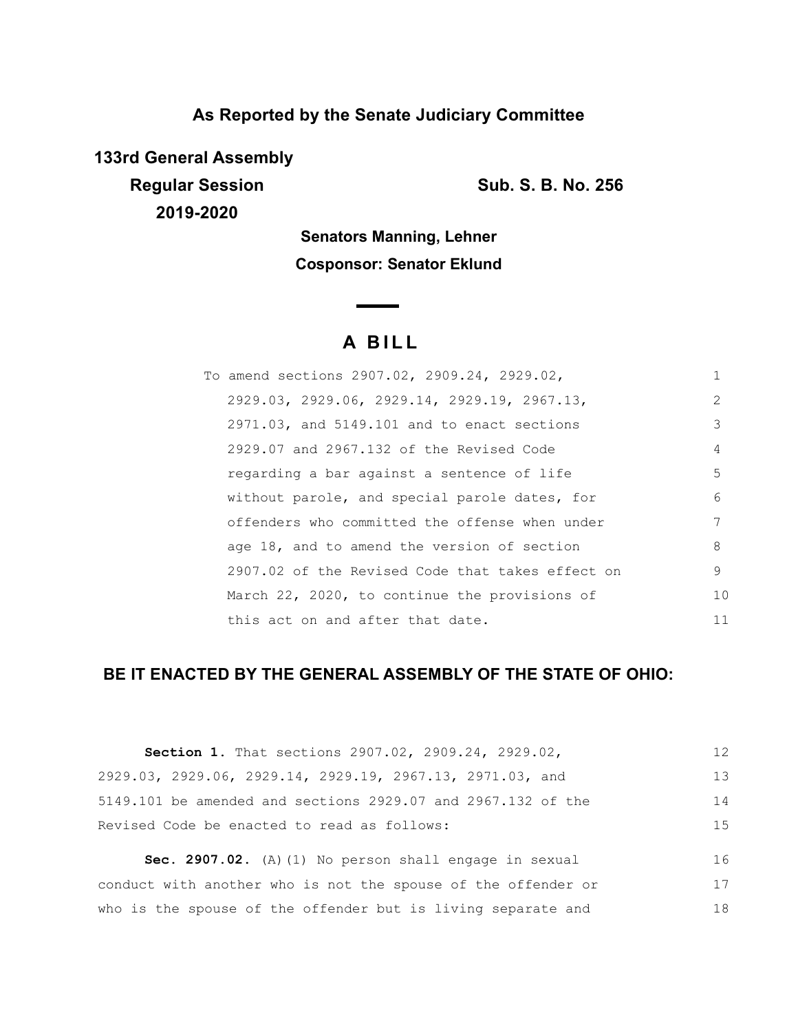**As Reported by the Senate Judiciary Committee**

**133rd General Assembly**
**Regular Session**
**2019-2020**

**Sub. S. B. No. 256**

**Senators Manning, Lehner**
**Cosponsor: Senator Eklund**

# A BILL

To amend sections 2907.02, 2909.24, 2929.02, 2929.03, 2929.06, 2929.14, 2929.19, 2967.13, 2971.03, and 5149.101 and to enact sections 2929.07 and 2967.132 of the Revised Code regarding a bar against a sentence of life without parole, and special parole dates, for offenders who committed the offense when under age 18, and to amend the version of section 2907.02 of the Revised Code that takes effect on March 22, 2020, to continue the provisions of this act on and after that date.

**BE IT ENACTED BY THE GENERAL ASSEMBLY OF THE STATE OF OHIO:**

**Section 1.** That sections 2907.02, 2909.24, 2929.02, 2929.03, 2929.06, 2929.14, 2929.19, 2967.13, 2971.03, and 5149.101 be amended and sections 2929.07 and 2967.132 of the Revised Code be enacted to read as follows:

**Sec. 2907.02.** (A)(1) No person shall engage in sexual conduct with another who is not the spouse of the offender or who is the spouse of the offender but is living separate and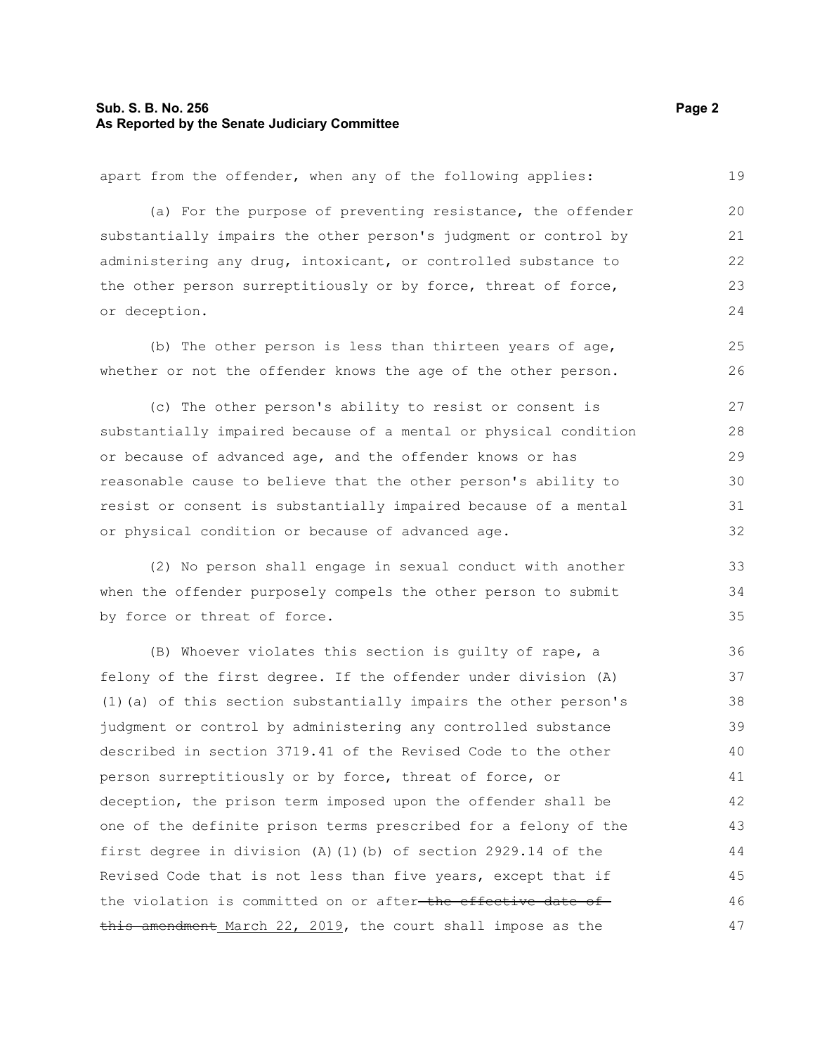apart from the offender, when any of the following applies:

(a) For the purpose of preventing resistance, the offender substantially impairs the other person's judgment or control by administering any drug, intoxicant, or controlled substance to the other person surreptitiously or by force, threat of force, or deception.

(b) The other person is less than thirteen years of age, whether or not the offender knows the age of the other person.

(c) The other person's ability to resist or consent is substantially impaired because of a mental or physical condition or because of advanced age, and the offender knows or has reasonable cause to believe that the other person's ability to resist or consent is substantially impaired because of a mental or physical condition or because of advanced age.

(2) No person shall engage in sexual conduct with another when the offender purposely compels the other person to submit by force or threat of force.

(B) Whoever violates this section is guilty of rape, a felony of the first degree. If the offender under division (A)(1)(a) of this section substantially impairs the other person's judgment or control by administering any controlled substance described in section 3719.41 of the Revised Code to the other person surreptitiously or by force, threat of force, or deception, the prison term imposed upon the offender shall be one of the definite prison terms prescribed for a felony of the first degree in division (A)(1)(b) of section 2929.14 of the Revised Code that is not less than five years, except that if the violation is committed on or after ~~the effective date of this amendment~~ March 22, 2019, the court shall impose as the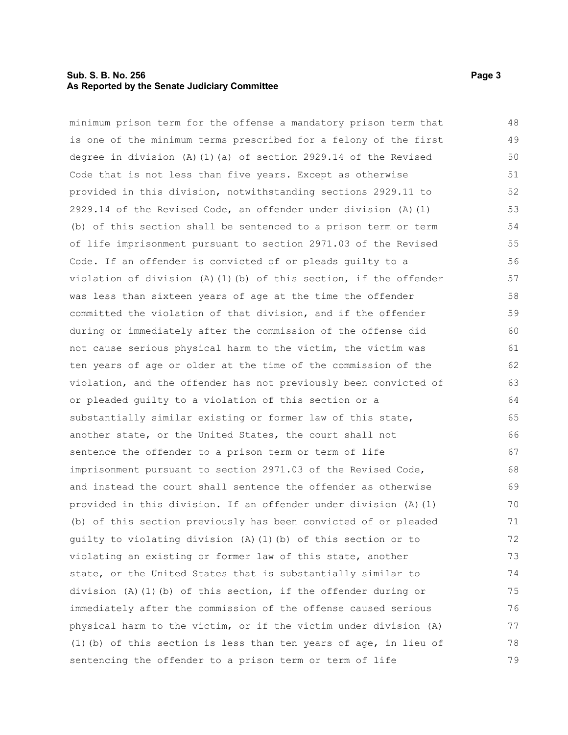minimum prison term for the offense a mandatory prison term that is one of the minimum terms prescribed for a felony of the first degree in division (A)(1)(a) of section 2929.14 of the Revised Code that is not less than five years. Except as otherwise provided in this division, notwithstanding sections 2929.11 to 2929.14 of the Revised Code, an offender under division (A)(1)(b) of this section shall be sentenced to a prison term or term of life imprisonment pursuant to section 2971.03 of the Revised Code. If an offender is convicted of or pleads guilty to a violation of division (A)(1)(b) of this section, if the offender was less than sixteen years of age at the time the offender committed the violation of that division, and if the offender during or immediately after the commission of the offense did not cause serious physical harm to the victim, the victim was ten years of age or older at the time of the commission of the violation, and the offender has not previously been convicted of or pleaded guilty to a violation of this section or a substantially similar existing or former law of this state, another state, or the United States, the court shall not sentence the offender to a prison term or term of life imprisonment pursuant to section 2971.03 of the Revised Code, and instead the court shall sentence the offender as otherwise provided in this division. If an offender under division (A)(1)(b) of this section previously has been convicted of or pleaded guilty to violating division (A)(1)(b) of this section or to violating an existing or former law of this state, another state, or the United States that is substantially similar to division (A)(1)(b) of this section, if the offender during or immediately after the commission of the offense caused serious physical harm to the victim, or if the victim under division (A)(1)(b) of this section is less than ten years of age, in lieu of sentencing the offender to a prison term or term of life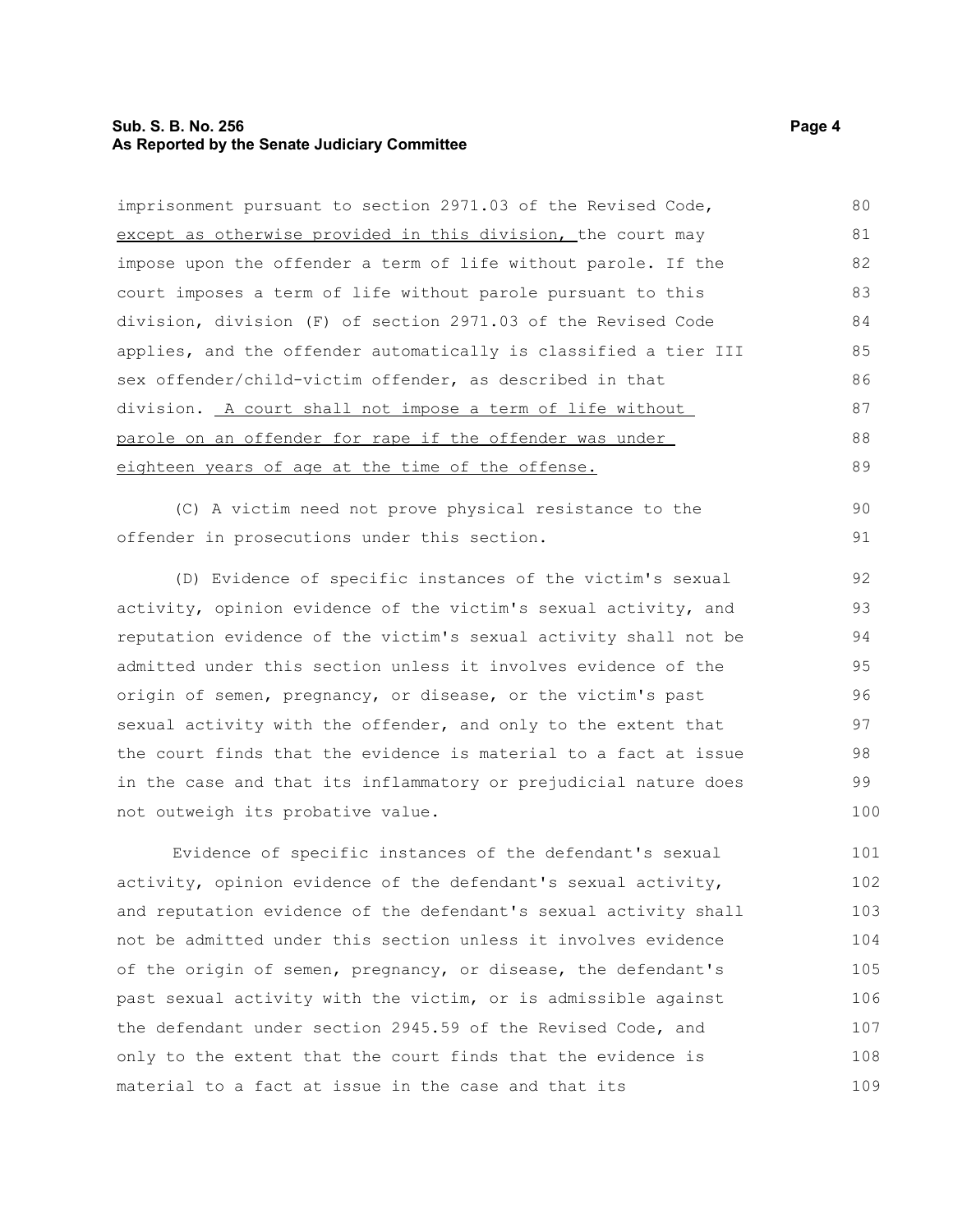imprisonment pursuant to section 2971.03 of the Revised Code, <u>except as otherwise provided in this division,</u> the court may impose upon the offender a term of life without parole. If the court imposes a term of life without parole pursuant to this division, division (F) of section 2971.03 of the Revised Code applies, and the offender automatically is classified a tier III sex offender/child-victim offender, as described in that division. <u>A court shall not impose a term of life without parole on an offender for rape if the offender was under eighteen years of age at the time of the offense.</u>

(C) A victim need not prove physical resistance to the offender in prosecutions under this section.

(D) Evidence of specific instances of the victim's sexual activity, opinion evidence of the victim's sexual activity, and reputation evidence of the victim's sexual activity shall not be admitted under this section unless it involves evidence of the origin of semen, pregnancy, or disease, or the victim's past sexual activity with the offender, and only to the extent that the court finds that the evidence is material to a fact at issue in the case and that its inflammatory or prejudicial nature does not outweigh its probative value.

Evidence of specific instances of the defendant's sexual activity, opinion evidence of the defendant's sexual activity, and reputation evidence of the defendant's sexual activity shall not be admitted under this section unless it involves evidence of the origin of semen, pregnancy, or disease, the defendant's past sexual activity with the victim, or is admissible against the defendant under section 2945.59 of the Revised Code, and only to the extent that the court finds that the evidence is material to a fact at issue in the case and that its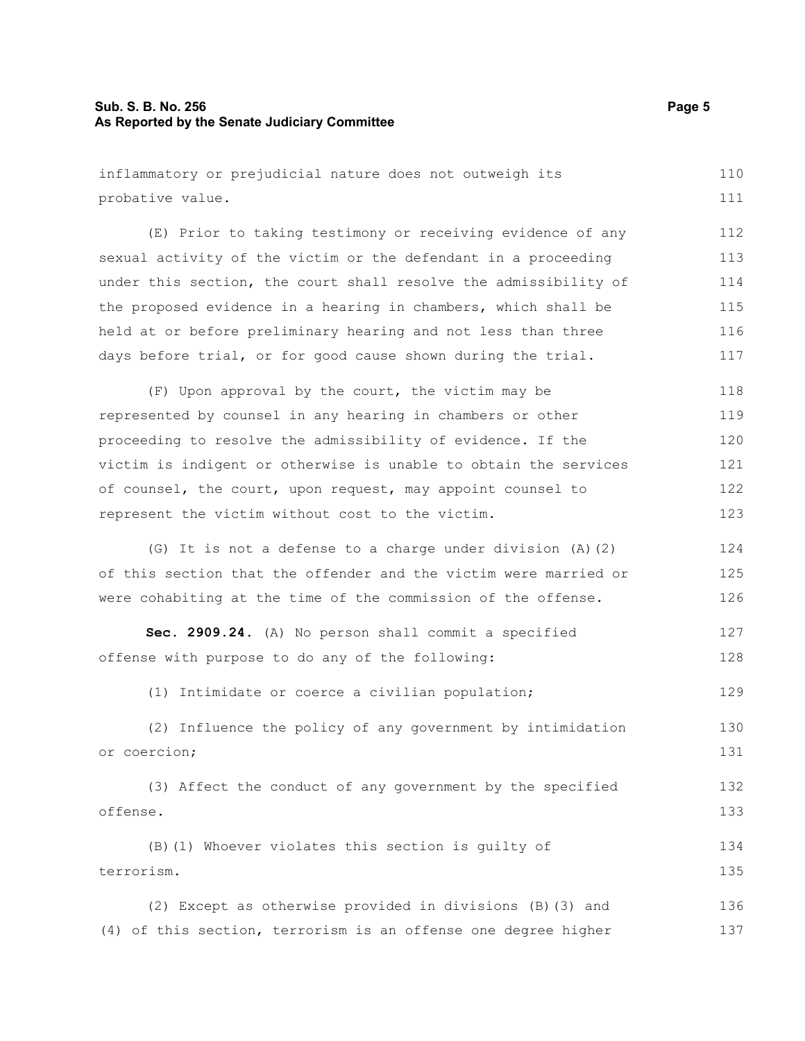inflammatory or prejudicial nature does not outweigh its probative value.

(E) Prior to taking testimony or receiving evidence of any sexual activity of the victim or the defendant in a proceeding under this section, the court shall resolve the admissibility of the proposed evidence in a hearing in chambers, which shall be held at or before preliminary hearing and not less than three days before trial, or for good cause shown during the trial.

(F) Upon approval by the court, the victim may be represented by counsel in any hearing in chambers or other proceeding to resolve the admissibility of evidence. If the victim is indigent or otherwise is unable to obtain the services of counsel, the court, upon request, may appoint counsel to represent the victim without cost to the victim.

(G) It is not a defense to a charge under division (A)(2) of this section that the offender and the victim were married or were cohabiting at the time of the commission of the offense.

**Sec. 2909.24.** (A) No person shall commit a specified offense with purpose to do any of the following:

(1) Intimidate or coerce a civilian population;

(2) Influence the policy of any government by intimidation or coercion;

(3) Affect the conduct of any government by the specified offense.

(B)(1) Whoever violates this section is guilty of terrorism.

(2) Except as otherwise provided in divisions (B)(3) and (4) of this section, terrorism is an offense one degree higher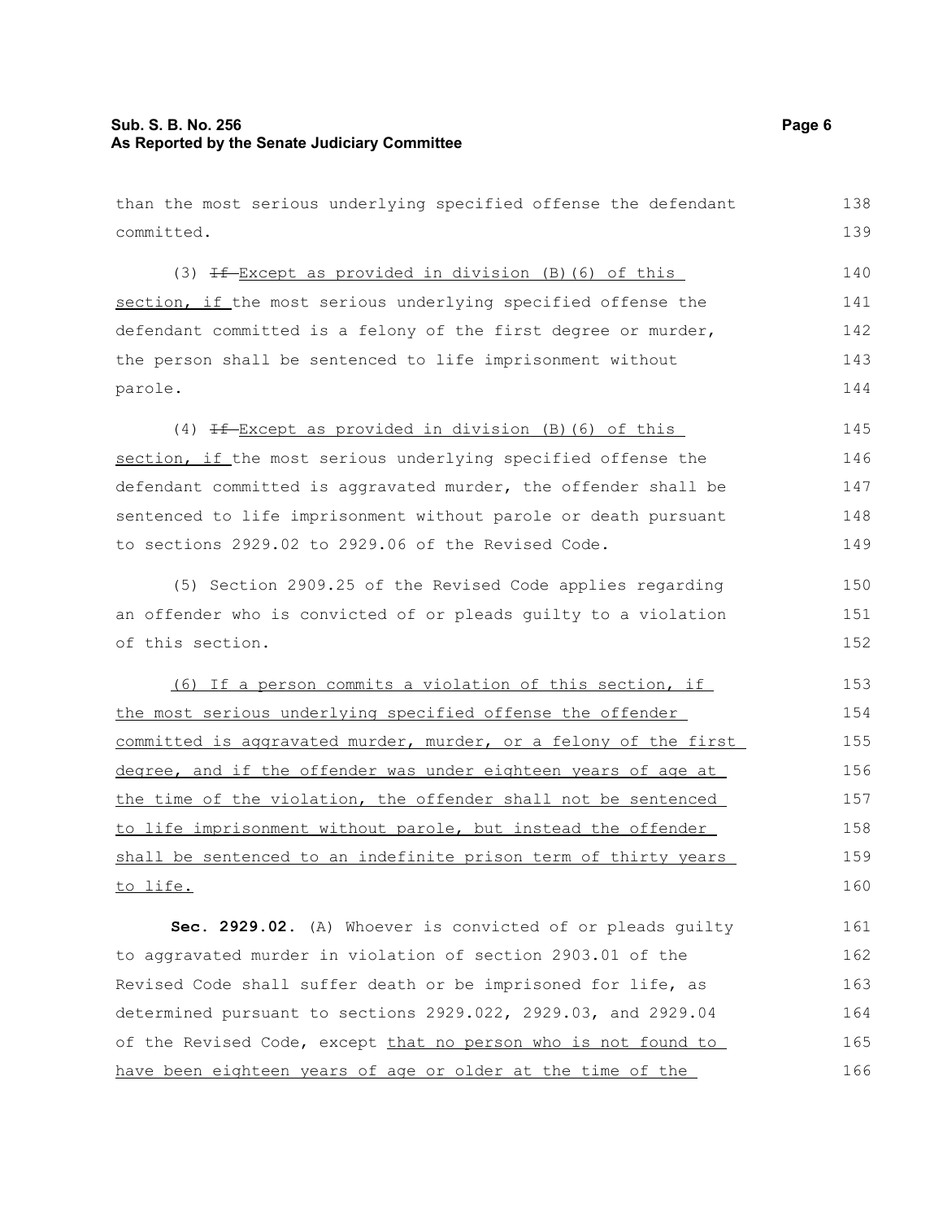than the most serious underlying specified offense the defendant committed.

(3) ~~If~~ Except as provided in division (B)(6) of this section, if the most serious underlying specified offense the defendant committed is a felony of the first degree or murder, the person shall be sentenced to life imprisonment without parole.

(4) ~~If~~ Except as provided in division (B)(6) of this section, if the most serious underlying specified offense the defendant committed is aggravated murder, the offender shall be sentenced to life imprisonment without parole or death pursuant to sections 2929.02 to 2929.06 of the Revised Code.

(5) Section 2909.25 of the Revised Code applies regarding an offender who is convicted of or pleads guilty to a violation of this section.

(6) If a person commits a violation of this section, if the most serious underlying specified offense the offender committed is aggravated murder, murder, or a felony of the first degree, and if the offender was under eighteen years of age at the time of the violation, the offender shall not be sentenced to life imprisonment without parole, but instead the offender shall be sentenced to an indefinite prison term of thirty years to life.

**Sec. 2929.02.** (A) Whoever is convicted of or pleads guilty to aggravated murder in violation of section 2903.01 of the Revised Code shall suffer death or be imprisoned for life, as determined pursuant to sections 2929.022, 2929.03, and 2929.04 of the Revised Code, except that no person who is not found to have been eighteen years of age or older at the time of the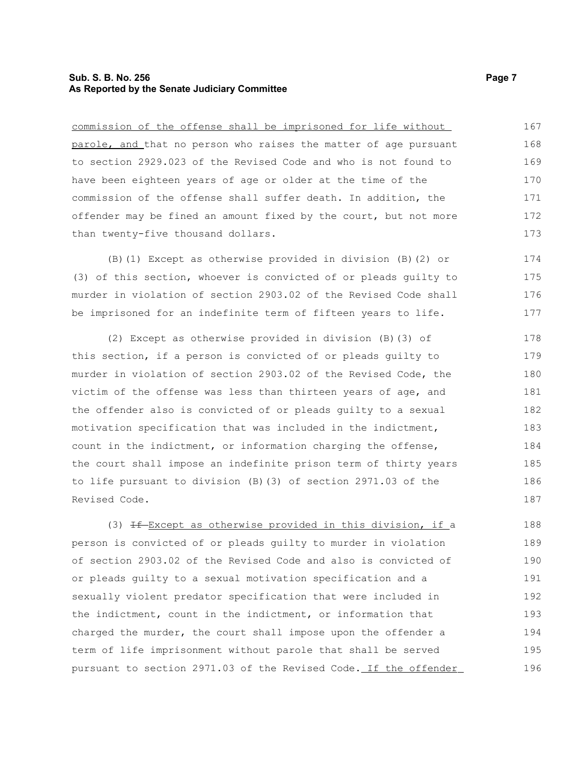commission of the offense shall be imprisoned for life without parole, and that no person who raises the matter of age pursuant to section 2929.023 of the Revised Code and who is not found to have been eighteen years of age or older at the time of the commission of the offense shall suffer death. In addition, the offender may be fined an amount fixed by the court, but not more than twenty-five thousand dollars.

(B)(1) Except as otherwise provided in division (B)(2) or (3) of this section, whoever is convicted of or pleads guilty to murder in violation of section 2903.02 of the Revised Code shall be imprisoned for an indefinite term of fifteen years to life.

(2) Except as otherwise provided in division (B)(3) of this section, if a person is convicted of or pleads guilty to murder in violation of section 2903.02 of the Revised Code, the victim of the offense was less than thirteen years of age, and the offender also is convicted of or pleads guilty to a sexual motivation specification that was included in the indictment, count in the indictment, or information charging the offense, the court shall impose an indefinite prison term of thirty years to life pursuant to division (B)(3) of section 2971.03 of the Revised Code.

(3) ~~If~~ Except as otherwise provided in this division, if a person is convicted of or pleads guilty to murder in violation of section 2903.02 of the Revised Code and also is convicted of or pleads guilty to a sexual motivation specification and a sexually violent predator specification that were included in the indictment, count in the indictment, or information that charged the murder, the court shall impose upon the offender a term of life imprisonment without parole that shall be served pursuant to section 2971.03 of the Revised Code. If the offender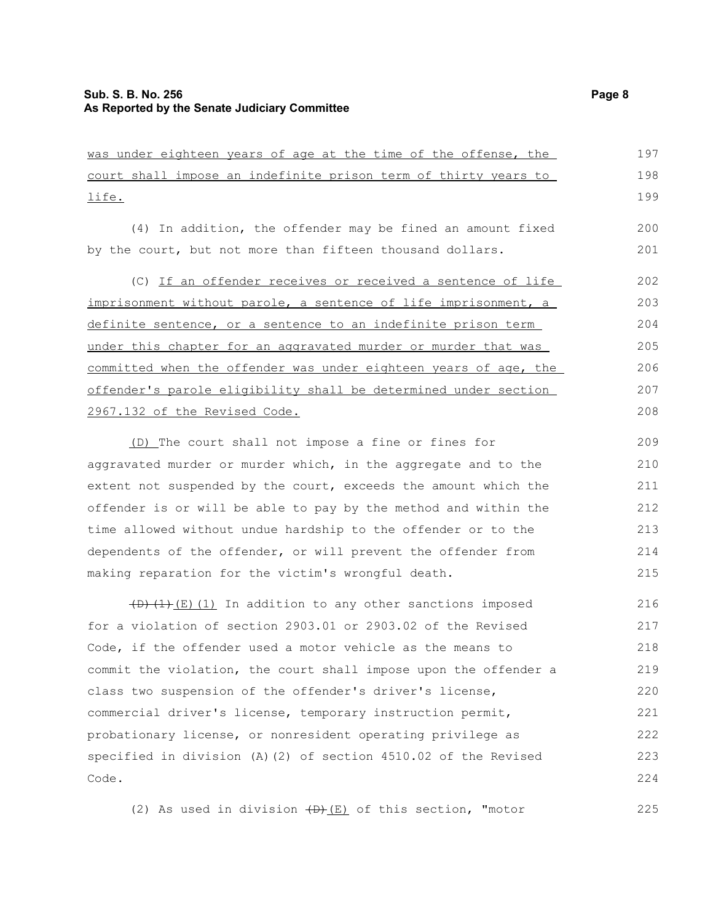was under eighteen years of age at the time of the offense, the court shall impose an indefinite prison term of thirty years to life.

(4) In addition, the offender may be fined an amount fixed by the court, but not more than fifteen thousand dollars.

(C) If an offender receives or received a sentence of life imprisonment without parole, a sentence of life imprisonment, a definite sentence, or a sentence to an indefinite prison term under this chapter for an aggravated murder or murder that was committed when the offender was under eighteen years of age, the offender's parole eligibility shall be determined under section 2967.132 of the Revised Code.

(D) The court shall not impose a fine or fines for aggravated murder or murder which, in the aggregate and to the extent not suspended by the court, exceeds the amount which the offender is or will be able to pay by the method and within the time allowed without undue hardship to the offender or to the dependents of the offender, or will prevent the offender from making reparation for the victim's wrongful death.

~~(D)(1)~~ (E)(1) In addition to any other sanctions imposed for a violation of section 2903.01 or 2903.02 of the Revised Code, if the offender used a motor vehicle as the means to commit the violation, the court shall impose upon the offender a class two suspension of the offender's driver's license, commercial driver's license, temporary instruction permit, probationary license, or nonresident operating privilege as specified in division (A)(2) of section 4510.02 of the Revised Code.

(2) As used in division ~~(D)~~ (E) of this section, "motor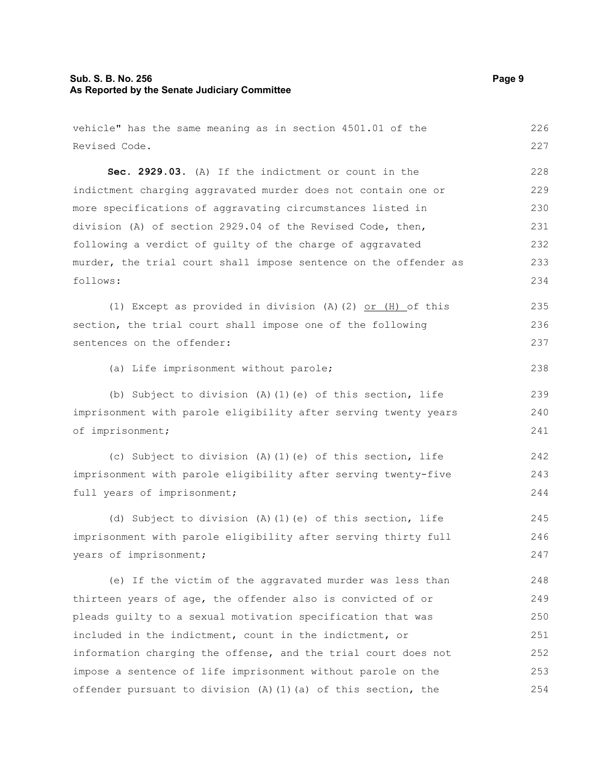vehicle" has the same meaning as in section 4501.01 of the Revised Code.

**Sec. 2929.03.** (A) If the indictment or count in the indictment charging aggravated murder does not contain one or more specifications of aggravating circumstances listed in division (A) of section 2929.04 of the Revised Code, then, following a verdict of guilty of the charge of aggravated murder, the trial court shall impose sentence on the offender as follows:

(1) Except as provided in division (A)(2) or (H) of this section, the trial court shall impose one of the following sentences on the offender:

(a) Life imprisonment without parole;

(b) Subject to division (A)(1)(e) of this section, life imprisonment with parole eligibility after serving twenty years of imprisonment;

(c) Subject to division (A)(1)(e) of this section, life imprisonment with parole eligibility after serving twenty-five full years of imprisonment;

(d) Subject to division (A)(1)(e) of this section, life imprisonment with parole eligibility after serving thirty full years of imprisonment;

(e) If the victim of the aggravated murder was less than thirteen years of age, the offender also is convicted of or pleads guilty to a sexual motivation specification that was included in the indictment, count in the indictment, or information charging the offense, and the trial court does not impose a sentence of life imprisonment without parole on the offender pursuant to division (A)(1)(a) of this section, the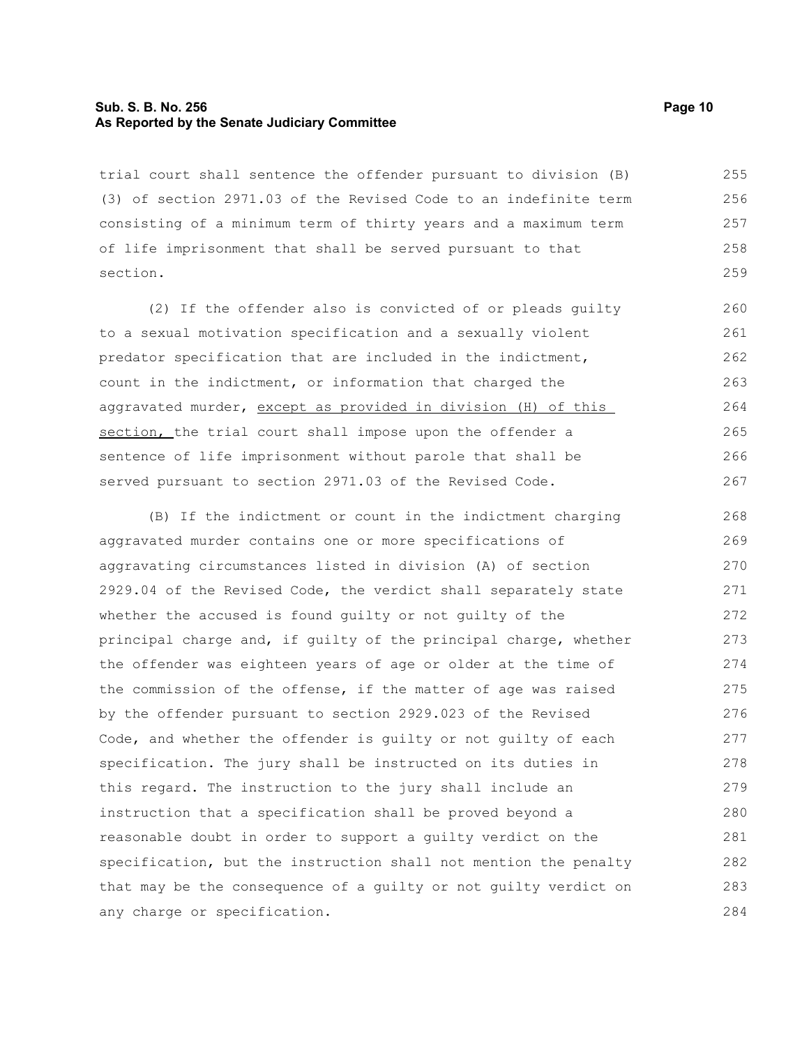trial court shall sentence the offender pursuant to division (B) (3) of section 2971.03 of the Revised Code to an indefinite term consisting of a minimum term of thirty years and a maximum term of life imprisonment that shall be served pursuant to that section.

(2) If the offender also is convicted of or pleads guilty to a sexual motivation specification and a sexually violent predator specification that are included in the indictment, count in the indictment, or information that charged the aggravated murder, <u>except as provided in division (H) of this section,</u> the trial court shall impose upon the offender a sentence of life imprisonment without parole that shall be served pursuant to section 2971.03 of the Revised Code.

(B) If the indictment or count in the indictment charging aggravated murder contains one or more specifications of aggravating circumstances listed in division (A) of section 2929.04 of the Revised Code, the verdict shall separately state whether the accused is found guilty or not guilty of the principal charge and, if guilty of the principal charge, whether the offender was eighteen years of age or older at the time of the commission of the offense, if the matter of age was raised by the offender pursuant to section 2929.023 of the Revised Code, and whether the offender is guilty or not guilty of each specification. The jury shall be instructed on its duties in this regard. The instruction to the jury shall include an instruction that a specification shall be proved beyond a reasonable doubt in order to support a guilty verdict on the specification, but the instruction shall not mention the penalty that may be the consequence of a guilty or not guilty verdict on any charge or specification.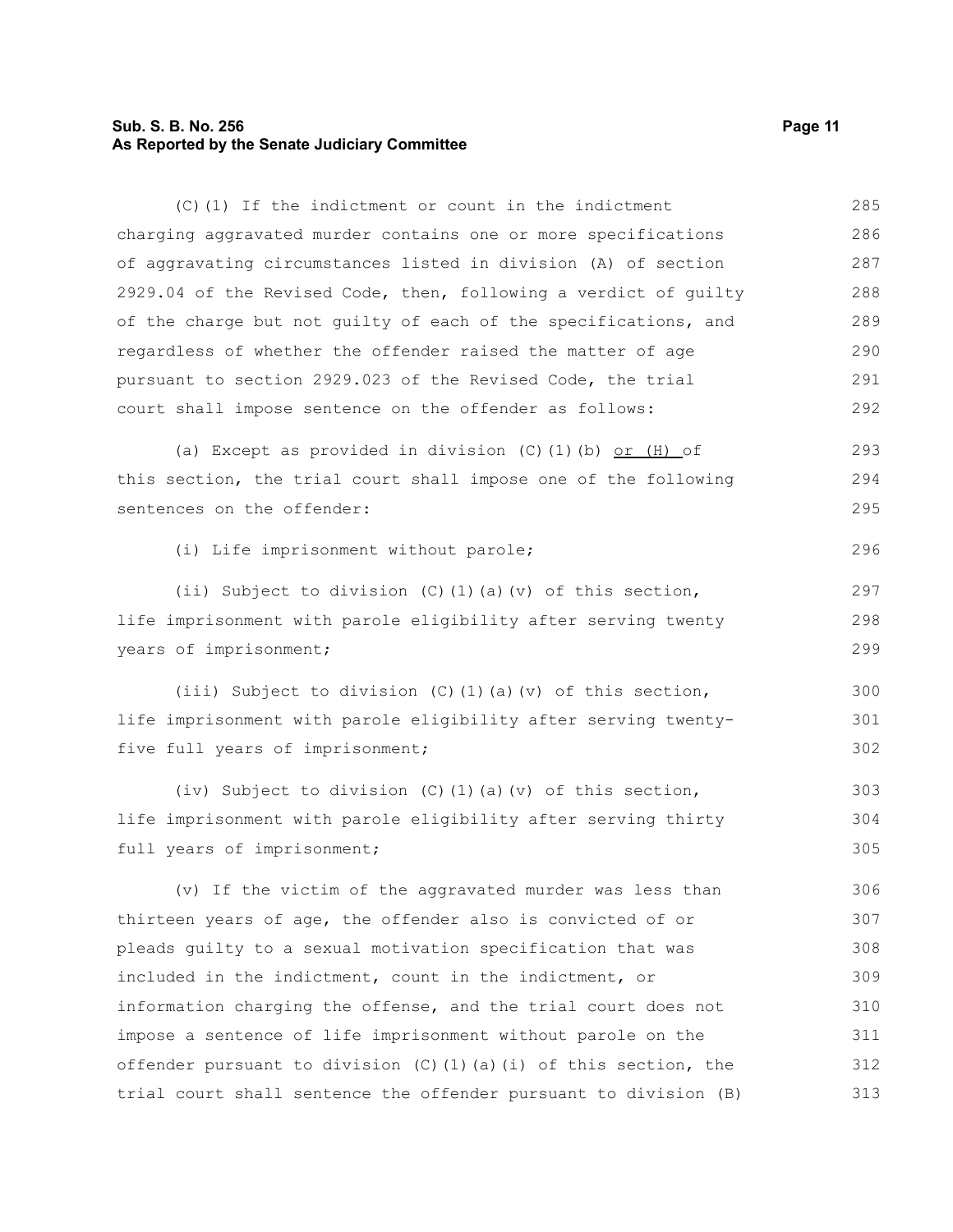(C)(1) If the indictment or count in the indictment charging aggravated murder contains one or more specifications of aggravating circumstances listed in division (A) of section 2929.04 of the Revised Code, then, following a verdict of guilty of the charge but not guilty of each of the specifications, and regardless of whether the offender raised the matter of age pursuant to section 2929.023 of the Revised Code, the trial court shall impose sentence on the offender as follows:

(a) Except as provided in division (C)(1)(b) <u>or (H)</u> of this section, the trial court shall impose one of the following sentences on the offender:

(i) Life imprisonment without parole;

(ii) Subject to division (C)(1)(a)(v) of this section, life imprisonment with parole eligibility after serving twenty years of imprisonment;

(iii) Subject to division (C)(1)(a)(v) of this section, life imprisonment with parole eligibility after serving twenty-five full years of imprisonment;

(iv) Subject to division (C)(1)(a)(v) of this section, life imprisonment with parole eligibility after serving thirty full years of imprisonment;

(v) If the victim of the aggravated murder was less than thirteen years of age, the offender also is convicted of or pleads guilty to a sexual motivation specification that was included in the indictment, count in the indictment, or information charging the offense, and the trial court does not impose a sentence of life imprisonment without parole on the offender pursuant to division (C)(1)(a)(i) of this section, the trial court shall sentence the offender pursuant to division (B)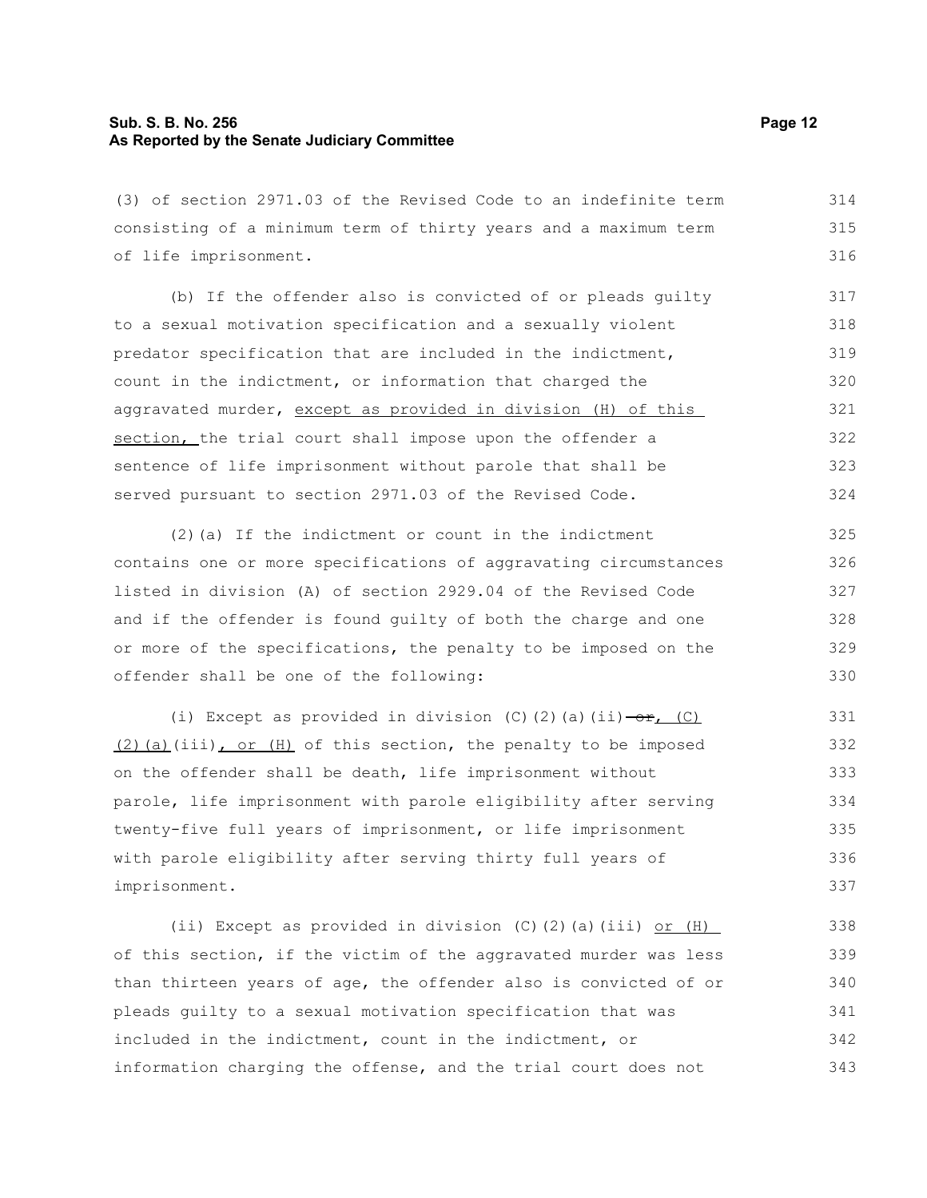(3) of section 2971.03 of the Revised Code to an indefinite term consisting of a minimum term of thirty years and a maximum term of life imprisonment.

(b) If the offender also is convicted of or pleads guilty to a sexual motivation specification and a sexually violent predator specification that are included in the indictment, count in the indictment, or information that charged the aggravated murder, except as provided in division (H) of this section, the trial court shall impose upon the offender a sentence of life imprisonment without parole that shall be served pursuant to section 2971.03 of the Revised Code.

(2)(a) If the indictment or count in the indictment contains one or more specifications of aggravating circumstances listed in division (A) of section 2929.04 of the Revised Code and if the offender is found guilty of both the charge and one or more of the specifications, the penalty to be imposed on the offender shall be one of the following:

(i) Except as provided in division (C)(2)(a)(ii) ~~or~~, (C)(2)(a)(iii), or (H) of this section, the penalty to be imposed on the offender shall be death, life imprisonment without parole, life imprisonment with parole eligibility after serving twenty-five full years of imprisonment, or life imprisonment with parole eligibility after serving thirty full years of imprisonment.

(ii) Except as provided in division (C)(2)(a)(iii) or (H) of this section, if the victim of the aggravated murder was less than thirteen years of age, the offender also is convicted of or pleads guilty to a sexual motivation specification that was included in the indictment, count in the indictment, or information charging the offense, and the trial court does not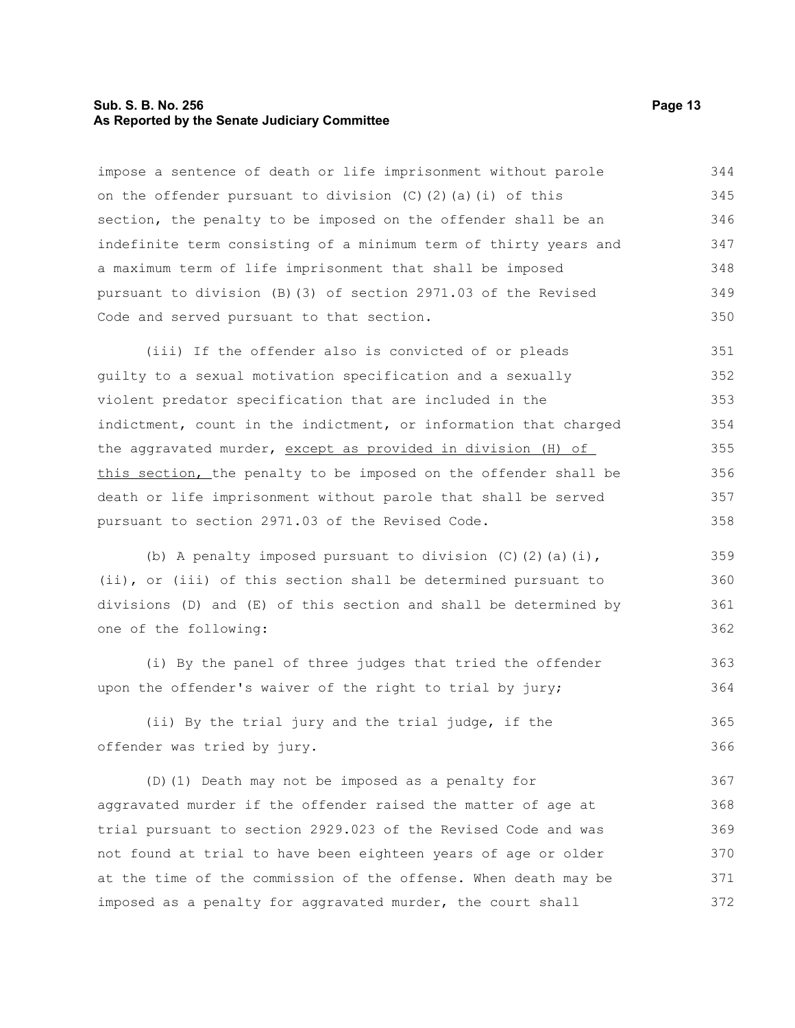impose a sentence of death or life imprisonment without parole on the offender pursuant to division (C)(2)(a)(i) of this section, the penalty to be imposed on the offender shall be an indefinite term consisting of a minimum term of thirty years and a maximum term of life imprisonment that shall be imposed pursuant to division (B)(3) of section 2971.03 of the Revised Code and served pursuant to that section.

(iii) If the offender also is convicted of or pleads guilty to a sexual motivation specification and a sexually violent predator specification that are included in the indictment, count in the indictment, or information that charged the aggravated murder, <u>except as provided in division (H) of this section,</u> the penalty to be imposed on the offender shall be death or life imprisonment without parole that shall be served pursuant to section 2971.03 of the Revised Code.

(b) A penalty imposed pursuant to division (C)(2)(a)(i), (ii), or (iii) of this section shall be determined pursuant to divisions (D) and (E) of this section and shall be determined by one of the following:

(i) By the panel of three judges that tried the offender upon the offender's waiver of the right to trial by jury;

(ii) By the trial jury and the trial judge, if the offender was tried by jury.

(D)(1) Death may not be imposed as a penalty for aggravated murder if the offender raised the matter of age at trial pursuant to section 2929.023 of the Revised Code and was not found at trial to have been eighteen years of age or older at the time of the commission of the offense. When death may be imposed as a penalty for aggravated murder, the court shall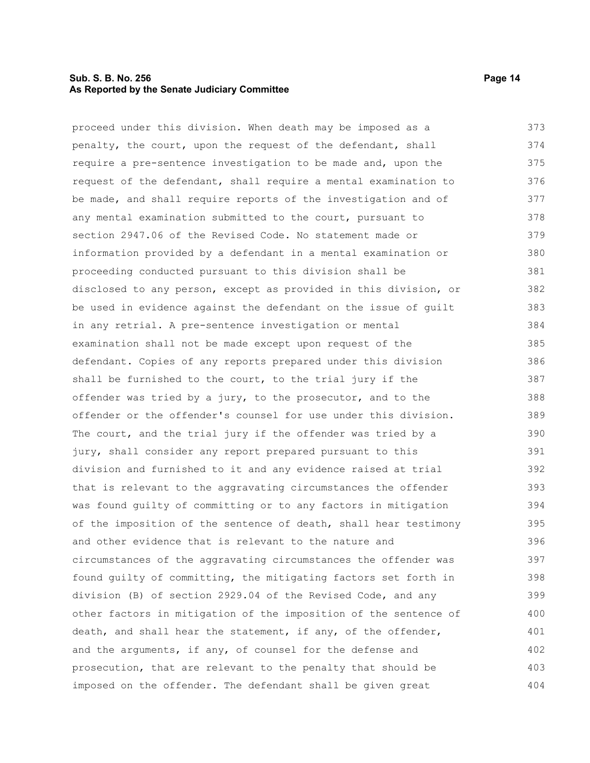proceed under this division. When death may be imposed as a penalty, the court, upon the request of the defendant, shall require a pre-sentence investigation to be made and, upon the request of the defendant, shall require a mental examination to be made, and shall require reports of the investigation and of any mental examination submitted to the court, pursuant to section 2947.06 of the Revised Code. No statement made or information provided by a defendant in a mental examination or proceeding conducted pursuant to this division shall be disclosed to any person, except as provided in this division, or be used in evidence against the defendant on the issue of guilt in any retrial. A pre-sentence investigation or mental examination shall not be made except upon request of the defendant. Copies of any reports prepared under this division shall be furnished to the court, to the trial jury if the offender was tried by a jury, to the prosecutor, and to the offender or the offender's counsel for use under this division. The court, and the trial jury if the offender was tried by a jury, shall consider any report prepared pursuant to this division and furnished to it and any evidence raised at trial that is relevant to the aggravating circumstances the offender was found guilty of committing or to any factors in mitigation of the imposition of the sentence of death, shall hear testimony and other evidence that is relevant to the nature and circumstances of the aggravating circumstances the offender was found guilty of committing, the mitigating factors set forth in division (B) of section 2929.04 of the Revised Code, and any other factors in mitigation of the imposition of the sentence of death, and shall hear the statement, if any, of the offender, and the arguments, if any, of counsel for the defense and prosecution, that are relevant to the penalty that should be imposed on the offender. The defendant shall be given great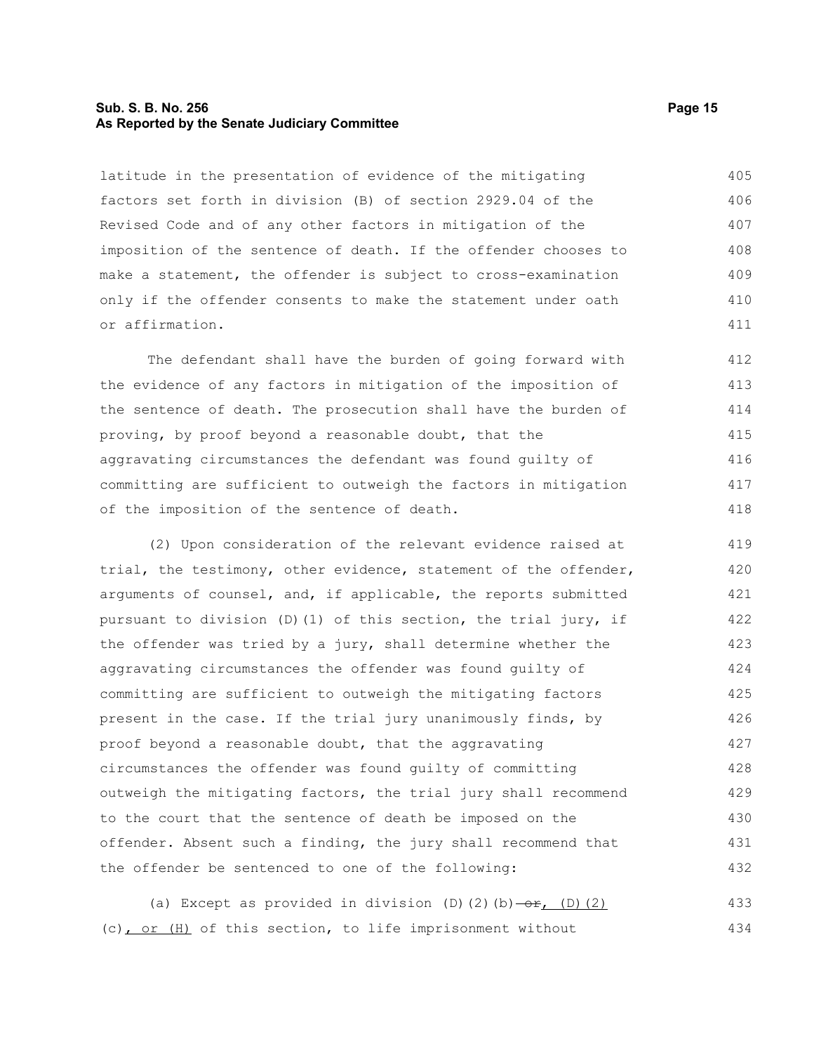latitude in the presentation of evidence of the mitigating factors set forth in division (B) of section 2929.04 of the Revised Code and of any other factors in mitigation of the imposition of the sentence of death. If the offender chooses to make a statement, the offender is subject to cross-examination only if the offender consents to make the statement under oath or affirmation.

The defendant shall have the burden of going forward with the evidence of any factors in mitigation of the imposition of the sentence of death. The prosecution shall have the burden of proving, by proof beyond a reasonable doubt, that the aggravating circumstances the defendant was found guilty of committing are sufficient to outweigh the factors in mitigation of the imposition of the sentence of death.

(2) Upon consideration of the relevant evidence raised at trial, the testimony, other evidence, statement of the offender, arguments of counsel, and, if applicable, the reports submitted pursuant to division (D)(1) of this section, the trial jury, if the offender was tried by a jury, shall determine whether the aggravating circumstances the offender was found guilty of committing are sufficient to outweigh the mitigating factors present in the case. If the trial jury unanimously finds, by proof beyond a reasonable doubt, that the aggravating circumstances the offender was found guilty of committing outweigh the mitigating factors, the trial jury shall recommend to the court that the sentence of death be imposed on the offender. Absent such a finding, the jury shall recommend that the offender be sentenced to one of the following:

(a) Except as provided in division (D)(2)(b) ~~or~~, (D)(2)(c), or (H) of this section, to life imprisonment without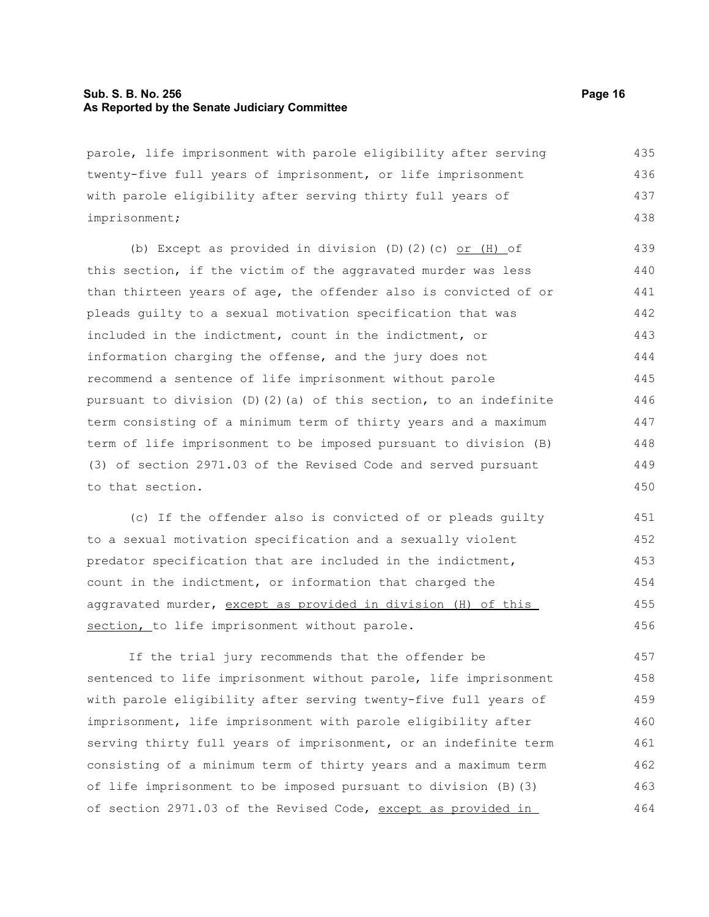parole, life imprisonment with parole eligibility after serving twenty-five full years of imprisonment, or life imprisonment with parole eligibility after serving thirty full years of imprisonment;

(b) Except as provided in division (D)(2)(c) <u>or (H)</u> of this section, if the victim of the aggravated murder was less than thirteen years of age, the offender also is convicted of or pleads guilty to a sexual motivation specification that was included in the indictment, count in the indictment, or information charging the offense, and the jury does not recommend a sentence of life imprisonment without parole pursuant to division (D)(2)(a) of this section, to an indefinite term consisting of a minimum term of thirty years and a maximum term of life imprisonment to be imposed pursuant to division (B)(3) of section 2971.03 of the Revised Code and served pursuant to that section.

(c) If the offender also is convicted of or pleads guilty to a sexual motivation specification and a sexually violent predator specification that are included in the indictment, count in the indictment, or information that charged the aggravated murder, <u>except as provided in division (H) of this section,</u> to life imprisonment without parole.

If the trial jury recommends that the offender be sentenced to life imprisonment without parole, life imprisonment with parole eligibility after serving twenty-five full years of imprisonment, life imprisonment with parole eligibility after serving thirty full years of imprisonment, or an indefinite term consisting of a minimum term of thirty years and a maximum term of life imprisonment to be imposed pursuant to division (B)(3) of section 2971.03 of the Revised Code, <u>except as provided in</u>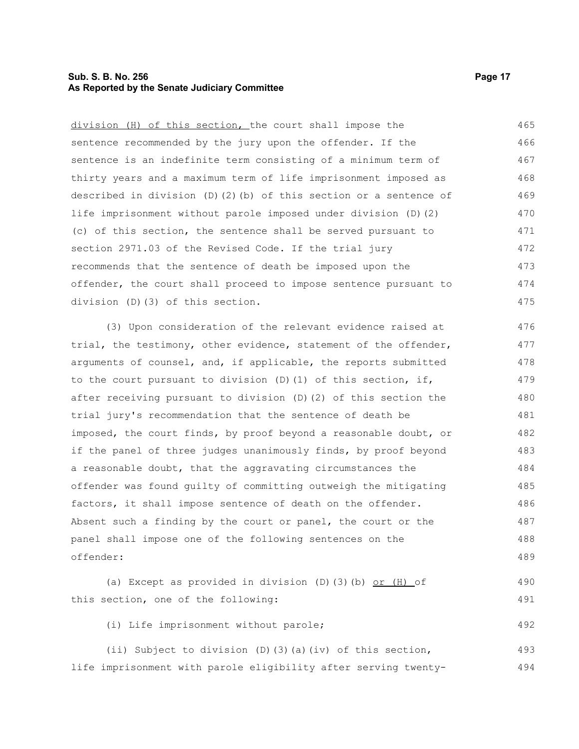division (H) of this section, the court shall impose the sentence recommended by the jury upon the offender. If the sentence is an indefinite term consisting of a minimum term of thirty years and a maximum term of life imprisonment imposed as described in division (D)(2)(b) of this section or a sentence of life imprisonment without parole imposed under division (D)(2)(c) of this section, the sentence shall be served pursuant to section 2971.03 of the Revised Code. If the trial jury recommends that the sentence of death be imposed upon the offender, the court shall proceed to impose sentence pursuant to division (D)(3) of this section.

(3) Upon consideration of the relevant evidence raised at trial, the testimony, other evidence, statement of the offender, arguments of counsel, and, if applicable, the reports submitted to the court pursuant to division (D)(1) of this section, if, after receiving pursuant to division (D)(2) of this section the trial jury's recommendation that the sentence of death be imposed, the court finds, by proof beyond a reasonable doubt, or if the panel of three judges unanimously finds, by proof beyond a reasonable doubt, that the aggravating circumstances the offender was found guilty of committing outweigh the mitigating factors, it shall impose sentence of death on the offender. Absent such a finding by the court or panel, the court or the panel shall impose one of the following sentences on the offender:

(a) Except as provided in division (D)(3)(b) or (H) of this section, one of the following:

(i) Life imprisonment without parole;

(ii) Subject to division (D)(3)(a)(iv) of this section, life imprisonment with parole eligibility after serving twenty-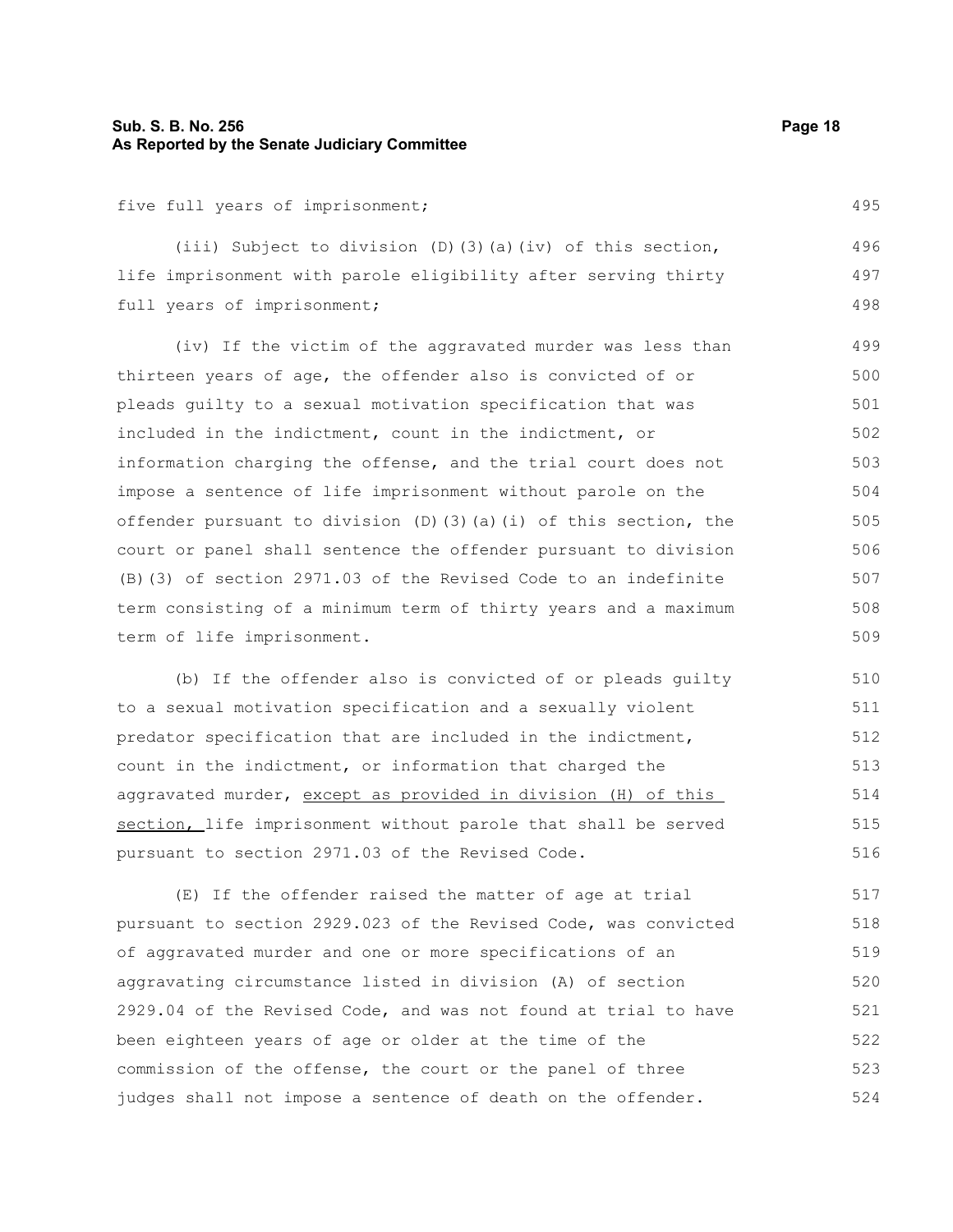five full years of imprisonment;

(iii) Subject to division (D)(3)(a)(iv) of this section, life imprisonment with parole eligibility after serving thirty full years of imprisonment;

(iv) If the victim of the aggravated murder was less than thirteen years of age, the offender also is convicted of or pleads guilty to a sexual motivation specification that was included in the indictment, count in the indictment, or information charging the offense, and the trial court does not impose a sentence of life imprisonment without parole on the offender pursuant to division (D)(3)(a)(i) of this section, the court or panel shall sentence the offender pursuant to division (B)(3) of section 2971.03 of the Revised Code to an indefinite term consisting of a minimum term of thirty years and a maximum term of life imprisonment.

(b) If the offender also is convicted of or pleads guilty to a sexual motivation specification and a sexually violent predator specification that are included in the indictment, count in the indictment, or information that charged the aggravated murder, <u>except as provided in division (H) of this section,</u> life imprisonment without parole that shall be served pursuant to section 2971.03 of the Revised Code.

(E) If the offender raised the matter of age at trial pursuant to section 2929.023 of the Revised Code, was convicted of aggravated murder and one or more specifications of an aggravating circumstance listed in division (A) of section 2929.04 of the Revised Code, and was not found at trial to have been eighteen years of age or older at the time of the commission of the offense, the court or the panel of three judges shall not impose a sentence of death on the offender.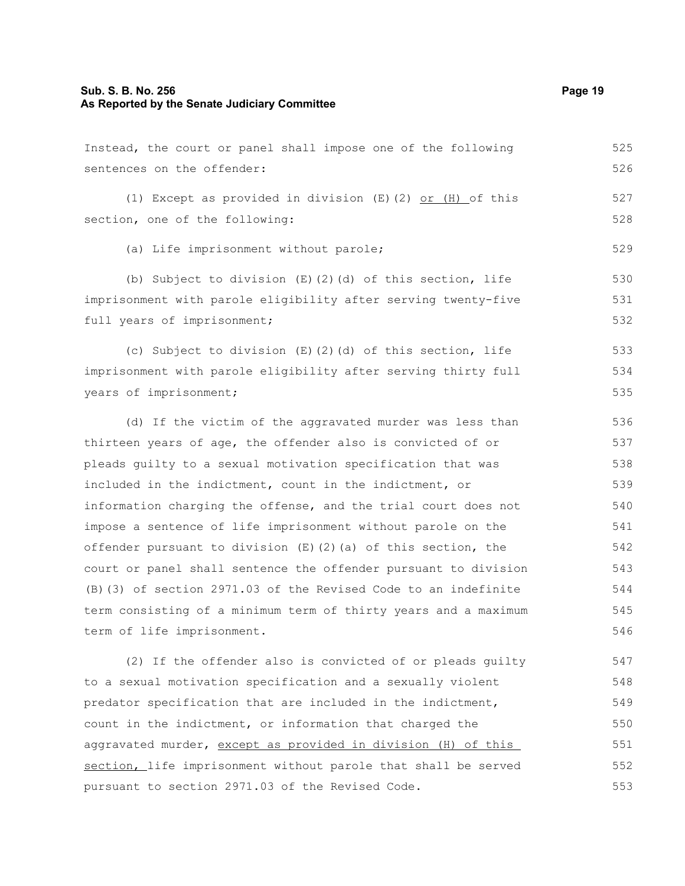Instead, the court or panel shall impose one of the following sentences on the offender:

(1) Except as provided in division (E)(2) <u>or (H)</u> of this section, one of the following:

(a) Life imprisonment without parole;

(b) Subject to division (E)(2)(d) of this section, life imprisonment with parole eligibility after serving twenty-five full years of imprisonment;

(c) Subject to division (E)(2)(d) of this section, life imprisonment with parole eligibility after serving thirty full years of imprisonment;

(d) If the victim of the aggravated murder was less than thirteen years of age, the offender also is convicted of or pleads guilty to a sexual motivation specification that was included in the indictment, count in the indictment, or information charging the offense, and the trial court does not impose a sentence of life imprisonment without parole on the offender pursuant to division (E)(2)(a) of this section, the court or panel shall sentence the offender pursuant to division (B)(3) of section 2971.03 of the Revised Code to an indefinite term consisting of a minimum term of thirty years and a maximum term of life imprisonment.

(2) If the offender also is convicted of or pleads guilty to a sexual motivation specification and a sexually violent predator specification that are included in the indictment, count in the indictment, or information that charged the aggravated murder, <u>except as provided in division (H) of this section,</u> life imprisonment without parole that shall be served pursuant to section 2971.03 of the Revised Code.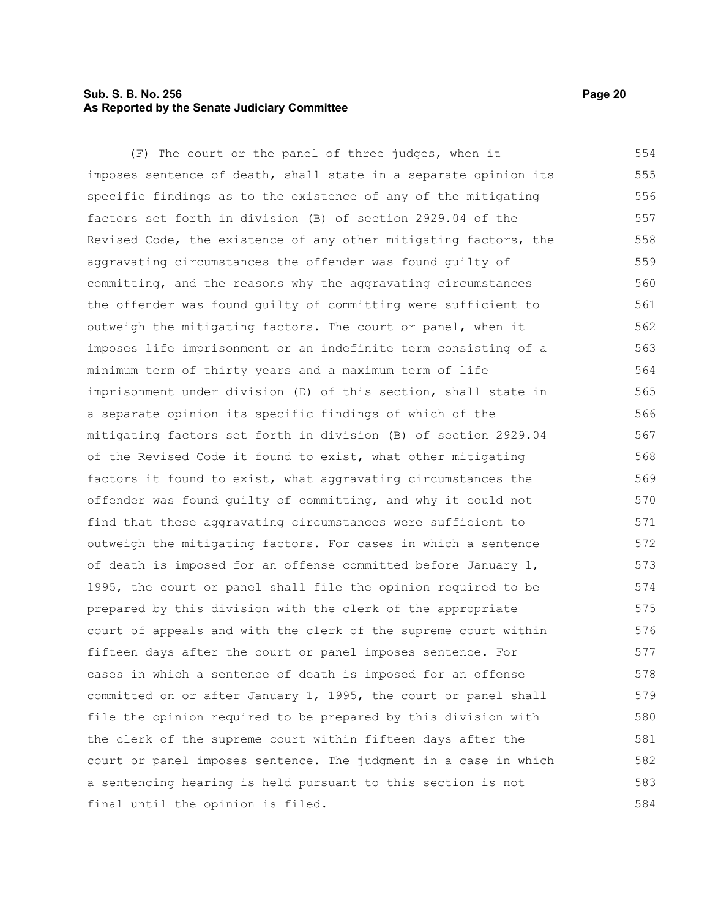(F) The court or the panel of three judges, when it imposes sentence of death, shall state in a separate opinion its specific findings as to the existence of any of the mitigating factors set forth in division (B) of section 2929.04 of the Revised Code, the existence of any other mitigating factors, the aggravating circumstances the offender was found guilty of committing, and the reasons why the aggravating circumstances the offender was found guilty of committing were sufficient to outweigh the mitigating factors. The court or panel, when it imposes life imprisonment or an indefinite term consisting of a minimum term of thirty years and a maximum term of life imprisonment under division (D) of this section, shall state in a separate opinion its specific findings of which of the mitigating factors set forth in division (B) of section 2929.04 of the Revised Code it found to exist, what other mitigating factors it found to exist, what aggravating circumstances the offender was found guilty of committing, and why it could not find that these aggravating circumstances were sufficient to outweigh the mitigating factors. For cases in which a sentence of death is imposed for an offense committed before January 1, 1995, the court or panel shall file the opinion required to be prepared by this division with the clerk of the appropriate court of appeals and with the clerk of the supreme court within fifteen days after the court or panel imposes sentence. For cases in which a sentence of death is imposed for an offense committed on or after January 1, 1995, the court or panel shall file the opinion required to be prepared by this division with the clerk of the supreme court within fifteen days after the court or panel imposes sentence. The judgment in a case in which a sentencing hearing is held pursuant to this section is not final until the opinion is filed.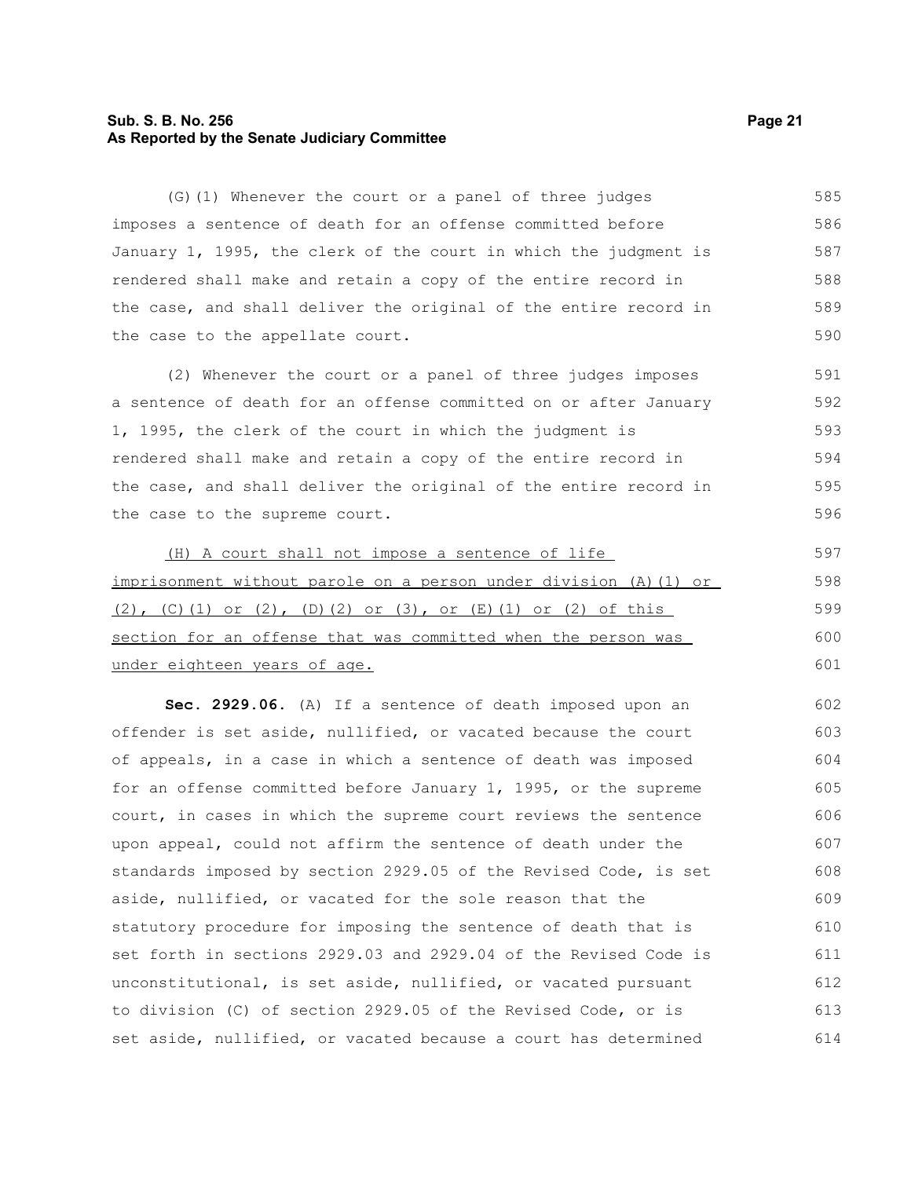(G)(1) Whenever the court or a panel of three judges imposes a sentence of death for an offense committed before January 1, 1995, the clerk of the court in which the judgment is rendered shall make and retain a copy of the entire record in the case, and shall deliver the original of the entire record in the case to the appellate court.

(2) Whenever the court or a panel of three judges imposes a sentence of death for an offense committed on or after January 1, 1995, the clerk of the court in which the judgment is rendered shall make and retain a copy of the entire record in the case, and shall deliver the original of the entire record in the case to the supreme court.

<u>(H) A court shall not impose a sentence of life imprisonment without parole on a person under division (A)(1) or (2), (C)(1) or (2), (D)(2) or (3), or (E)(1) or (2) of this section for an offense that was committed when the person was under eighteen years of age.</u>

**Sec. 2929.06.** (A) If a sentence of death imposed upon an offender is set aside, nullified, or vacated because the court of appeals, in a case in which a sentence of death was imposed for an offense committed before January 1, 1995, or the supreme court, in cases in which the supreme court reviews the sentence upon appeal, could not affirm the sentence of death under the standards imposed by section 2929.05 of the Revised Code, is set aside, nullified, or vacated for the sole reason that the statutory procedure for imposing the sentence of death that is set forth in sections 2929.03 and 2929.04 of the Revised Code is unconstitutional, is set aside, nullified, or vacated pursuant to division (C) of section 2929.05 of the Revised Code, or is set aside, nullified, or vacated because a court has determined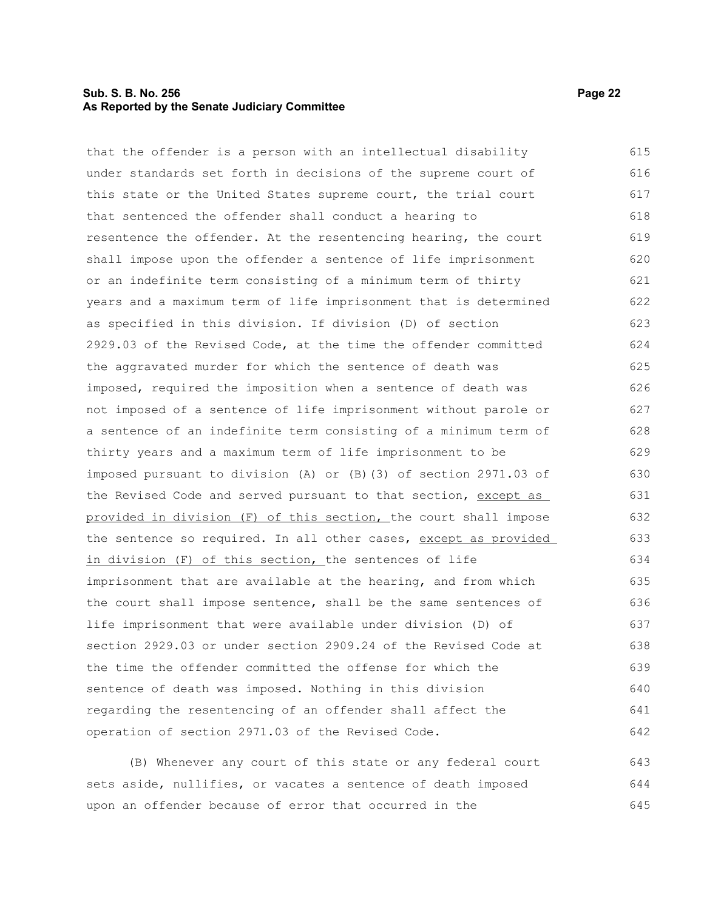that the offender is a person with an intellectual disability under standards set forth in decisions of the supreme court of this state or the United States supreme court, the trial court that sentenced the offender shall conduct a hearing to resentence the offender. At the resentencing hearing, the court shall impose upon the offender a sentence of life imprisonment or an indefinite term consisting of a minimum term of thirty years and a maximum term of life imprisonment that is determined as specified in this division. If division (D) of section 2929.03 of the Revised Code, at the time the offender committed the aggravated murder for which the sentence of death was imposed, required the imposition when a sentence of death was not imposed of a sentence of life imprisonment without parole or a sentence of an indefinite term consisting of a minimum term of thirty years and a maximum term of life imprisonment to be imposed pursuant to division (A) or (B)(3) of section 2971.03 of the Revised Code and served pursuant to that section, except as provided in division (F) of this section, the court shall impose the sentence so required. In all other cases, except as provided in division (F) of this section, the sentences of life imprisonment that are available at the hearing, and from which the court shall impose sentence, shall be the same sentences of life imprisonment that were available under division (D) of section 2929.03 or under section 2909.24 of the Revised Code at the time the offender committed the offense for which the sentence of death was imposed. Nothing in this division regarding the resentencing of an offender shall affect the operation of section 2971.03 of the Revised Code.

(B) Whenever any court of this state or any federal court sets aside, nullifies, or vacates a sentence of death imposed upon an offender because of error that occurred in the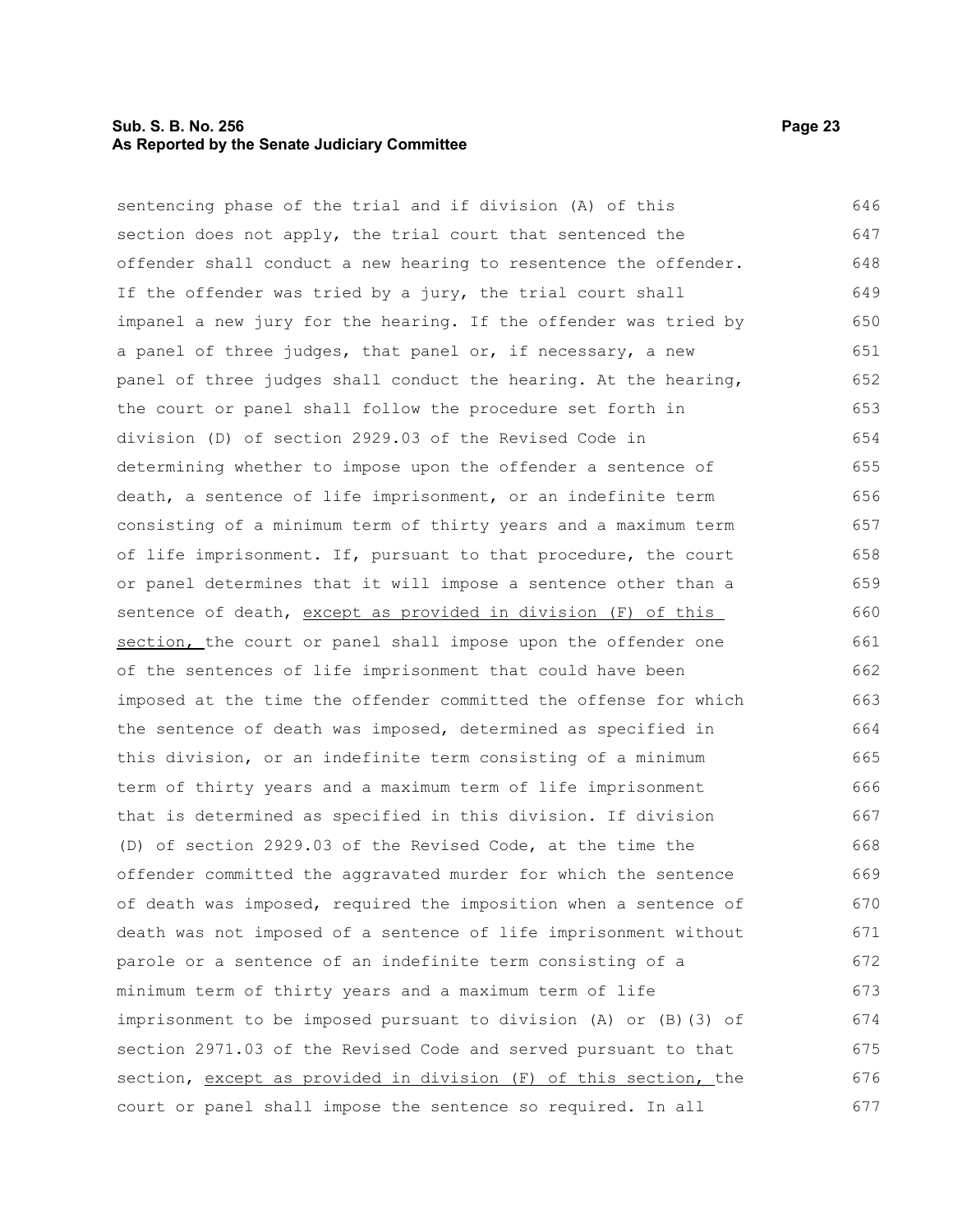sentencing phase of the trial and if division (A) of this section does not apply, the trial court that sentenced the offender shall conduct a new hearing to resentence the offender. If the offender was tried by a jury, the trial court shall impanel a new jury for the hearing. If the offender was tried by a panel of three judges, that panel or, if necessary, a new panel of three judges shall conduct the hearing. At the hearing, the court or panel shall follow the procedure set forth in division (D) of section 2929.03 of the Revised Code in determining whether to impose upon the offender a sentence of death, a sentence of life imprisonment, or an indefinite term consisting of a minimum term of thirty years and a maximum term of life imprisonment. If, pursuant to that procedure, the court or panel determines that it will impose a sentence other than a sentence of death, except as provided in division (F) of this section, the court or panel shall impose upon the offender one of the sentences of life imprisonment that could have been imposed at the time the offender committed the offense for which the sentence of death was imposed, determined as specified in this division, or an indefinite term consisting of a minimum term of thirty years and a maximum term of life imprisonment that is determined as specified in this division. If division (D) of section 2929.03 of the Revised Code, at the time the offender committed the aggravated murder for which the sentence of death was imposed, required the imposition when a sentence of death was not imposed of a sentence of life imprisonment without parole or a sentence of an indefinite term consisting of a minimum term of thirty years and a maximum term of life imprisonment to be imposed pursuant to division (A) or (B)(3) of section 2971.03 of the Revised Code and served pursuant to that section, except as provided in division (F) of this section, the court or panel shall impose the sentence so required. In all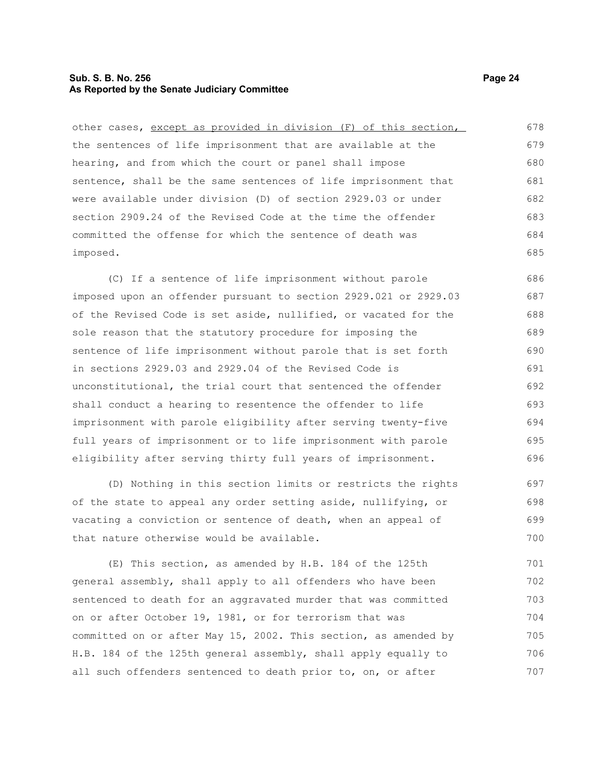other cases, <u>except as provided in division (F) of this section,</u> the sentences of life imprisonment that are available at the hearing, and from which the court or panel shall impose sentence, shall be the same sentences of life imprisonment that were available under division (D) of section 2929.03 or under section 2909.24 of the Revised Code at the time the offender committed the offense for which the sentence of death was imposed.

(C) If a sentence of life imprisonment without parole imposed upon an offender pursuant to section 2929.021 or 2929.03 of the Revised Code is set aside, nullified, or vacated for the sole reason that the statutory procedure for imposing the sentence of life imprisonment without parole that is set forth in sections 2929.03 and 2929.04 of the Revised Code is unconstitutional, the trial court that sentenced the offender shall conduct a hearing to resentence the offender to life imprisonment with parole eligibility after serving twenty-five full years of imprisonment or to life imprisonment with parole eligibility after serving thirty full years of imprisonment.

(D) Nothing in this section limits or restricts the rights of the state to appeal any order setting aside, nullifying, or vacating a conviction or sentence of death, when an appeal of that nature otherwise would be available.

(E) This section, as amended by H.B. 184 of the 125th general assembly, shall apply to all offenders who have been sentenced to death for an aggravated murder that was committed on or after October 19, 1981, or for terrorism that was committed on or after May 15, 2002. This section, as amended by H.B. 184 of the 125th general assembly, shall apply equally to all such offenders sentenced to death prior to, on, or after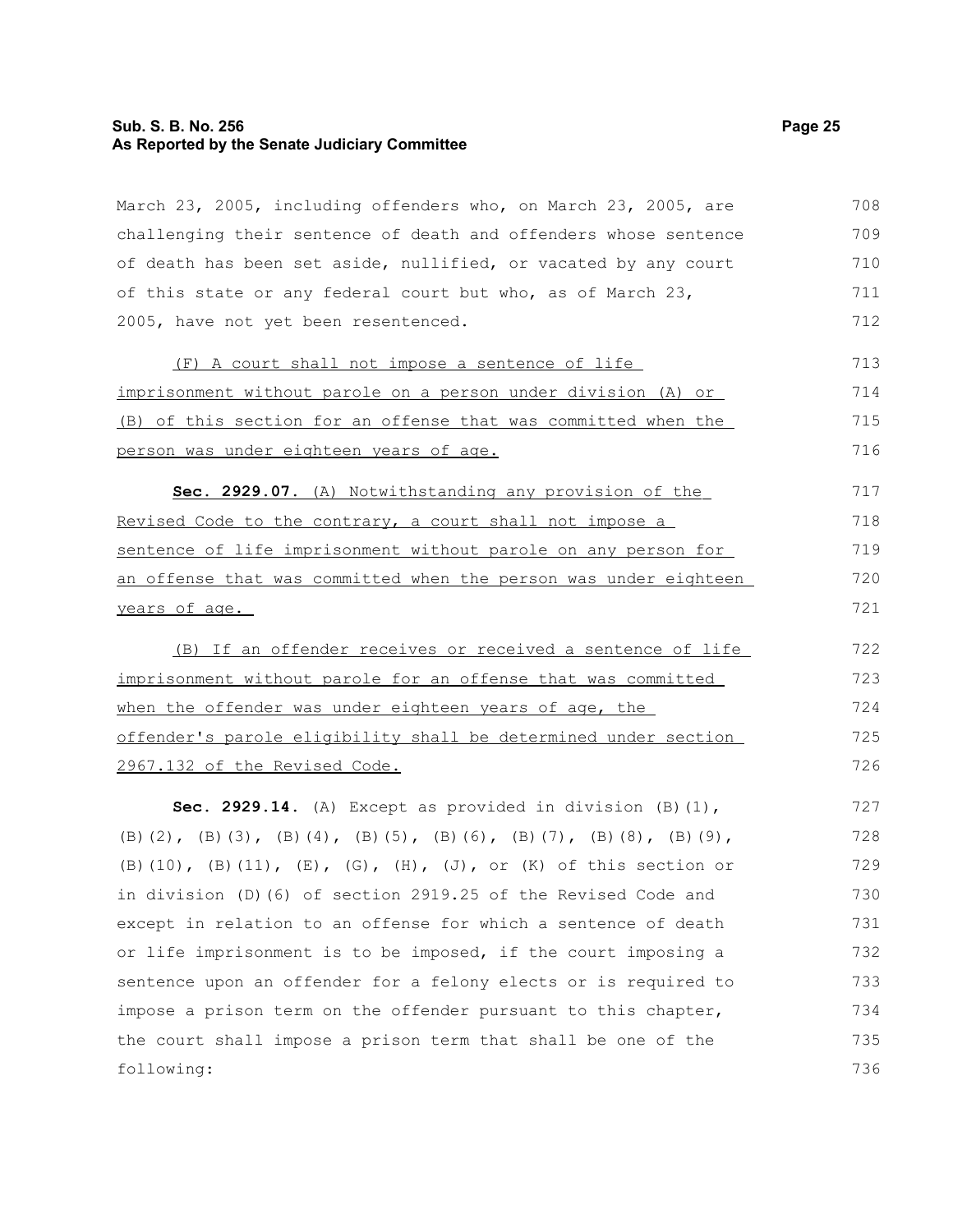March 23, 2005, including offenders who, on March 23, 2005, are challenging their sentence of death and offenders whose sentence of death has been set aside, nullified, or vacated by any court of this state or any federal court but who, as of March 23, 2005, have not yet been resentenced.

<u>(F) A court shall not impose a sentence of life imprisonment without parole on a person under division (A) or (B) of this section for an offense that was committed when the person was under eighteen years of age.</u>

**Sec. 2929.07.** <u>(A) Notwithstanding any provision of the Revised Code to the contrary, a court shall not impose a sentence of life imprisonment without parole on any person for an offense that was committed when the person was under eighteen years of age.</u>

<u>(B) If an offender receives or received a sentence of life imprisonment without parole for an offense that was committed when the offender was under eighteen years of age, the offender's parole eligibility shall be determined under section 2967.132 of the Revised Code.</u>

**Sec. 2929.14.** (A) Except as provided in division (B)(1), (B)(2), (B)(3), (B)(4), (B)(5), (B)(6), (B)(7), (B)(8), (B)(9), (B)(10), (B)(11), (E), (G), (H), (J), or (K) of this section or in division (D)(6) of section 2919.25 of the Revised Code and except in relation to an offense for which a sentence of death or life imprisonment is to be imposed, if the court imposing a sentence upon an offender for a felony elects or is required to impose a prison term on the offender pursuant to this chapter, the court shall impose a prison term that shall be one of the following: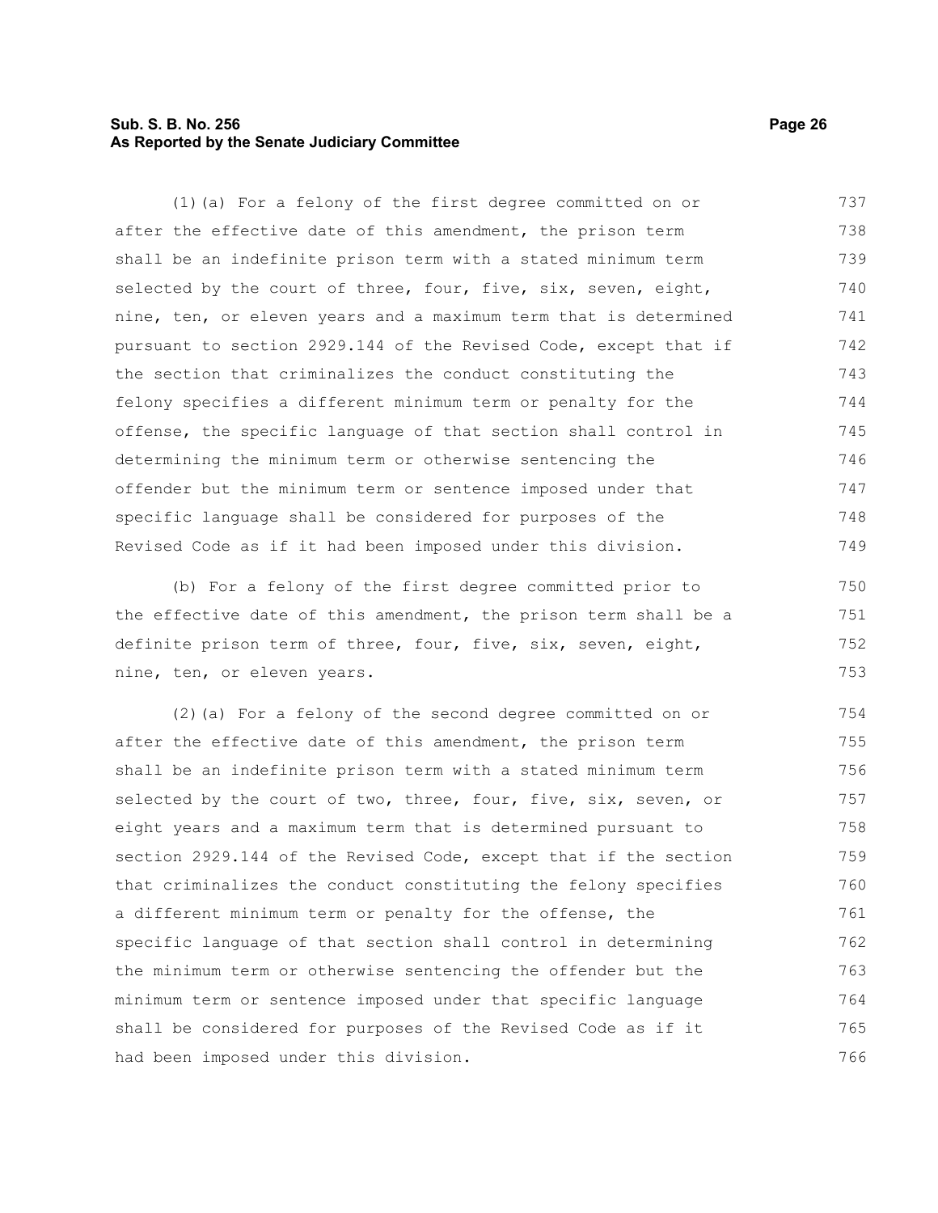(1)(a) For a felony of the first degree committed on or after the effective date of this amendment, the prison term shall be an indefinite prison term with a stated minimum term selected by the court of three, four, five, six, seven, eight, nine, ten, or eleven years and a maximum term that is determined pursuant to section 2929.144 of the Revised Code, except that if the section that criminalizes the conduct constituting the felony specifies a different minimum term or penalty for the offense, the specific language of that section shall control in determining the minimum term or otherwise sentencing the offender but the minimum term or sentence imposed under that specific language shall be considered for purposes of the Revised Code as if it had been imposed under this division.

(b) For a felony of the first degree committed prior to the effective date of this amendment, the prison term shall be a definite prison term of three, four, five, six, seven, eight, nine, ten, or eleven years.

(2)(a) For a felony of the second degree committed on or after the effective date of this amendment, the prison term shall be an indefinite prison term with a stated minimum term selected by the court of two, three, four, five, six, seven, or eight years and a maximum term that is determined pursuant to section 2929.144 of the Revised Code, except that if the section that criminalizes the conduct constituting the felony specifies a different minimum term or penalty for the offense, the specific language of that section shall control in determining the minimum term or otherwise sentencing the offender but the minimum term or sentence imposed under that specific language shall be considered for purposes of the Revised Code as if it had been imposed under this division.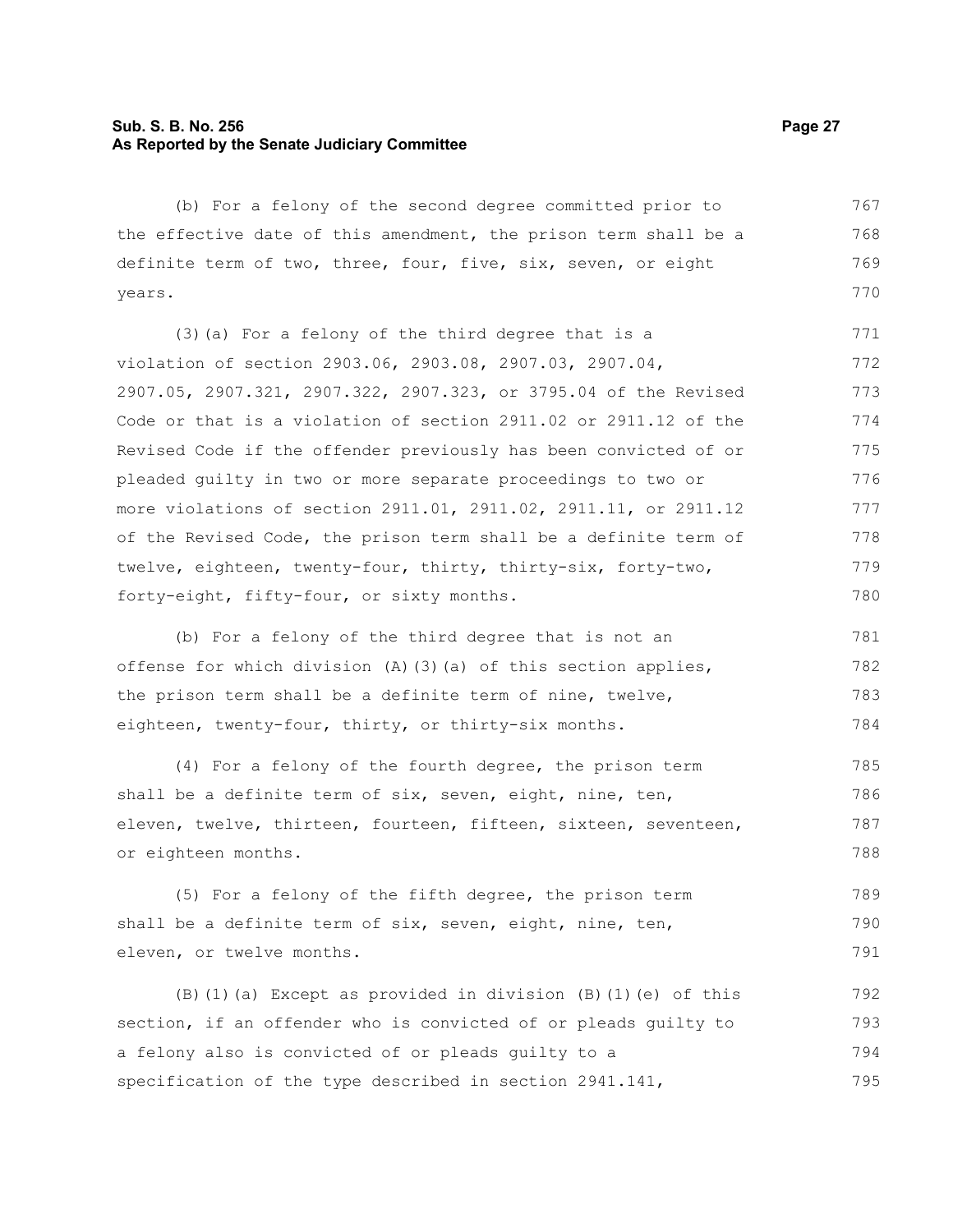(b) For a felony of the second degree committed prior to the effective date of this amendment, the prison term shall be a definite term of two, three, four, five, six, seven, or eight years.

(3)(a) For a felony of the third degree that is a violation of section 2903.06, 2903.08, 2907.03, 2907.04, 2907.05, 2907.321, 2907.322, 2907.323, or 3795.04 of the Revised Code or that is a violation of section 2911.02 or 2911.12 of the Revised Code if the offender previously has been convicted of or pleaded guilty in two or more separate proceedings to two or more violations of section 2911.01, 2911.02, 2911.11, or 2911.12 of the Revised Code, the prison term shall be a definite term of twelve, eighteen, twenty-four, thirty, thirty-six, forty-two, forty-eight, fifty-four, or sixty months.

(b) For a felony of the third degree that is not an offense for which division (A)(3)(a) of this section applies, the prison term shall be a definite term of nine, twelve, eighteen, twenty-four, thirty, or thirty-six months.

(4) For a felony of the fourth degree, the prison term shall be a definite term of six, seven, eight, nine, ten, eleven, twelve, thirteen, fourteen, fifteen, sixteen, seventeen, or eighteen months.

(5) For a felony of the fifth degree, the prison term shall be a definite term of six, seven, eight, nine, ten, eleven, or twelve months.

(B)(1)(a) Except as provided in division (B)(1)(e) of this section, if an offender who is convicted of or pleads guilty to a felony also is convicted of or pleads guilty to a specification of the type described in section 2941.141,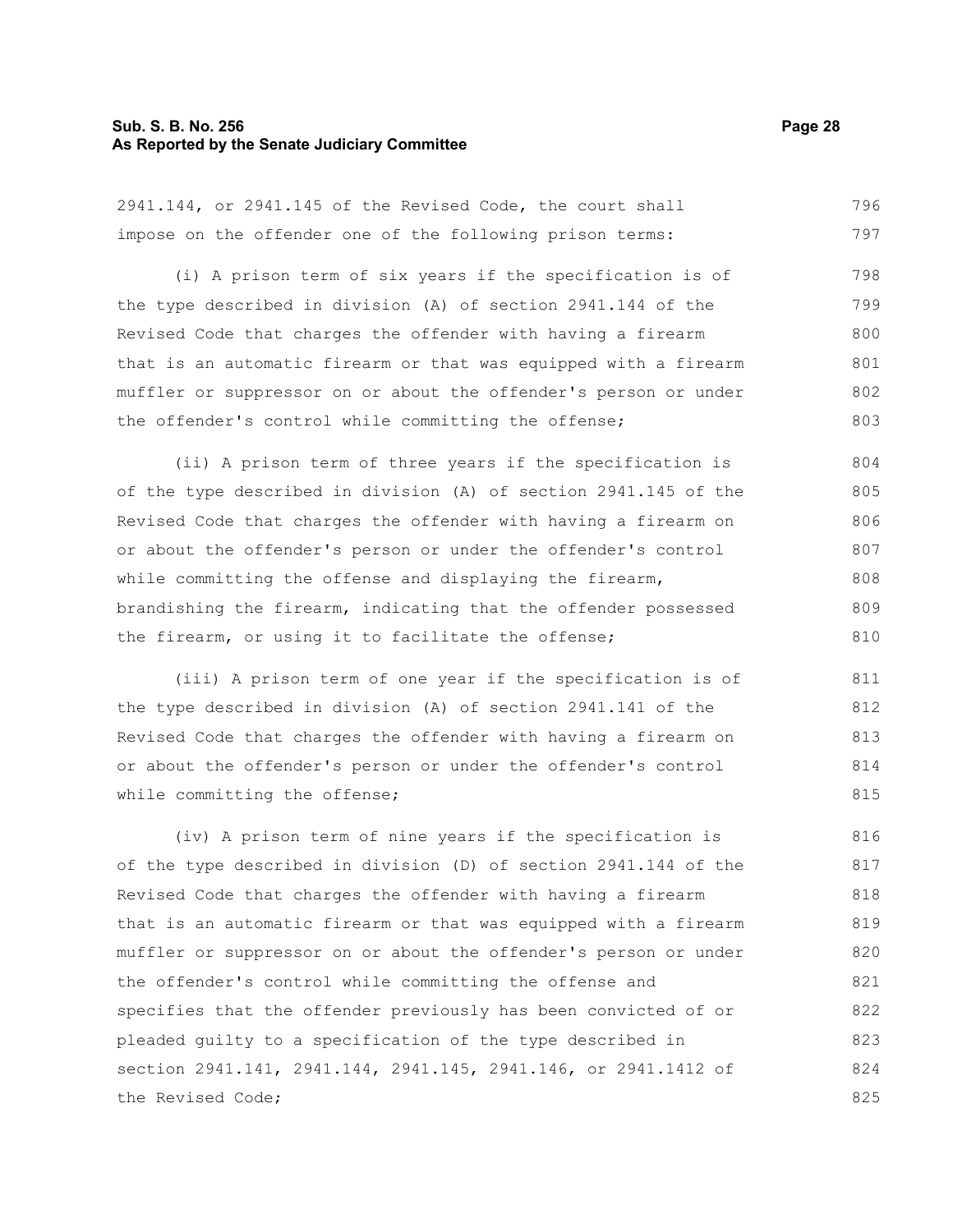2941.144, or 2941.145 of the Revised Code, the court shall impose on the offender one of the following prison terms:

(i) A prison term of six years if the specification is of the type described in division (A) of section 2941.144 of the Revised Code that charges the offender with having a firearm that is an automatic firearm or that was equipped with a firearm muffler or suppressor on or about the offender's person or under the offender's control while committing the offense;

(ii) A prison term of three years if the specification is of the type described in division (A) of section 2941.145 of the Revised Code that charges the offender with having a firearm on or about the offender's person or under the offender's control while committing the offense and displaying the firearm, brandishing the firearm, indicating that the offender possessed the firearm, or using it to facilitate the offense;

(iii) A prison term of one year if the specification is of the type described in division (A) of section 2941.141 of the Revised Code that charges the offender with having a firearm on or about the offender's person or under the offender's control while committing the offense;

(iv) A prison term of nine years if the specification is of the type described in division (D) of section 2941.144 of the Revised Code that charges the offender with having a firearm that is an automatic firearm or that was equipped with a firearm muffler or suppressor on or about the offender's person or under the offender's control while committing the offense and specifies that the offender previously has been convicted of or pleaded guilty to a specification of the type described in section 2941.141, 2941.144, 2941.145, 2941.146, or 2941.1412 of the Revised Code;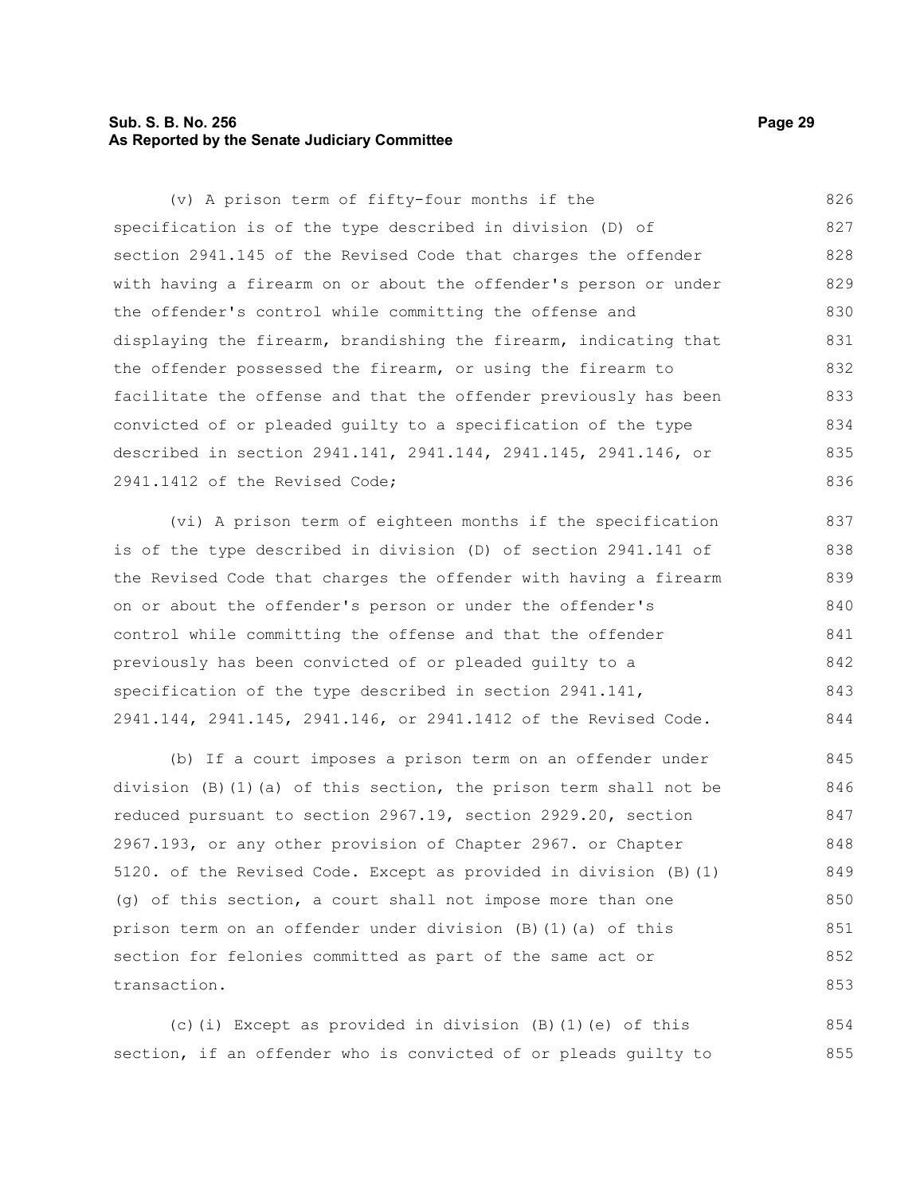(v) A prison term of fifty-four months if the specification is of the type described in division (D) of section 2941.145 of the Revised Code that charges the offender with having a firearm on or about the offender's person or under the offender's control while committing the offense and displaying the firearm, brandishing the firearm, indicating that the offender possessed the firearm, or using the firearm to facilitate the offense and that the offender previously has been convicted of or pleaded guilty to a specification of the type described in section 2941.141, 2941.144, 2941.145, 2941.146, or 2941.1412 of the Revised Code;

(vi) A prison term of eighteen months if the specification is of the type described in division (D) of section 2941.141 of the Revised Code that charges the offender with having a firearm on or about the offender's person or under the offender's control while committing the offense and that the offender previously has been convicted of or pleaded guilty to a specification of the type described in section 2941.141, 2941.144, 2941.145, 2941.146, or 2941.1412 of the Revised Code.

(b) If a court imposes a prison term on an offender under division (B)(1)(a) of this section, the prison term shall not be reduced pursuant to section 2967.19, section 2929.20, section 2967.193, or any other provision of Chapter 2967. or Chapter 5120. of the Revised Code. Except as provided in division (B)(1)(g) of this section, a court shall not impose more than one prison term on an offender under division (B)(1)(a) of this section for felonies committed as part of the same act or transaction.

(c)(i) Except as provided in division (B)(1)(e) of this section, if an offender who is convicted of or pleads guilty to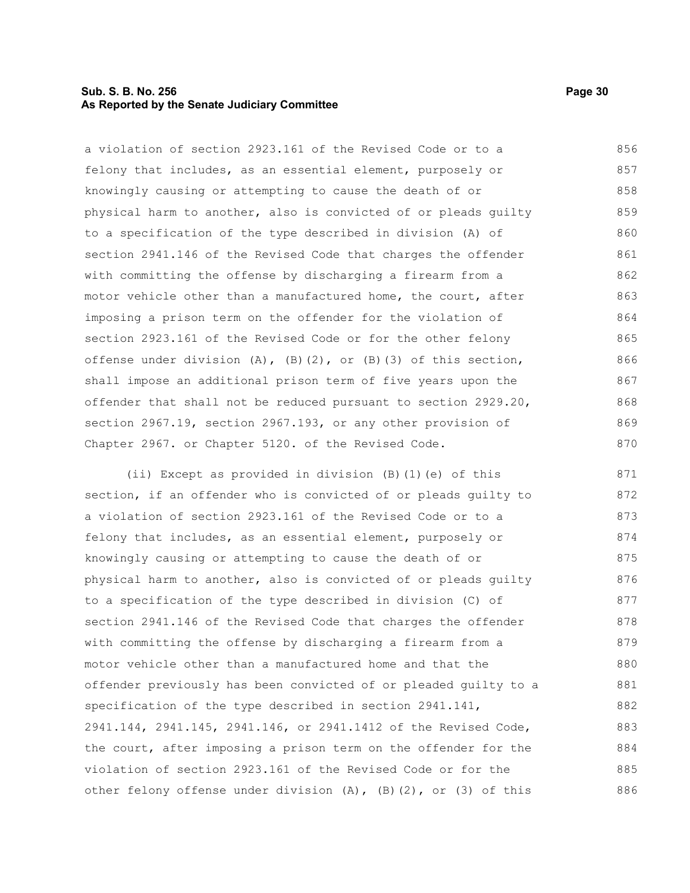a violation of section 2923.161 of the Revised Code or to a felony that includes, as an essential element, purposely or knowingly causing or attempting to cause the death of or physical harm to another, also is convicted of or pleads guilty to a specification of the type described in division (A) of section 2941.146 of the Revised Code that charges the offender with committing the offense by discharging a firearm from a motor vehicle other than a manufactured home, the court, after imposing a prison term on the offender for the violation of section 2923.161 of the Revised Code or for the other felony offense under division (A), (B)(2), or (B)(3) of this section, shall impose an additional prison term of five years upon the offender that shall not be reduced pursuant to section 2929.20, section 2967.19, section 2967.193, or any other provision of Chapter 2967. or Chapter 5120. of the Revised Code.

(ii) Except as provided in division (B)(1)(e) of this section, if an offender who is convicted of or pleads guilty to a violation of section 2923.161 of the Revised Code or to a felony that includes, as an essential element, purposely or knowingly causing or attempting to cause the death of or physical harm to another, also is convicted of or pleads guilty to a specification of the type described in division (C) of section 2941.146 of the Revised Code that charges the offender with committing the offense by discharging a firearm from a motor vehicle other than a manufactured home and that the offender previously has been convicted of or pleaded guilty to a specification of the type described in section 2941.141, 2941.144, 2941.145, 2941.146, or 2941.1412 of the Revised Code, the court, after imposing a prison term on the offender for the violation of section 2923.161 of the Revised Code or for the other felony offense under division (A), (B)(2), or (3) of this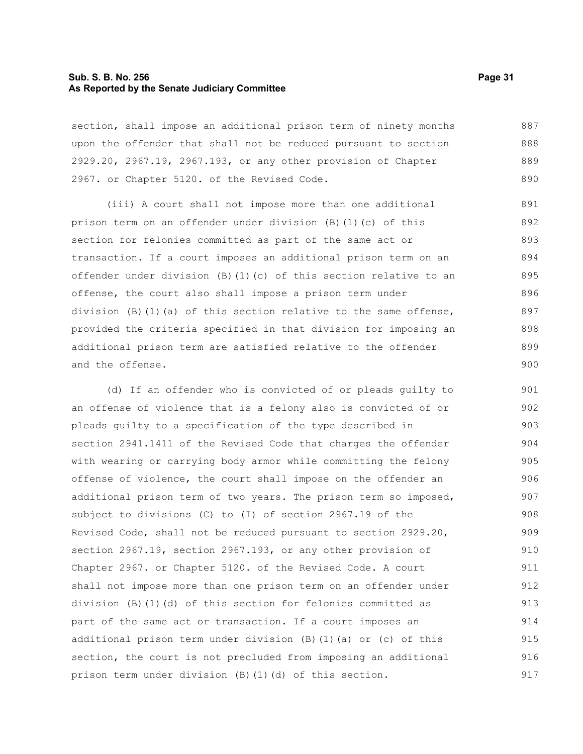section, shall impose an additional prison term of ninety months upon the offender that shall not be reduced pursuant to section 2929.20, 2967.19, 2967.193, or any other provision of Chapter 2967. or Chapter 5120. of the Revised Code.

(iii) A court shall not impose more than one additional prison term on an offender under division (B)(1)(c) of this section for felonies committed as part of the same act or transaction. If a court imposes an additional prison term on an offender under division (B)(1)(c) of this section relative to an offense, the court also shall impose a prison term under division (B)(1)(a) of this section relative to the same offense, provided the criteria specified in that division for imposing an additional prison term are satisfied relative to the offender and the offense.

(d) If an offender who is convicted of or pleads guilty to an offense of violence that is a felony also is convicted of or pleads guilty to a specification of the type described in section 2941.1411 of the Revised Code that charges the offender with wearing or carrying body armor while committing the felony offense of violence, the court shall impose on the offender an additional prison term of two years. The prison term so imposed, subject to divisions (C) to (I) of section 2967.19 of the Revised Code, shall not be reduced pursuant to section 2929.20, section 2967.19, section 2967.193, or any other provision of Chapter 2967. or Chapter 5120. of the Revised Code. A court shall not impose more than one prison term on an offender under division (B)(1)(d) of this section for felonies committed as part of the same act or transaction. If a court imposes an additional prison term under division (B)(1)(a) or (c) of this section, the court is not precluded from imposing an additional prison term under division (B)(1)(d) of this section.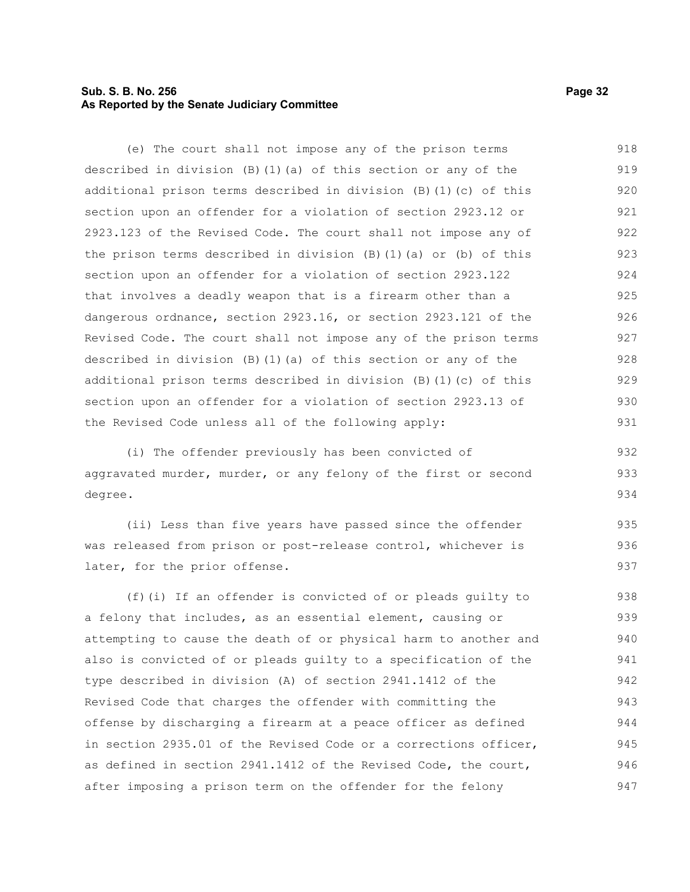(e) The court shall not impose any of the prison terms described in division (B)(1)(a) of this section or any of the additional prison terms described in division (B)(1)(c) of this section upon an offender for a violation of section 2923.12 or 2923.123 of the Revised Code. The court shall not impose any of the prison terms described in division (B)(1)(a) or (b) of this section upon an offender for a violation of section 2923.122 that involves a deadly weapon that is a firearm other than a dangerous ordnance, section 2923.16, or section 2923.121 of the Revised Code. The court shall not impose any of the prison terms described in division (B)(1)(a) of this section or any of the additional prison terms described in division (B)(1)(c) of this section upon an offender for a violation of section 2923.13 of the Revised Code unless all of the following apply:

(i) The offender previously has been convicted of aggravated murder, murder, or any felony of the first or second degree.

(ii) Less than five years have passed since the offender was released from prison or post-release control, whichever is later, for the prior offense.

(f)(i) If an offender is convicted of or pleads guilty to a felony that includes, as an essential element, causing or attempting to cause the death of or physical harm to another and also is convicted of or pleads guilty to a specification of the type described in division (A) of section 2941.1412 of the Revised Code that charges the offender with committing the offense by discharging a firearm at a peace officer as defined in section 2935.01 of the Revised Code or a corrections officer, as defined in section 2941.1412 of the Revised Code, the court, after imposing a prison term on the offender for the felony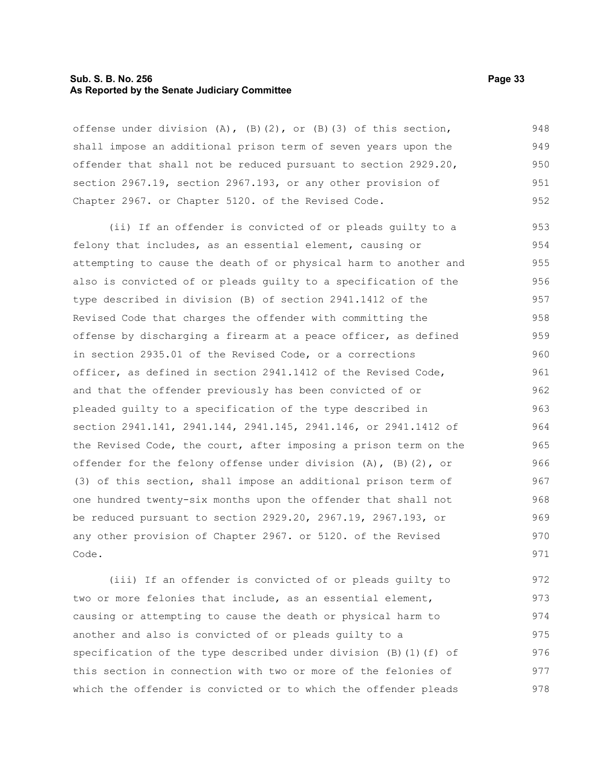offense under division (A), (B)(2), or (B)(3) of this section, shall impose an additional prison term of seven years upon the offender that shall not be reduced pursuant to section 2929.20, section 2967.19, section 2967.193, or any other provision of Chapter 2967. or Chapter 5120. of the Revised Code.

(ii) If an offender is convicted of or pleads guilty to a felony that includes, as an essential element, causing or attempting to cause the death of or physical harm to another and also is convicted of or pleads guilty to a specification of the type described in division (B) of section 2941.1412 of the Revised Code that charges the offender with committing the offense by discharging a firearm at a peace officer, as defined in section 2935.01 of the Revised Code, or a corrections officer, as defined in section 2941.1412 of the Revised Code, and that the offender previously has been convicted of or pleaded guilty to a specification of the type described in section 2941.141, 2941.144, 2941.145, 2941.146, or 2941.1412 of the Revised Code, the court, after imposing a prison term on the offender for the felony offense under division (A), (B)(2), or (3) of this section, shall impose an additional prison term of one hundred twenty-six months upon the offender that shall not be reduced pursuant to section 2929.20, 2967.19, 2967.193, or any other provision of Chapter 2967. or 5120. of the Revised Code.

(iii) If an offender is convicted of or pleads guilty to two or more felonies that include, as an essential element, causing or attempting to cause the death or physical harm to another and also is convicted of or pleads guilty to a specification of the type described under division (B)(1)(f) of this section in connection with two or more of the felonies of which the offender is convicted or to which the offender pleads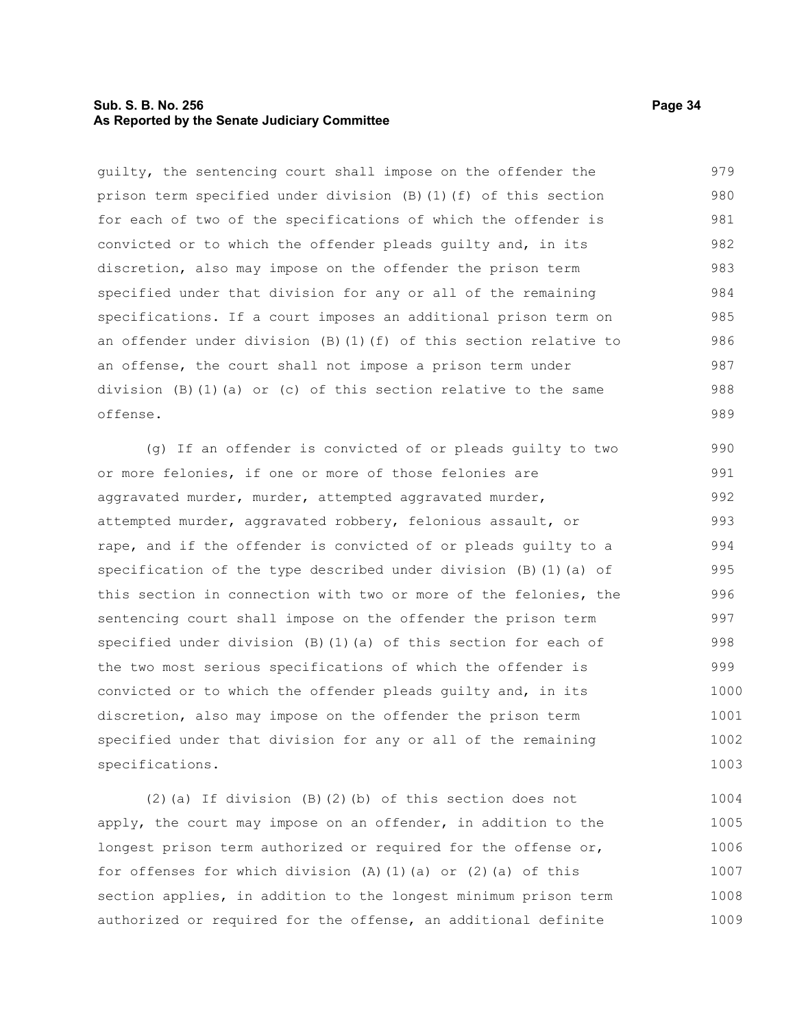guilty, the sentencing court shall impose on the offender the prison term specified under division (B)(1)(f) of this section for each of two of the specifications of which the offender is convicted or to which the offender pleads guilty and, in its discretion, also may impose on the offender the prison term specified under that division for any or all of the remaining specifications. If a court imposes an additional prison term on an offender under division (B)(1)(f) of this section relative to an offense, the court shall not impose a prison term under division (B)(1)(a) or (c) of this section relative to the same offense.

(g) If an offender is convicted of or pleads guilty to two or more felonies, if one or more of those felonies are aggravated murder, murder, attempted aggravated murder, attempted murder, aggravated robbery, felonious assault, or rape, and if the offender is convicted of or pleads guilty to a specification of the type described under division (B)(1)(a) of this section in connection with two or more of the felonies, the sentencing court shall impose on the offender the prison term specified under division (B)(1)(a) of this section for each of the two most serious specifications of which the offender is convicted or to which the offender pleads guilty and, in its discretion, also may impose on the offender the prison term specified under that division for any or all of the remaining specifications.

(2)(a) If division (B)(2)(b) of this section does not apply, the court may impose on an offender, in addition to the longest prison term authorized or required for the offense or, for offenses for which division (A)(1)(a) or (2)(a) of this section applies, in addition to the longest minimum prison term authorized or required for the offense, an additional definite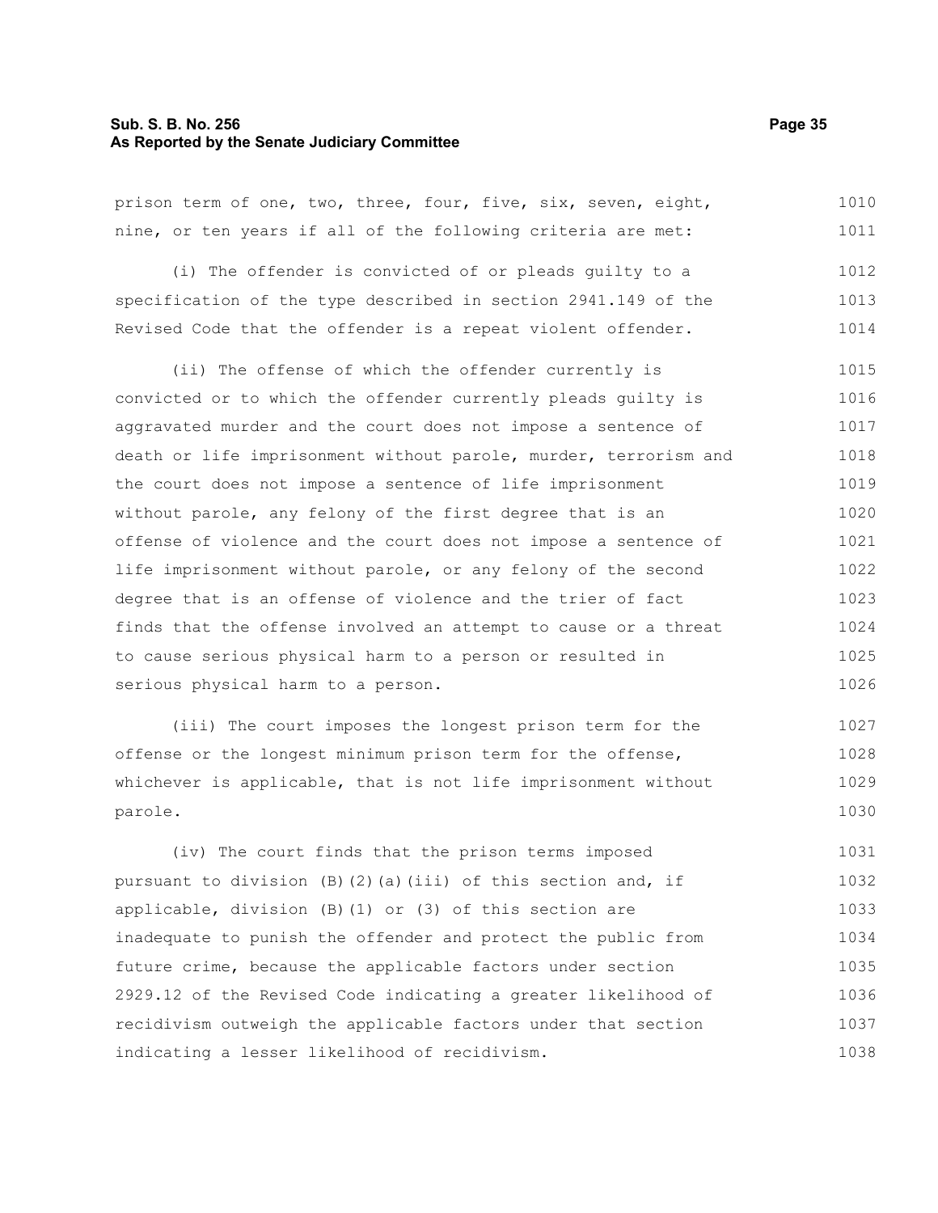prison term of one, two, three, four, five, six, seven, eight, nine, or ten years if all of the following criteria are met:

(i) The offender is convicted of or pleads guilty to a specification of the type described in section 2941.149 of the Revised Code that the offender is a repeat violent offender.

(ii) The offense of which the offender currently is convicted or to which the offender currently pleads guilty is aggravated murder and the court does not impose a sentence of death or life imprisonment without parole, murder, terrorism and the court does not impose a sentence of life imprisonment without parole, any felony of the first degree that is an offense of violence and the court does not impose a sentence of life imprisonment without parole, or any felony of the second degree that is an offense of violence and the trier of fact finds that the offense involved an attempt to cause or a threat to cause serious physical harm to a person or resulted in serious physical harm to a person.

(iii) The court imposes the longest prison term for the offense or the longest minimum prison term for the offense, whichever is applicable, that is not life imprisonment without parole.

(iv) The court finds that the prison terms imposed pursuant to division (B)(2)(a)(iii) of this section and, if applicable, division (B)(1) or (3) of this section are inadequate to punish the offender and protect the public from future crime, because the applicable factors under section 2929.12 of the Revised Code indicating a greater likelihood of recidivism outweigh the applicable factors under that section indicating a lesser likelihood of recidivism.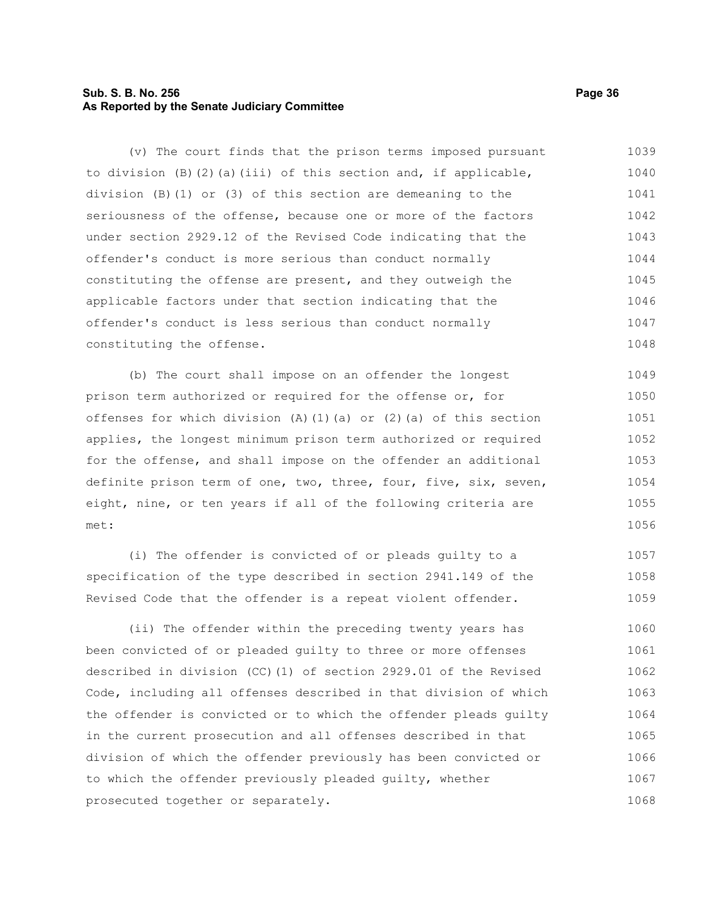(v) The court finds that the prison terms imposed pursuant to division (B)(2)(a)(iii) of this section and, if applicable, division (B)(1) or (3) of this section are demeaning to the seriousness of the offense, because one or more of the factors under section 2929.12 of the Revised Code indicating that the offender's conduct is more serious than conduct normally constituting the offense are present, and they outweigh the applicable factors under that section indicating that the offender's conduct is less serious than conduct normally constituting the offense.

(b) The court shall impose on an offender the longest prison term authorized or required for the offense or, for offenses for which division (A)(1)(a) or (2)(a) of this section applies, the longest minimum prison term authorized or required for the offense, and shall impose on the offender an additional definite prison term of one, two, three, four, five, six, seven, eight, nine, or ten years if all of the following criteria are met:

(i) The offender is convicted of or pleads guilty to a specification of the type described in section 2941.149 of the Revised Code that the offender is a repeat violent offender.

(ii) The offender within the preceding twenty years has been convicted of or pleaded guilty to three or more offenses described in division (CC)(1) of section 2929.01 of the Revised Code, including all offenses described in that division of which the offender is convicted or to which the offender pleads guilty in the current prosecution and all offenses described in that division of which the offender previously has been convicted or to which the offender previously pleaded guilty, whether prosecuted together or separately.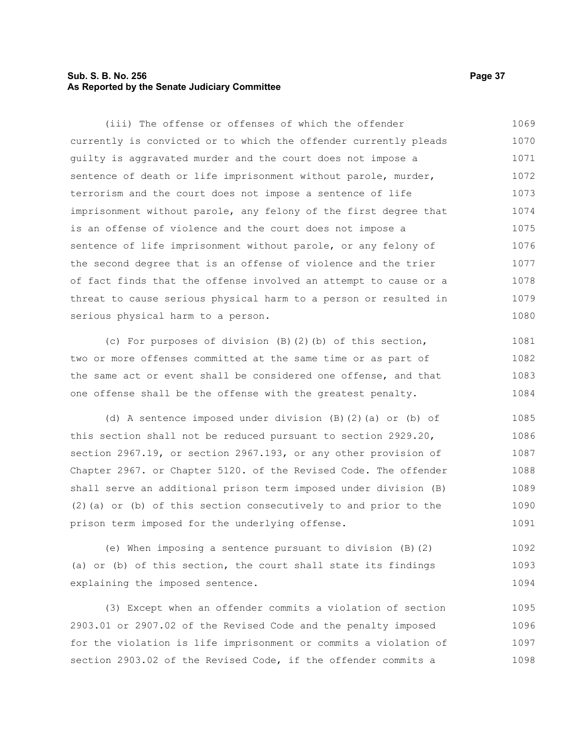(iii) The offense or offenses of which the offender currently is convicted or to which the offender currently pleads guilty is aggravated murder and the court does not impose a sentence of death or life imprisonment without parole, murder, terrorism and the court does not impose a sentence of life imprisonment without parole, any felony of the first degree that is an offense of violence and the court does not impose a sentence of life imprisonment without parole, or any felony of the second degree that is an offense of violence and the trier of fact finds that the offense involved an attempt to cause or a threat to cause serious physical harm to a person or resulted in serious physical harm to a person.

(c) For purposes of division (B)(2)(b) of this section, two or more offenses committed at the same time or as part of the same act or event shall be considered one offense, and that one offense shall be the offense with the greatest penalty.

(d) A sentence imposed under division (B)(2)(a) or (b) of this section shall not be reduced pursuant to section 2929.20, section 2967.19, or section 2967.193, or any other provision of Chapter 2967. or Chapter 5120. of the Revised Code. The offender shall serve an additional prison term imposed under division (B)(2)(a) or (b) of this section consecutively to and prior to the prison term imposed for the underlying offense.

(e) When imposing a sentence pursuant to division (B)(2)(a) or (b) of this section, the court shall state its findings explaining the imposed sentence.

(3) Except when an offender commits a violation of section 2903.01 or 2907.02 of the Revised Code and the penalty imposed for the violation is life imprisonment or commits a violation of section 2903.02 of the Revised Code, if the offender commits a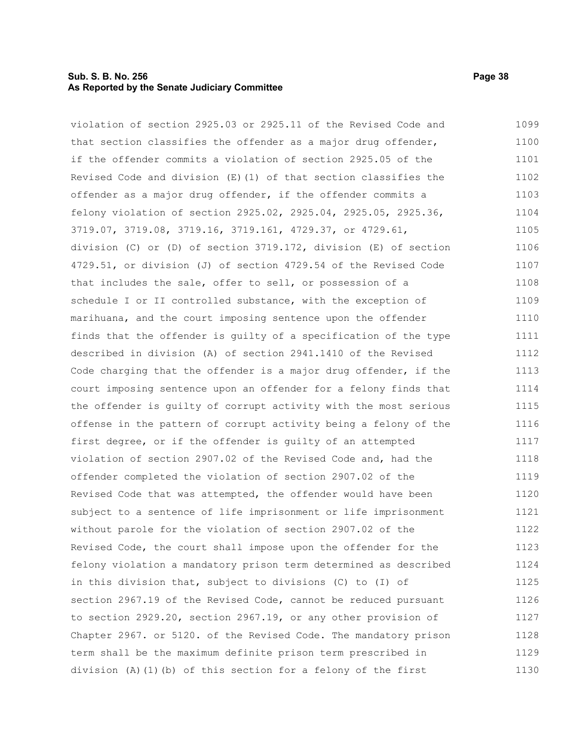violation of section 2925.03 or 2925.11 of the Revised Code and that section classifies the offender as a major drug offender, if the offender commits a violation of section 2925.05 of the Revised Code and division (E)(1) of that section classifies the offender as a major drug offender, if the offender commits a felony violation of section 2925.02, 2925.04, 2925.05, 2925.36, 3719.07, 3719.08, 3719.16, 3719.161, 4729.37, or 4729.61, division (C) or (D) of section 3719.172, division (E) of section 4729.51, or division (J) of section 4729.54 of the Revised Code that includes the sale, offer to sell, or possession of a schedule I or II controlled substance, with the exception of marihuana, and the court imposing sentence upon the offender finds that the offender is guilty of a specification of the type described in division (A) of section 2941.1410 of the Revised Code charging that the offender is a major drug offender, if the court imposing sentence upon an offender for a felony finds that the offender is guilty of corrupt activity with the most serious offense in the pattern of corrupt activity being a felony of the first degree, or if the offender is guilty of an attempted violation of section 2907.02 of the Revised Code and, had the offender completed the violation of section 2907.02 of the Revised Code that was attempted, the offender would have been subject to a sentence of life imprisonment or life imprisonment without parole for the violation of section 2907.02 of the Revised Code, the court shall impose upon the offender for the felony violation a mandatory prison term determined as described in this division that, subject to divisions (C) to (I) of section 2967.19 of the Revised Code, cannot be reduced pursuant to section 2929.20, section 2967.19, or any other provision of Chapter 2967. or 5120. of the Revised Code. The mandatory prison term shall be the maximum definite prison term prescribed in division (A)(1)(b) of this section for a felony of the first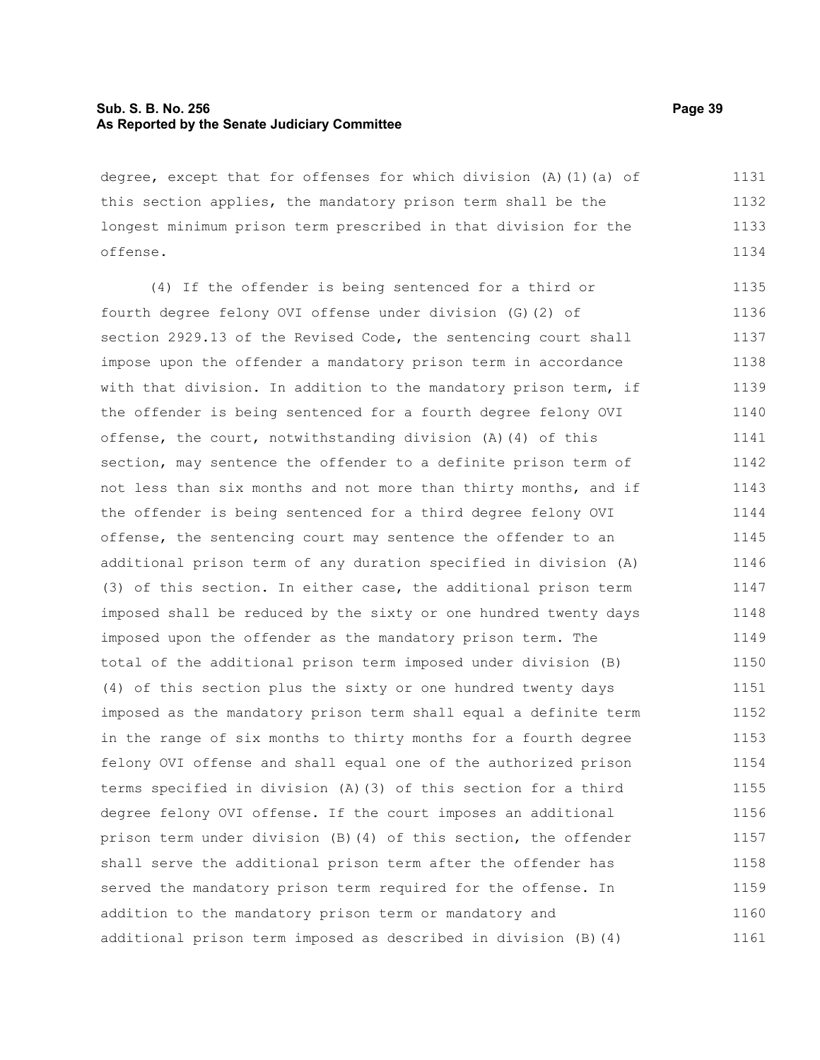degree, except that for offenses for which division (A)(1)(a) of this section applies, the mandatory prison term shall be the longest minimum prison term prescribed in that division for the offense.

(4) If the offender is being sentenced for a third or fourth degree felony OVI offense under division (G)(2) of section 2929.13 of the Revised Code, the sentencing court shall impose upon the offender a mandatory prison term in accordance with that division. In addition to the mandatory prison term, if the offender is being sentenced for a fourth degree felony OVI offense, the court, notwithstanding division (A)(4) of this section, may sentence the offender to a definite prison term of not less than six months and not more than thirty months, and if the offender is being sentenced for a third degree felony OVI offense, the sentencing court may sentence the offender to an additional prison term of any duration specified in division (A)(3) of this section. In either case, the additional prison term imposed shall be reduced by the sixty or one hundred twenty days imposed upon the offender as the mandatory prison term. The total of the additional prison term imposed under division (B)(4) of this section plus the sixty or one hundred twenty days imposed as the mandatory prison term shall equal a definite term in the range of six months to thirty months for a fourth degree felony OVI offense and shall equal one of the authorized prison terms specified in division (A)(3) of this section for a third degree felony OVI offense. If the court imposes an additional prison term under division (B)(4) of this section, the offender shall serve the additional prison term after the offender has served the mandatory prison term required for the offense. In addition to the mandatory prison term or mandatory and additional prison term imposed as described in division (B)(4)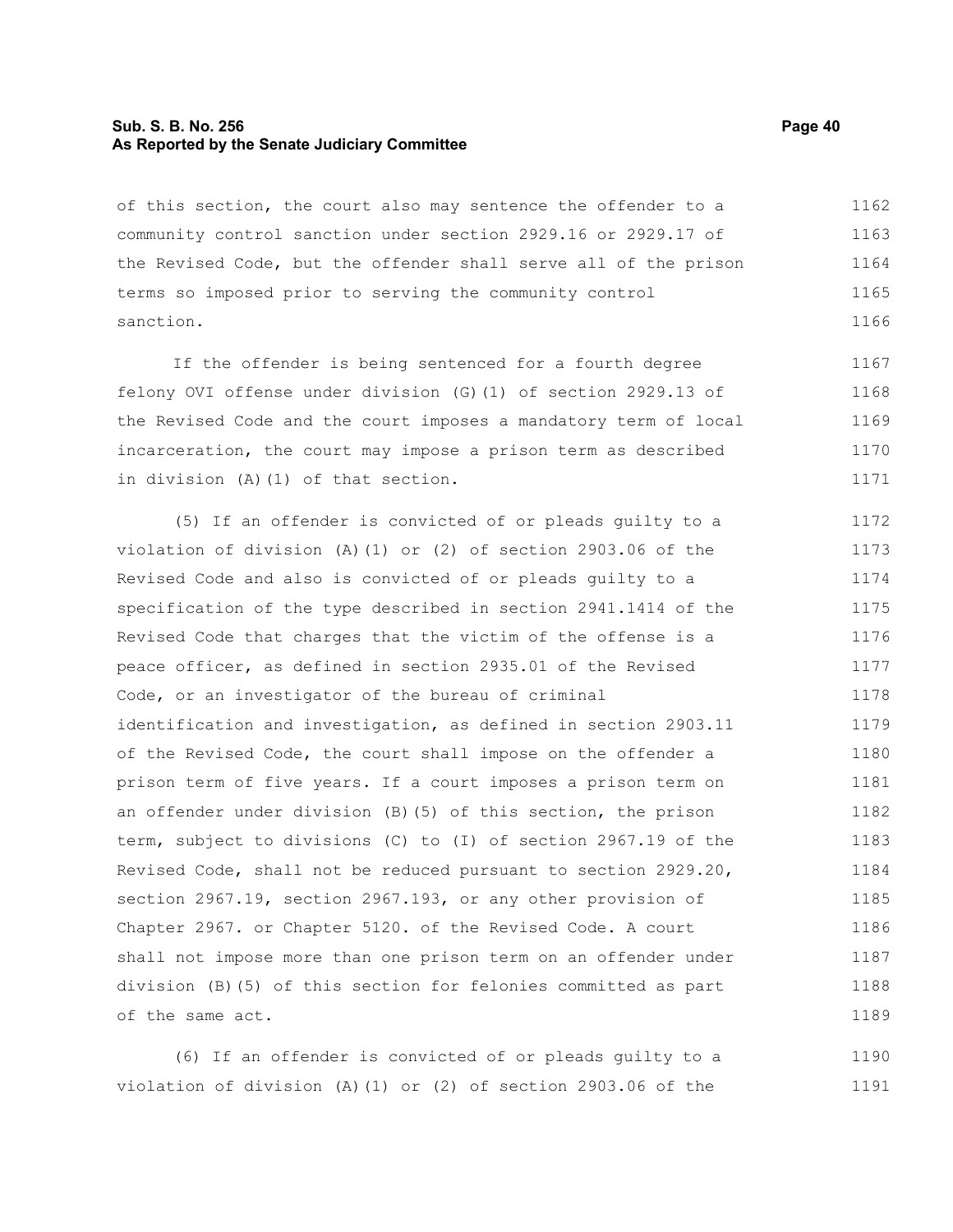of this section, the court also may sentence the offender to a community control sanction under section 2929.16 or 2929.17 of the Revised Code, but the offender shall serve all of the prison terms so imposed prior to serving the community control sanction.

If the offender is being sentenced for a fourth degree felony OVI offense under division (G)(1) of section 2929.13 of the Revised Code and the court imposes a mandatory term of local incarceration, the court may impose a prison term as described in division (A)(1) of that section.

(5) If an offender is convicted of or pleads guilty to a violation of division (A)(1) or (2) of section 2903.06 of the Revised Code and also is convicted of or pleads guilty to a specification of the type described in section 2941.1414 of the Revised Code that charges that the victim of the offense is a peace officer, as defined in section 2935.01 of the Revised Code, or an investigator of the bureau of criminal identification and investigation, as defined in section 2903.11 of the Revised Code, the court shall impose on the offender a prison term of five years. If a court imposes a prison term on an offender under division (B)(5) of this section, the prison term, subject to divisions (C) to (I) of section 2967.19 of the Revised Code, shall not be reduced pursuant to section 2929.20, section 2967.19, section 2967.193, or any other provision of Chapter 2967. or Chapter 5120. of the Revised Code. A court shall not impose more than one prison term on an offender under division (B)(5) of this section for felonies committed as part of the same act.

(6) If an offender is convicted of or pleads guilty to a violation of division (A)(1) or (2) of section 2903.06 of the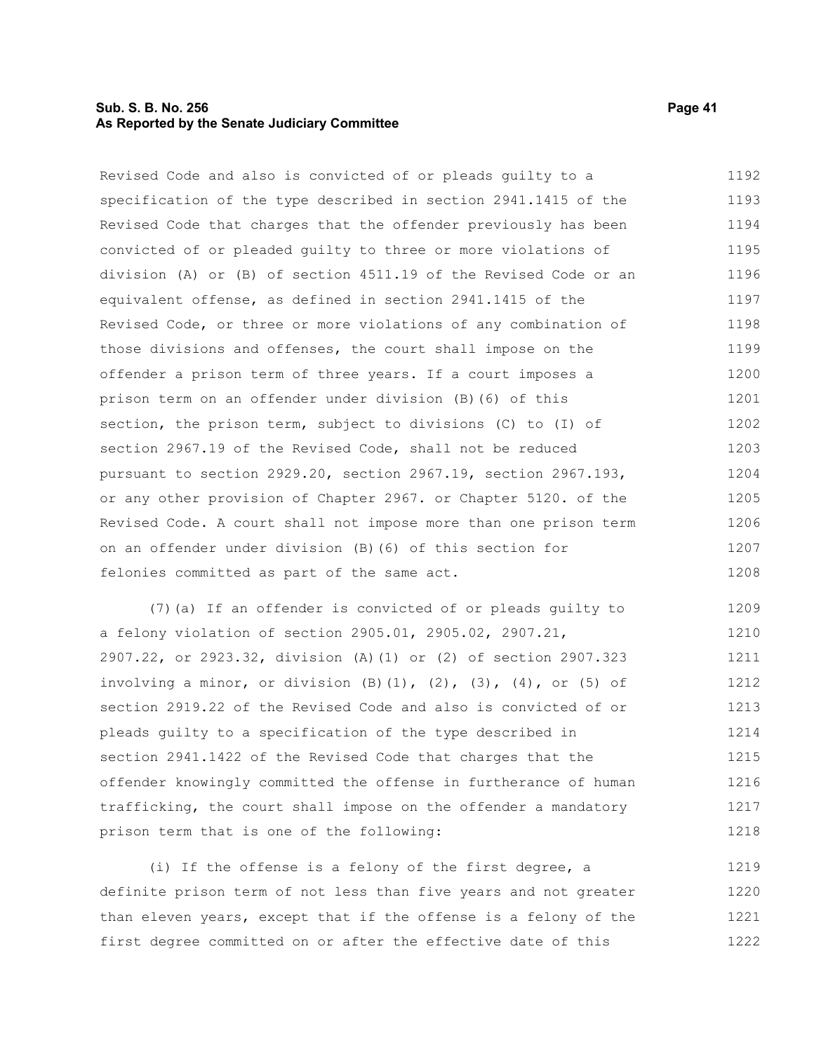Revised Code and also is convicted of or pleads guilty to a specification of the type described in section 2941.1415 of the Revised Code that charges that the offender previously has been convicted of or pleaded guilty to three or more violations of division (A) or (B) of section 4511.19 of the Revised Code or an equivalent offense, as defined in section 2941.1415 of the Revised Code, or three or more violations of any combination of those divisions and offenses, the court shall impose on the offender a prison term of three years. If a court imposes a prison term on an offender under division (B)(6) of this section, the prison term, subject to divisions (C) to (I) of section 2967.19 of the Revised Code, shall not be reduced pursuant to section 2929.20, section 2967.19, section 2967.193, or any other provision of Chapter 2967. or Chapter 5120. of the Revised Code. A court shall not impose more than one prison term on an offender under division (B)(6) of this section for felonies committed as part of the same act.

(7)(a) If an offender is convicted of or pleads guilty to a felony violation of section 2905.01, 2905.02, 2907.21, 2907.22, or 2923.32, division (A)(1) or (2) of section 2907.323 involving a minor, or division (B)(1), (2), (3), (4), or (5) of section 2919.22 of the Revised Code and also is convicted of or pleads guilty to a specification of the type described in section 2941.1422 of the Revised Code that charges that the offender knowingly committed the offense in furtherance of human trafficking, the court shall impose on the offender a mandatory prison term that is one of the following:

(i) If the offense is a felony of the first degree, a definite prison term of not less than five years and not greater than eleven years, except that if the offense is a felony of the first degree committed on or after the effective date of this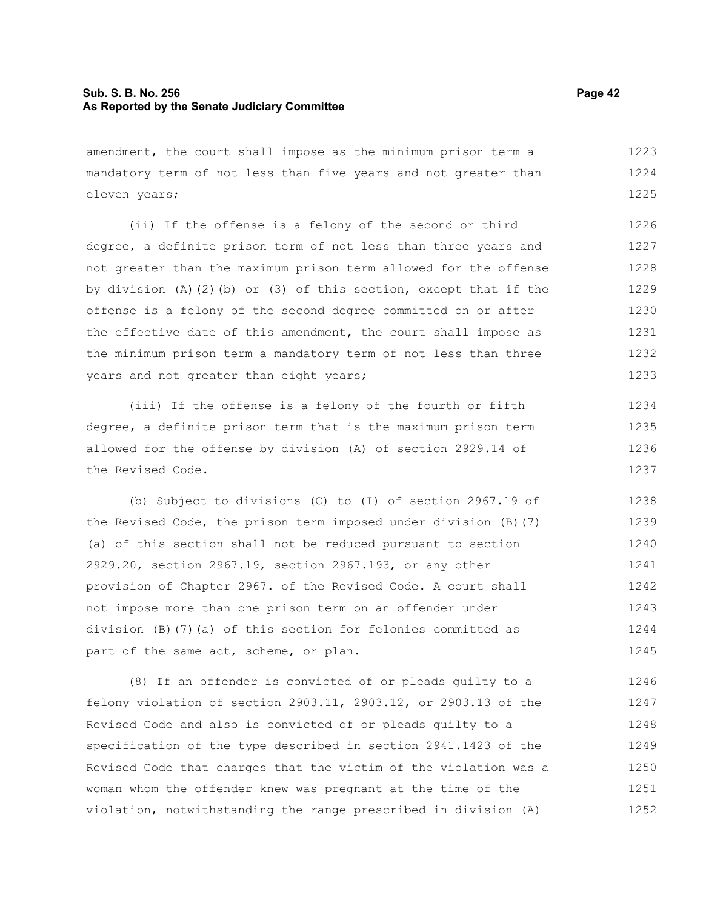amendment, the court shall impose as the minimum prison term a mandatory term of not less than five years and not greater than eleven years;

(ii) If the offense is a felony of the second or third degree, a definite prison term of not less than three years and not greater than the maximum prison term allowed for the offense by division (A)(2)(b) or (3) of this section, except that if the offense is a felony of the second degree committed on or after the effective date of this amendment, the court shall impose as the minimum prison term a mandatory term of not less than three years and not greater than eight years;

(iii) If the offense is a felony of the fourth or fifth degree, a definite prison term that is the maximum prison term allowed for the offense by division (A) of section 2929.14 of the Revised Code.

(b) Subject to divisions (C) to (I) of section 2967.19 of the Revised Code, the prison term imposed under division (B)(7)(a) of this section shall not be reduced pursuant to section 2929.20, section 2967.19, section 2967.193, or any other provision of Chapter 2967. of the Revised Code. A court shall not impose more than one prison term on an offender under division (B)(7)(a) of this section for felonies committed as part of the same act, scheme, or plan.

(8) If an offender is convicted of or pleads guilty to a felony violation of section 2903.11, 2903.12, or 2903.13 of the Revised Code and also is convicted of or pleads guilty to a specification of the type described in section 2941.1423 of the Revised Code that charges that the victim of the violation was a woman whom the offender knew was pregnant at the time of the violation, notwithstanding the range prescribed in division (A)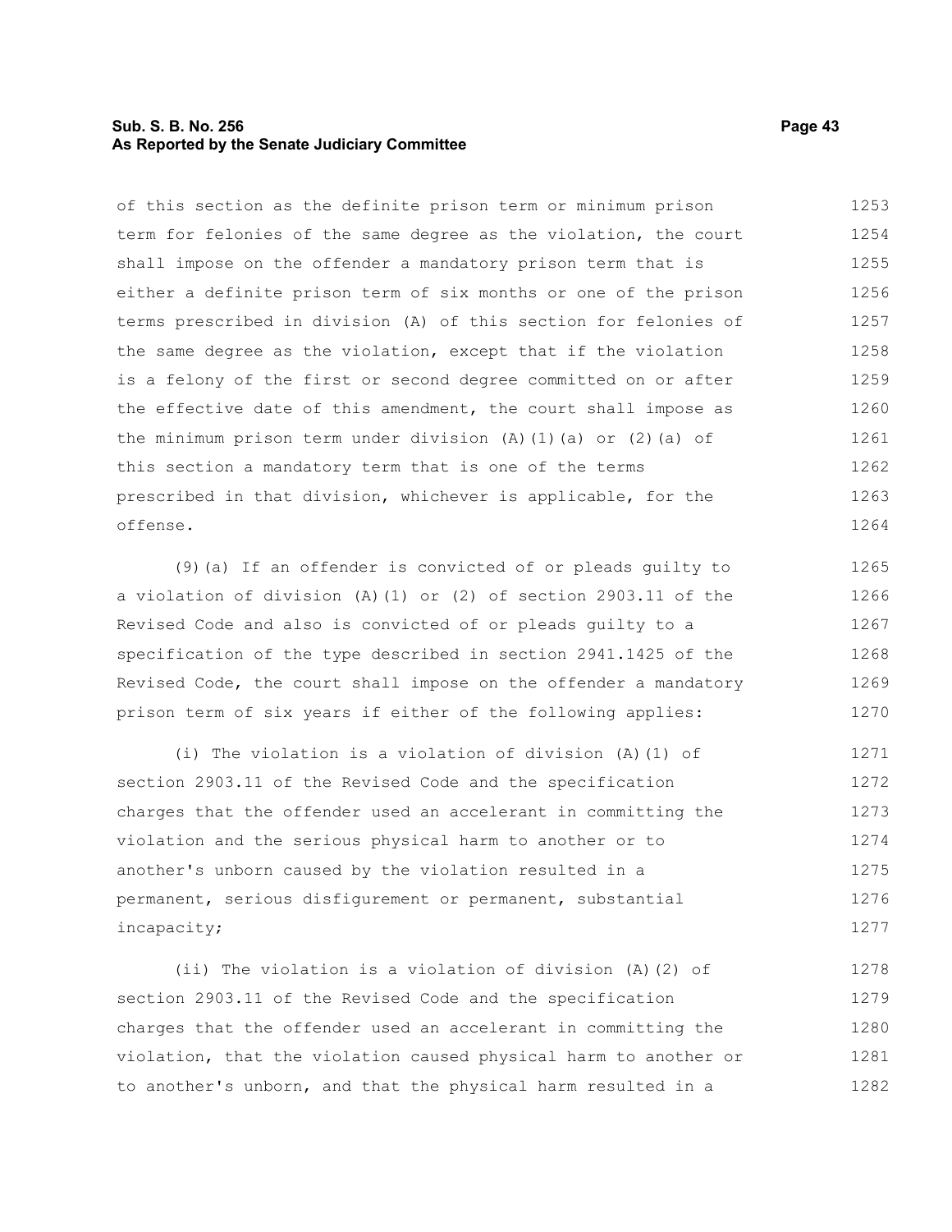of this section as the definite prison term or minimum prison term for felonies of the same degree as the violation, the court shall impose on the offender a mandatory prison term that is either a definite prison term of six months or one of the prison terms prescribed in division (A) of this section for felonies of the same degree as the violation, except that if the violation is a felony of the first or second degree committed on or after the effective date of this amendment, the court shall impose as the minimum prison term under division (A)(1)(a) or (2)(a) of this section a mandatory term that is one of the terms prescribed in that division, whichever is applicable, for the offense.

(9)(a) If an offender is convicted of or pleads guilty to a violation of division (A)(1) or (2) of section 2903.11 of the Revised Code and also is convicted of or pleads guilty to a specification of the type described in section 2941.1425 of the Revised Code, the court shall impose on the offender a mandatory prison term of six years if either of the following applies:

(i) The violation is a violation of division (A)(1) of section 2903.11 of the Revised Code and the specification charges that the offender used an accelerant in committing the violation and the serious physical harm to another or to another's unborn caused by the violation resulted in a permanent, serious disfigurement or permanent, substantial incapacity;

(ii) The violation is a violation of division (A)(2) of section 2903.11 of the Revised Code and the specification charges that the offender used an accelerant in committing the violation, that the violation caused physical harm to another or to another's unborn, and that the physical harm resulted in a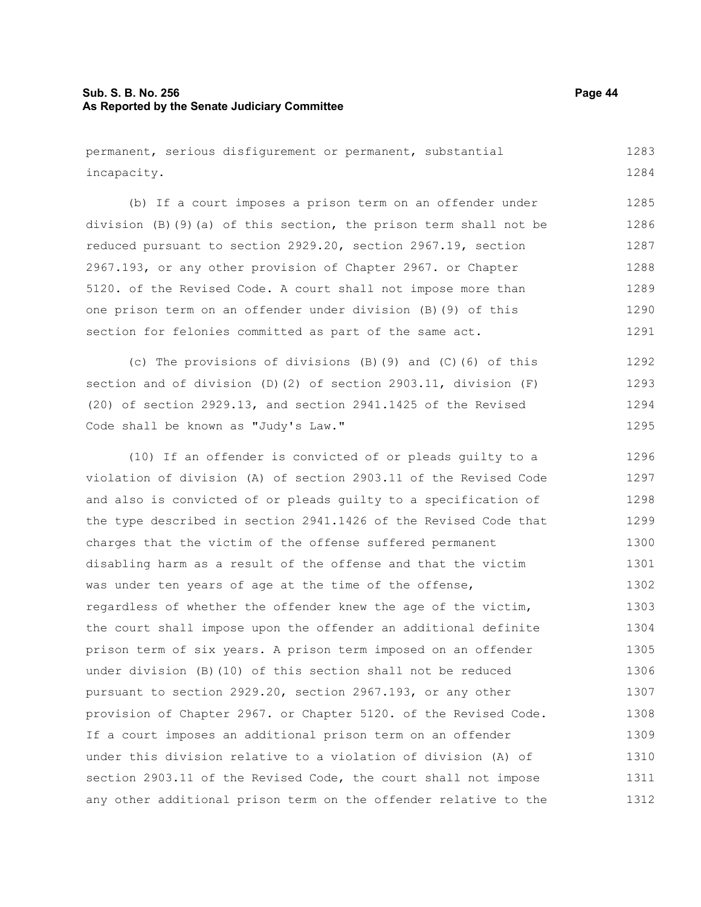permanent, serious disfigurement or permanent, substantial incapacity.

(b) If a court imposes a prison term on an offender under division (B)(9)(a) of this section, the prison term shall not be reduced pursuant to section 2929.20, section 2967.19, section 2967.193, or any other provision of Chapter 2967. or Chapter 5120. of the Revised Code. A court shall not impose more than one prison term on an offender under division (B)(9) of this section for felonies committed as part of the same act.

(c) The provisions of divisions (B)(9) and (C)(6) of this section and of division (D)(2) of section 2903.11, division (F)(20) of section 2929.13, and section 2941.1425 of the Revised Code shall be known as "Judy's Law."

(10) If an offender is convicted of or pleads guilty to a violation of division (A) of section 2903.11 of the Revised Code and also is convicted of or pleads guilty to a specification of the type described in section 2941.1426 of the Revised Code that charges that the victim of the offense suffered permanent disabling harm as a result of the offense and that the victim was under ten years of age at the time of the offense, regardless of whether the offender knew the age of the victim, the court shall impose upon the offender an additional definite prison term of six years. A prison term imposed on an offender under division (B)(10) of this section shall not be reduced pursuant to section 2929.20, section 2967.193, or any other provision of Chapter 2967. or Chapter 5120. of the Revised Code. If a court imposes an additional prison term on an offender under this division relative to a violation of division (A) of section 2903.11 of the Revised Code, the court shall not impose any other additional prison term on the offender relative to the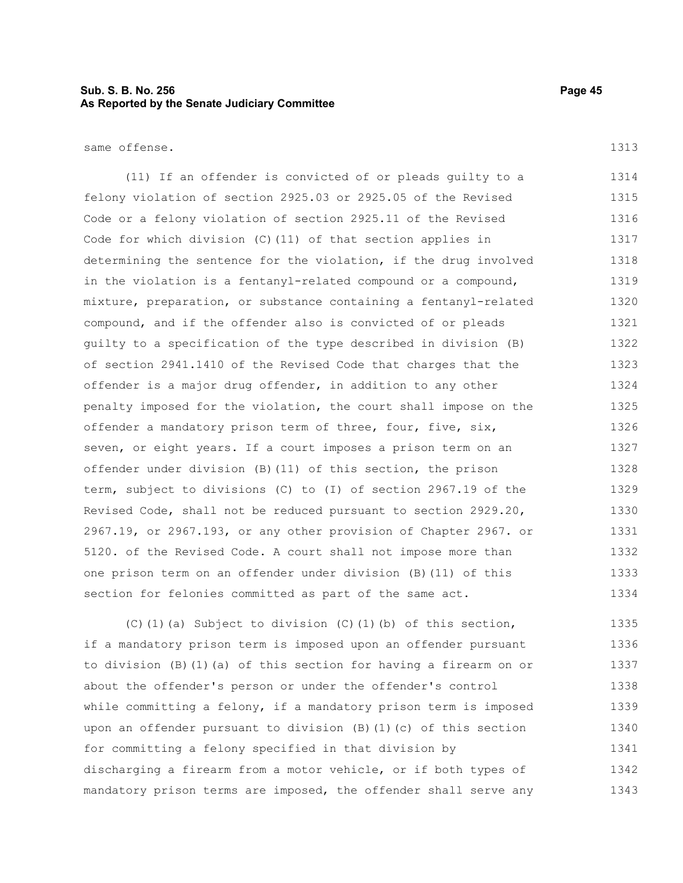same offense.

(11) If an offender is convicted of or pleads guilty to a felony violation of section 2925.03 or 2925.05 of the Revised Code or a felony violation of section 2925.11 of the Revised Code for which division (C)(11) of that section applies in determining the sentence for the violation, if the drug involved in the violation is a fentanyl-related compound or a compound, mixture, preparation, or substance containing a fentanyl-related compound, and if the offender also is convicted of or pleads guilty to a specification of the type described in division (B) of section 2941.1410 of the Revised Code that charges that the offender is a major drug offender, in addition to any other penalty imposed for the violation, the court shall impose on the offender a mandatory prison term of three, four, five, six, seven, or eight years. If a court imposes a prison term on an offender under division (B)(11) of this section, the prison term, subject to divisions (C) to (I) of section 2967.19 of the Revised Code, shall not be reduced pursuant to section 2929.20, 2967.19, or 2967.193, or any other provision of Chapter 2967. or 5120. of the Revised Code. A court shall not impose more than one prison term on an offender under division (B)(11) of this section for felonies committed as part of the same act.

(C)(1)(a) Subject to division (C)(1)(b) of this section, if a mandatory prison term is imposed upon an offender pursuant to division (B)(1)(a) of this section for having a firearm on or about the offender's person or under the offender's control while committing a felony, if a mandatory prison term is imposed upon an offender pursuant to division (B)(1)(c) of this section for committing a felony specified in that division by discharging a firearm from a motor vehicle, or if both types of mandatory prison terms are imposed, the offender shall serve any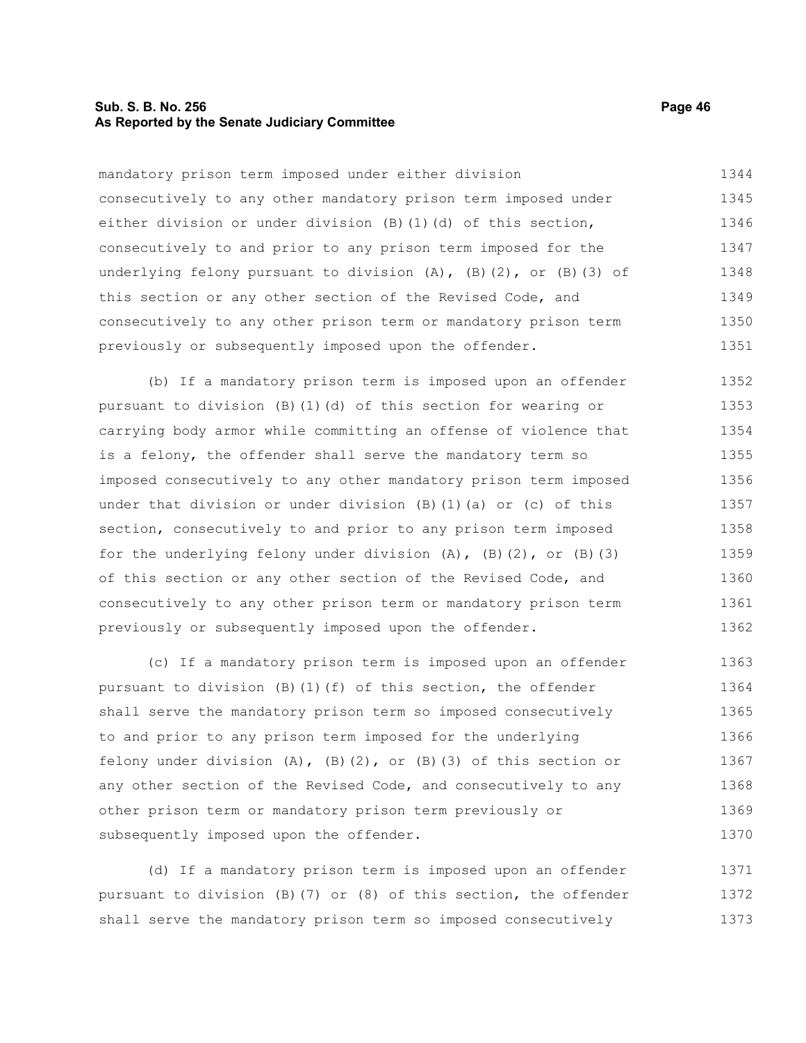mandatory prison term imposed under either division consecutively to any other mandatory prison term imposed under either division or under division (B)(1)(d) of this section, consecutively to and prior to any prison term imposed for the underlying felony pursuant to division (A), (B)(2), or (B)(3) of this section or any other section of the Revised Code, and consecutively to any other prison term or mandatory prison term previously or subsequently imposed upon the offender.

(b) If a mandatory prison term is imposed upon an offender pursuant to division (B)(1)(d) of this section for wearing or carrying body armor while committing an offense of violence that is a felony, the offender shall serve the mandatory term so imposed consecutively to any other mandatory prison term imposed under that division or under division (B)(1)(a) or (c) of this section, consecutively to and prior to any prison term imposed for the underlying felony under division (A), (B)(2), or (B)(3) of this section or any other section of the Revised Code, and consecutively to any other prison term or mandatory prison term previously or subsequently imposed upon the offender.

(c) If a mandatory prison term is imposed upon an offender pursuant to division (B)(1)(f) of this section, the offender shall serve the mandatory prison term so imposed consecutively to and prior to any prison term imposed for the underlying felony under division (A), (B)(2), or (B)(3) of this section or any other section of the Revised Code, and consecutively to any other prison term or mandatory prison term previously or subsequently imposed upon the offender.

(d) If a mandatory prison term is imposed upon an offender pursuant to division (B)(7) or (8) of this section, the offender shall serve the mandatory prison term so imposed consecutively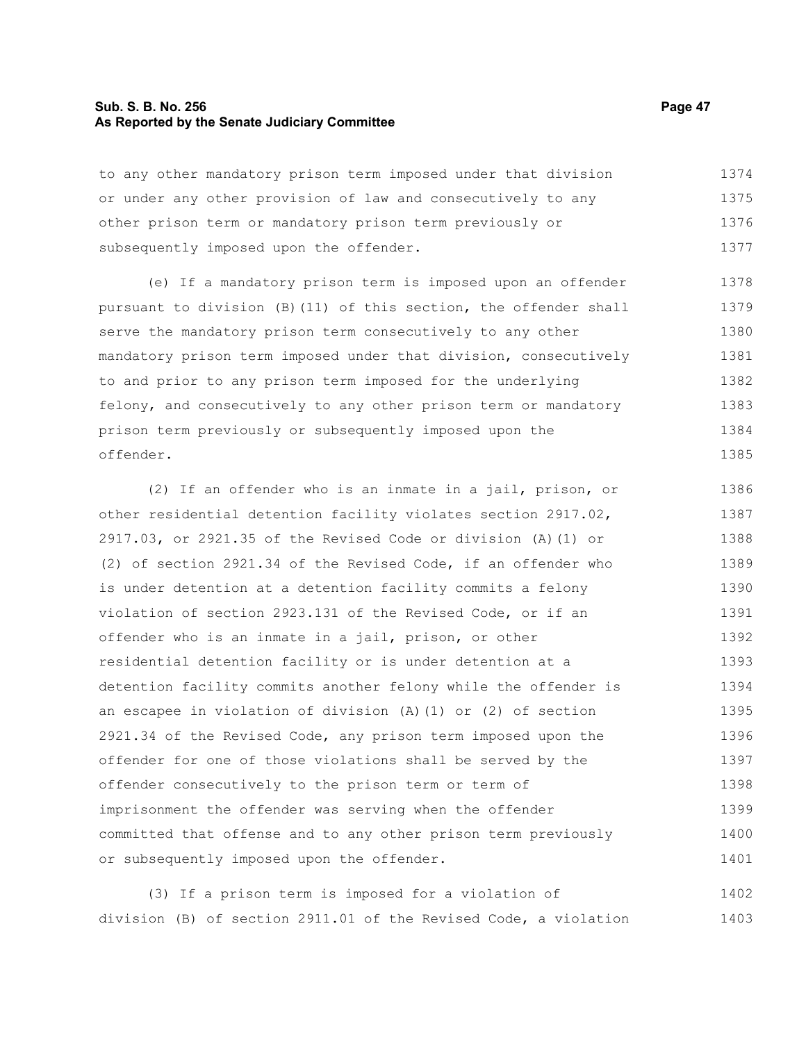to any other mandatory prison term imposed under that division or under any other provision of law and consecutively to any other prison term or mandatory prison term previously or subsequently imposed upon the offender.

(e) If a mandatory prison term is imposed upon an offender pursuant to division (B)(11) of this section, the offender shall serve the mandatory prison term consecutively to any other mandatory prison term imposed under that division, consecutively to and prior to any prison term imposed for the underlying felony, and consecutively to any other prison term or mandatory prison term previously or subsequently imposed upon the offender.

(2) If an offender who is an inmate in a jail, prison, or other residential detention facility violates section 2917.02, 2917.03, or 2921.35 of the Revised Code or division (A)(1) or (2) of section 2921.34 of the Revised Code, if an offender who is under detention at a detention facility commits a felony violation of section 2923.131 of the Revised Code, or if an offender who is an inmate in a jail, prison, or other residential detention facility or is under detention at a detention facility commits another felony while the offender is an escapee in violation of division (A)(1) or (2) of section 2921.34 of the Revised Code, any prison term imposed upon the offender for one of those violations shall be served by the offender consecutively to the prison term or term of imprisonment the offender was serving when the offender committed that offense and to any other prison term previously or subsequently imposed upon the offender.

(3) If a prison term is imposed for a violation of division (B) of section 2911.01 of the Revised Code, a violation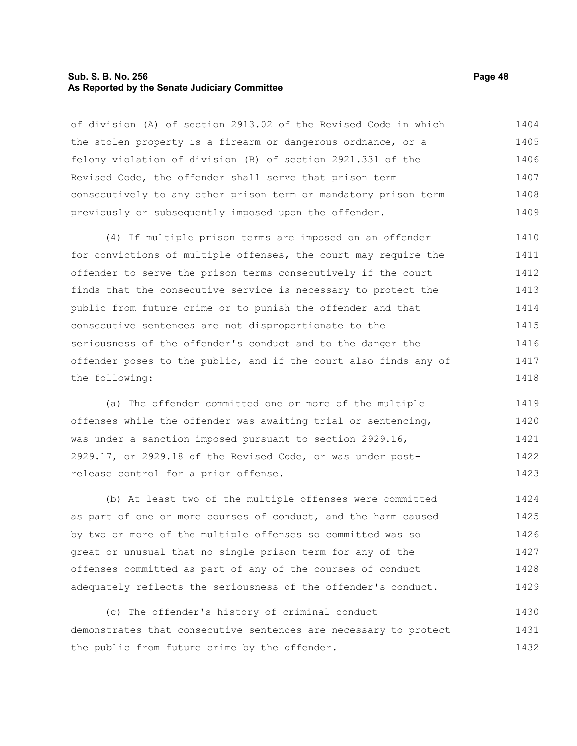of division (A) of section 2913.02 of the Revised Code in which the stolen property is a firearm or dangerous ordnance, or a felony violation of division (B) of section 2921.331 of the Revised Code, the offender shall serve that prison term consecutively to any other prison term or mandatory prison term previously or subsequently imposed upon the offender.

(4) If multiple prison terms are imposed on an offender for convictions of multiple offenses, the court may require the offender to serve the prison terms consecutively if the court finds that the consecutive service is necessary to protect the public from future crime or to punish the offender and that consecutive sentences are not disproportionate to the seriousness of the offender's conduct and to the danger the offender poses to the public, and if the court also finds any of the following:

(a) The offender committed one or more of the multiple offenses while the offender was awaiting trial or sentencing, was under a sanction imposed pursuant to section 2929.16, 2929.17, or 2929.18 of the Revised Code, or was under post-release control for a prior offense.

(b) At least two of the multiple offenses were committed as part of one or more courses of conduct, and the harm caused by two or more of the multiple offenses so committed was so great or unusual that no single prison term for any of the offenses committed as part of any of the courses of conduct adequately reflects the seriousness of the offender's conduct.

(c) The offender's history of criminal conduct demonstrates that consecutive sentences are necessary to protect the public from future crime by the offender.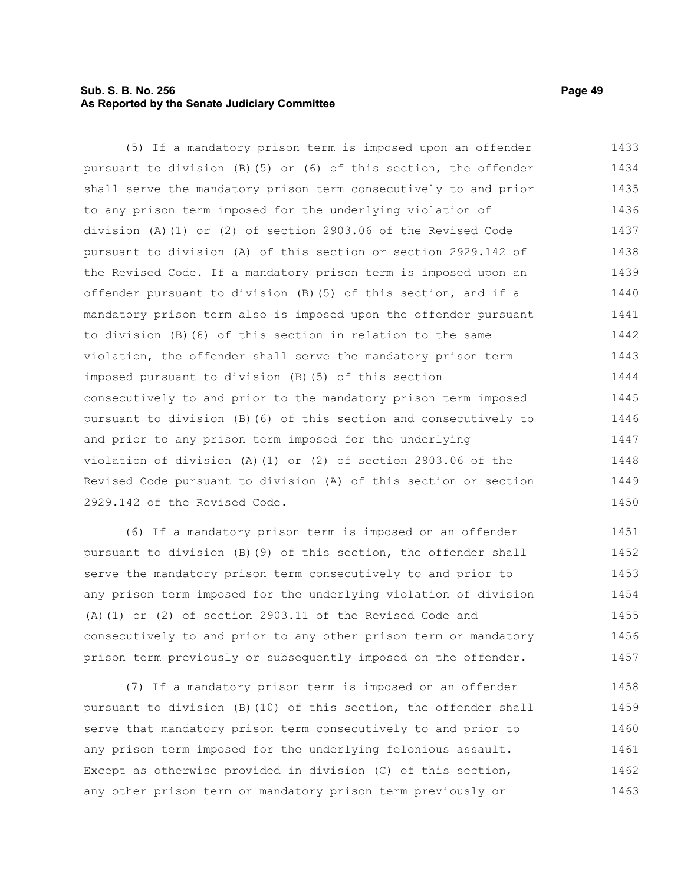(5) If a mandatory prison term is imposed upon an offender pursuant to division (B)(5) or (6) of this section, the offender shall serve the mandatory prison term consecutively to and prior to any prison term imposed for the underlying violation of division (A)(1) or (2) of section 2903.06 of the Revised Code pursuant to division (A) of this section or section 2929.142 of the Revised Code. If a mandatory prison term is imposed upon an offender pursuant to division (B)(5) of this section, and if a mandatory prison term also is imposed upon the offender pursuant to division (B)(6) of this section in relation to the same violation, the offender shall serve the mandatory prison term imposed pursuant to division (B)(5) of this section consecutively to and prior to the mandatory prison term imposed pursuant to division (B)(6) of this section and consecutively to and prior to any prison term imposed for the underlying violation of division (A)(1) or (2) of section 2903.06 of the Revised Code pursuant to division (A) of this section or section 2929.142 of the Revised Code.

(6) If a mandatory prison term is imposed on an offender pursuant to division (B)(9) of this section, the offender shall serve the mandatory prison term consecutively to and prior to any prison term imposed for the underlying violation of division (A)(1) or (2) of section 2903.11 of the Revised Code and consecutively to and prior to any other prison term or mandatory prison term previously or subsequently imposed on the offender.

(7) If a mandatory prison term is imposed on an offender pursuant to division (B)(10) of this section, the offender shall serve that mandatory prison term consecutively to and prior to any prison term imposed for the underlying felonious assault. Except as otherwise provided in division (C) of this section, any other prison term or mandatory prison term previously or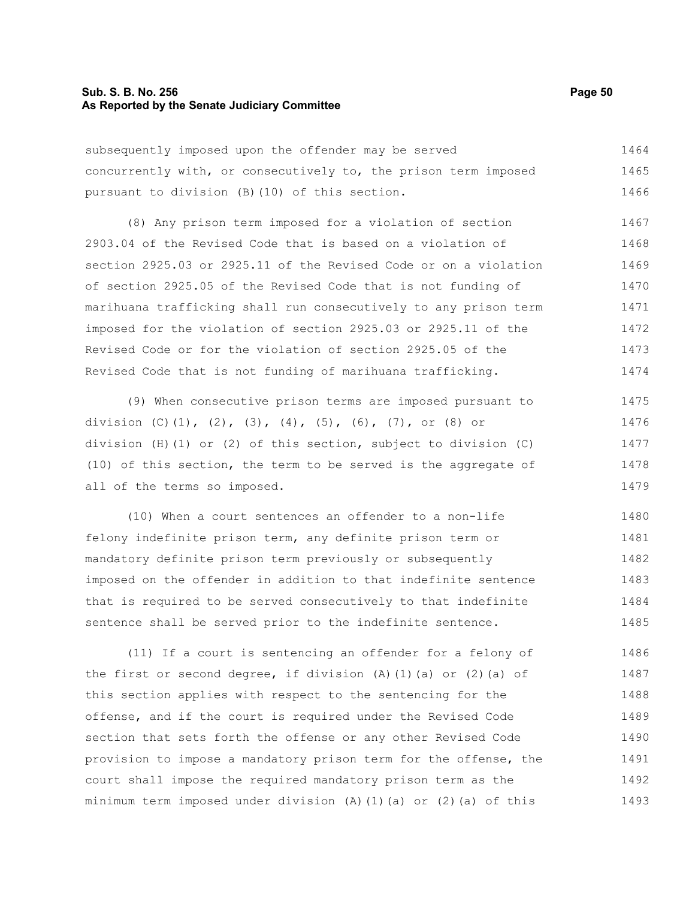subsequently imposed upon the offender may be served concurrently with, or consecutively to, the prison term imposed pursuant to division (B)(10) of this section.

(8) Any prison term imposed for a violation of section 2903.04 of the Revised Code that is based on a violation of section 2925.03 or 2925.11 of the Revised Code or on a violation of section 2925.05 of the Revised Code that is not funding of marihuana trafficking shall run consecutively to any prison term imposed for the violation of section 2925.03 or 2925.11 of the Revised Code or for the violation of section 2925.05 of the Revised Code that is not funding of marihuana trafficking.

(9) When consecutive prison terms are imposed pursuant to division (C)(1), (2), (3), (4), (5), (6), (7), or (8) or division (H)(1) or (2) of this section, subject to division (C)(10) of this section, the term to be served is the aggregate of all of the terms so imposed.

(10) When a court sentences an offender to a non-life felony indefinite prison term, any definite prison term or mandatory definite prison term previously or subsequently imposed on the offender in addition to that indefinite sentence that is required to be served consecutively to that indefinite sentence shall be served prior to the indefinite sentence.

(11) If a court is sentencing an offender for a felony of the first or second degree, if division (A)(1)(a) or (2)(a) of this section applies with respect to the sentencing for the offense, and if the court is required under the Revised Code section that sets forth the offense or any other Revised Code provision to impose a mandatory prison term for the offense, the court shall impose the required mandatory prison term as the minimum term imposed under division (A)(1)(a) or (2)(a) of this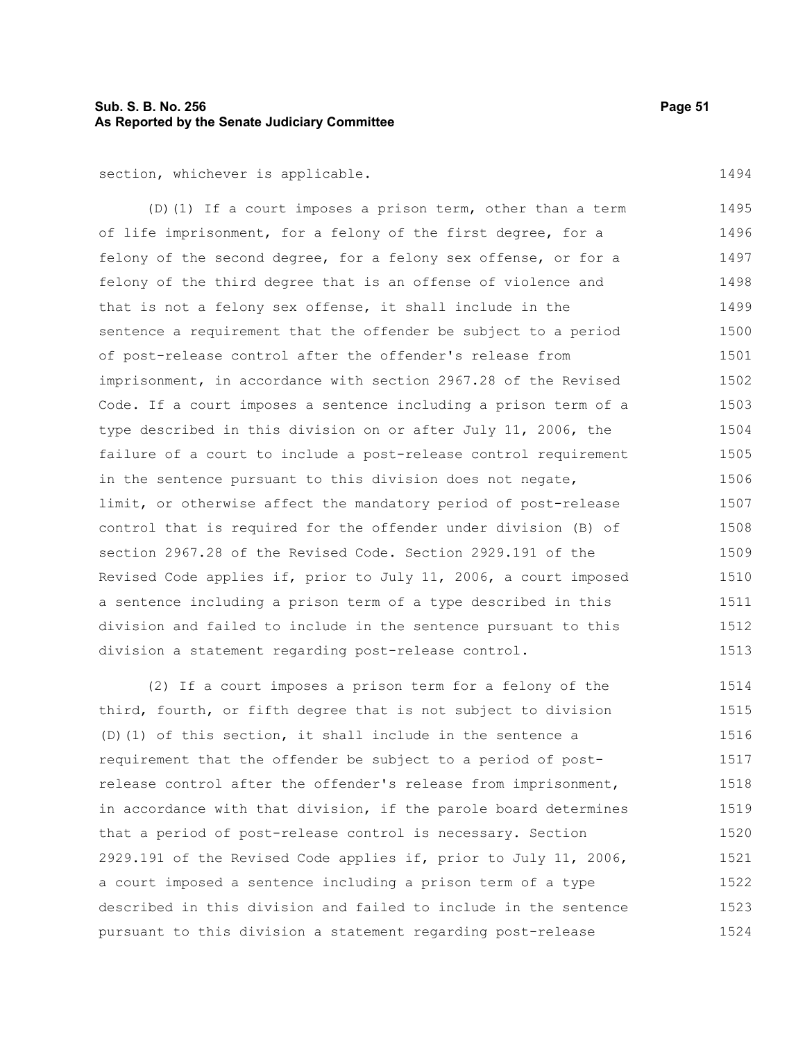section, whichever is applicable.

(D)(1) If a court imposes a prison term, other than a term of life imprisonment, for a felony of the first degree, for a felony of the second degree, for a felony sex offense, or for a felony of the third degree that is an offense of violence and that is not a felony sex offense, it shall include in the sentence a requirement that the offender be subject to a period of post-release control after the offender's release from imprisonment, in accordance with section 2967.28 of the Revised Code. If a court imposes a sentence including a prison term of a type described in this division on or after July 11, 2006, the failure of a court to include a post-release control requirement in the sentence pursuant to this division does not negate, limit, or otherwise affect the mandatory period of post-release control that is required for the offender under division (B) of section 2967.28 of the Revised Code. Section 2929.191 of the Revised Code applies if, prior to July 11, 2006, a court imposed a sentence including a prison term of a type described in this division and failed to include in the sentence pursuant to this division a statement regarding post-release control.

(2) If a court imposes a prison term for a felony of the third, fourth, or fifth degree that is not subject to division (D)(1) of this section, it shall include in the sentence a requirement that the offender be subject to a period of post-release control after the offender's release from imprisonment, in accordance with that division, if the parole board determines that a period of post-release control is necessary. Section 2929.191 of the Revised Code applies if, prior to July 11, 2006, a court imposed a sentence including a prison term of a type described in this division and failed to include in the sentence pursuant to this division a statement regarding post-release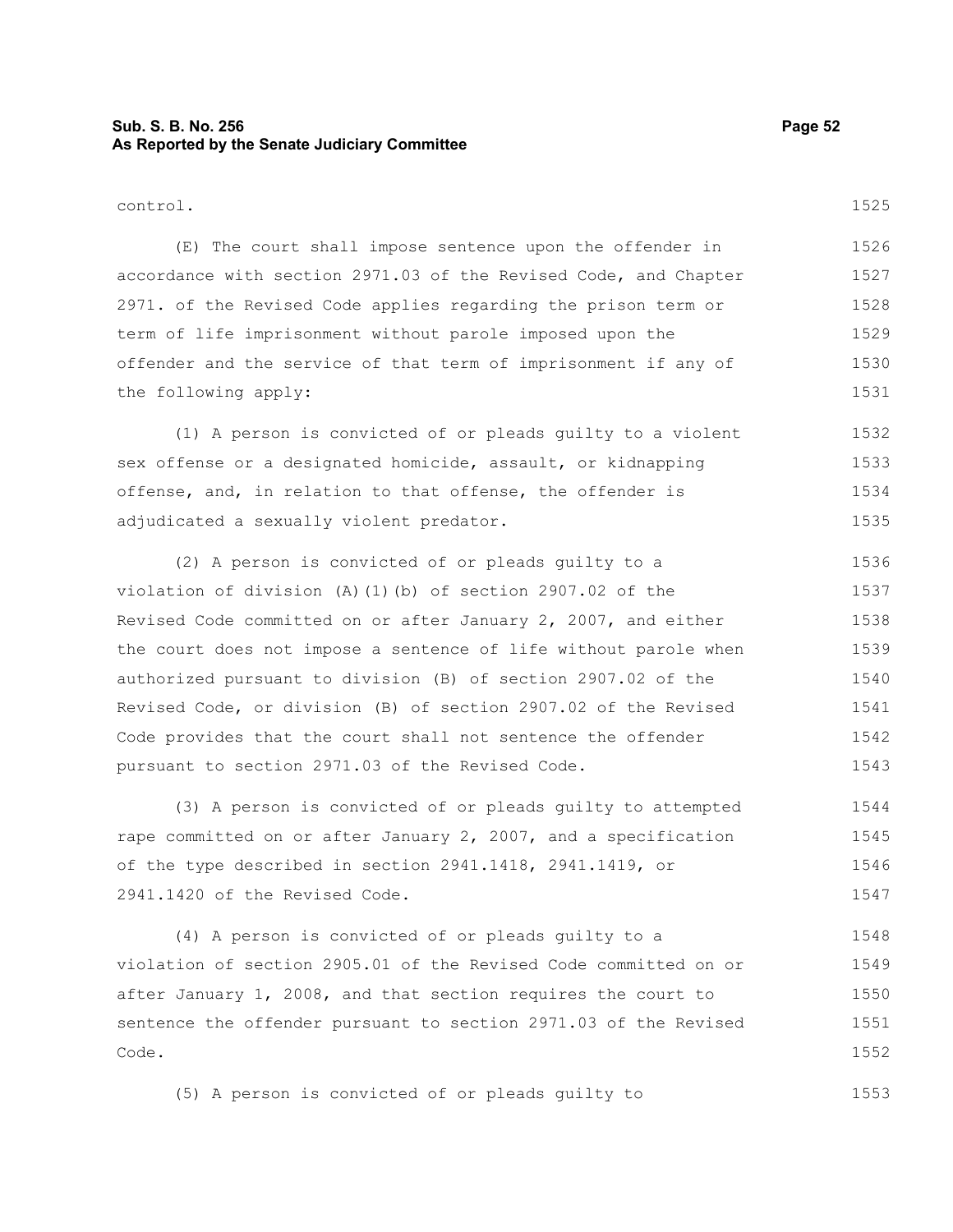control.

(E) The court shall impose sentence upon the offender in accordance with section 2971.03 of the Revised Code, and Chapter 2971. of the Revised Code applies regarding the prison term or term of life imprisonment without parole imposed upon the offender and the service of that term of imprisonment if any of the following apply:

(1) A person is convicted of or pleads guilty to a violent sex offense or a designated homicide, assault, or kidnapping offense, and, in relation to that offense, the offender is adjudicated a sexually violent predator.

(2) A person is convicted of or pleads guilty to a violation of division (A)(1)(b) of section 2907.02 of the Revised Code committed on or after January 2, 2007, and either the court does not impose a sentence of life without parole when authorized pursuant to division (B) of section 2907.02 of the Revised Code, or division (B) of section 2907.02 of the Revised Code provides that the court shall not sentence the offender pursuant to section 2971.03 of the Revised Code.

(3) A person is convicted of or pleads guilty to attempted rape committed on or after January 2, 2007, and a specification of the type described in section 2941.1418, 2941.1419, or 2941.1420 of the Revised Code.

(4) A person is convicted of or pleads guilty to a violation of section 2905.01 of the Revised Code committed on or after January 1, 2008, and that section requires the court to sentence the offender pursuant to section 2971.03 of the Revised Code.

(5) A person is convicted of or pleads guilty to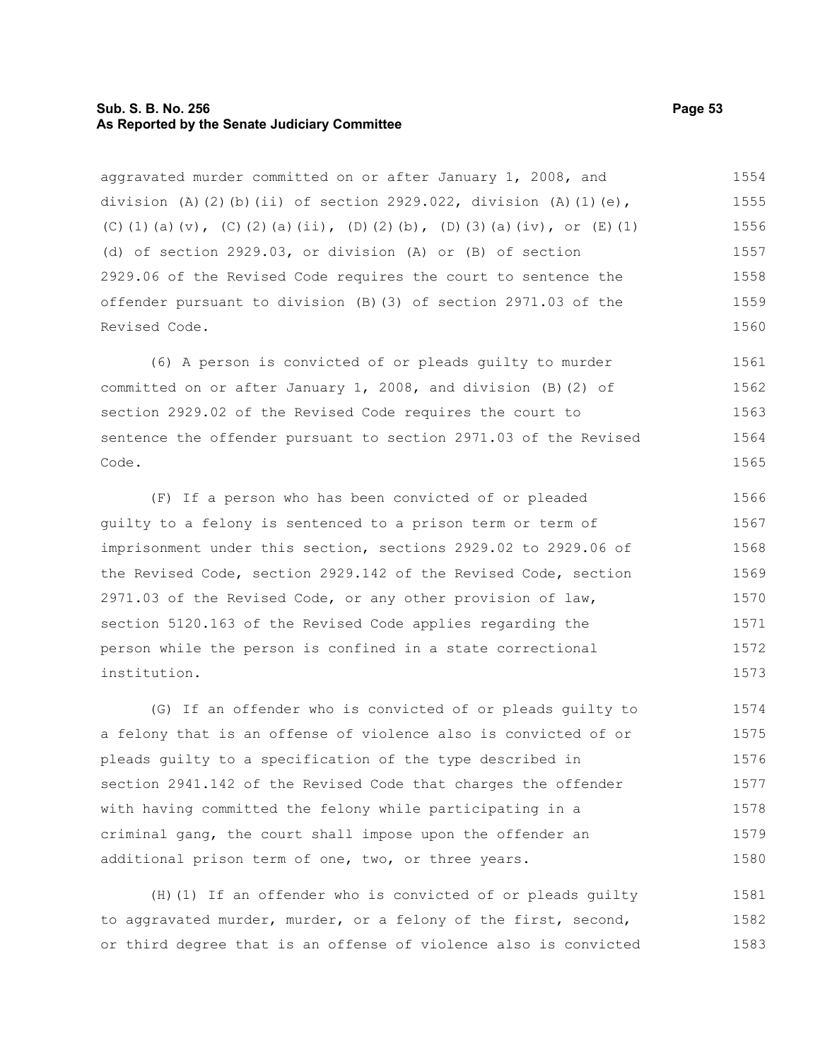aggravated murder committed on or after January 1, 2008, and division (A)(2)(b)(ii) of section 2929.022, division (A)(1)(e), (C)(1)(a)(v), (C)(2)(a)(ii), (D)(2)(b), (D)(3)(a)(iv), or (E)(1)(d) of section 2929.03, or division (A) or (B) of section 2929.06 of the Revised Code requires the court to sentence the offender pursuant to division (B)(3) of section 2971.03 of the Revised Code.

(6) A person is convicted of or pleads guilty to murder committed on or after January 1, 2008, and division (B)(2) of section 2929.02 of the Revised Code requires the court to sentence the offender pursuant to section 2971.03 of the Revised Code.

(F) If a person who has been convicted of or pleaded guilty to a felony is sentenced to a prison term or term of imprisonment under this section, sections 2929.02 to 2929.06 of the Revised Code, section 2929.142 of the Revised Code, section 2971.03 of the Revised Code, or any other provision of law, section 5120.163 of the Revised Code applies regarding the person while the person is confined in a state correctional institution.

(G) If an offender who is convicted of or pleads guilty to a felony that is an offense of violence also is convicted of or pleads guilty to a specification of the type described in section 2941.142 of the Revised Code that charges the offender with having committed the felony while participating in a criminal gang, the court shall impose upon the offender an additional prison term of one, two, or three years.

(H)(1) If an offender who is convicted of or pleads guilty to aggravated murder, murder, or a felony of the first, second, or third degree that is an offense of violence also is convicted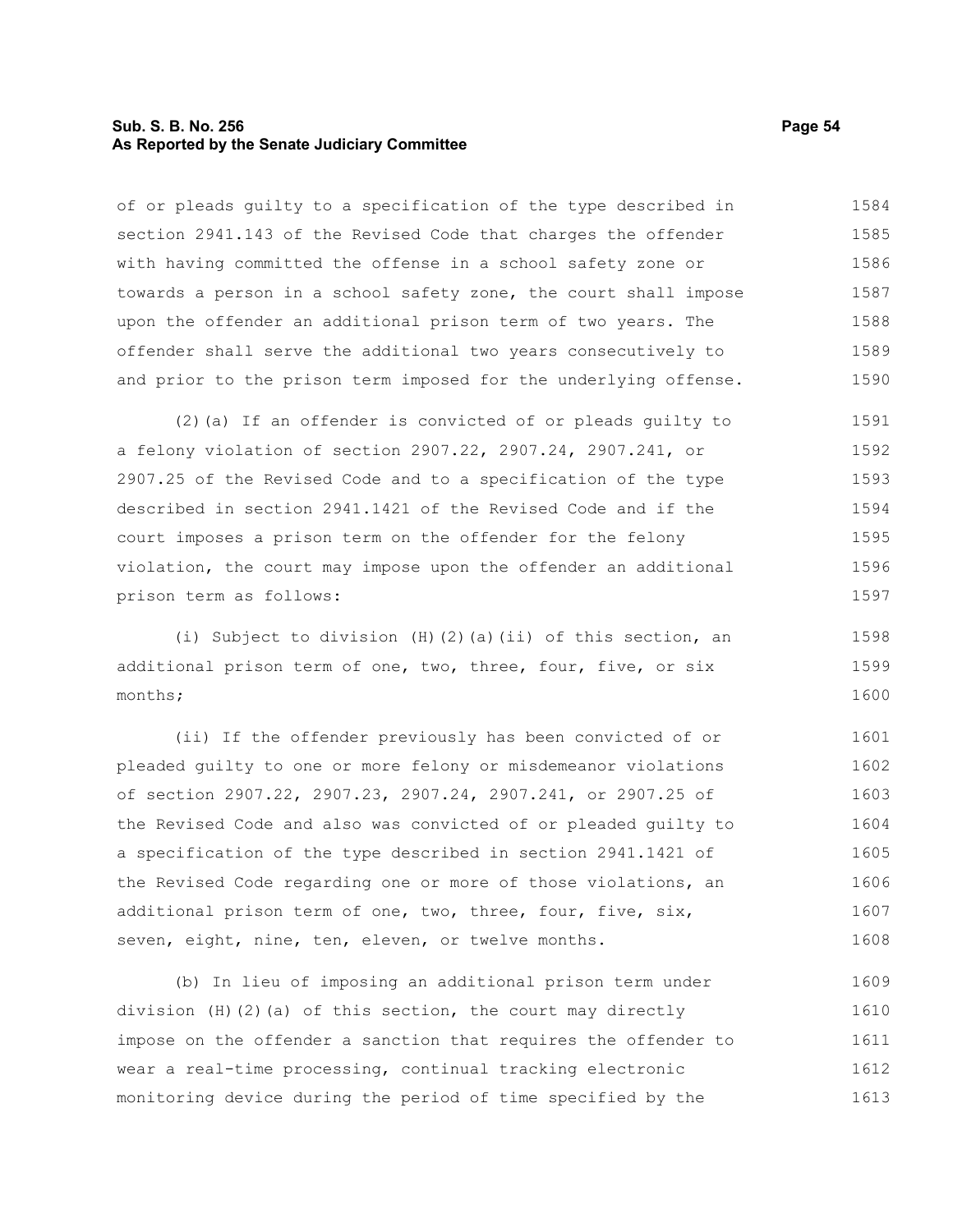of or pleads guilty to a specification of the type described in section 2941.143 of the Revised Code that charges the offender with having committed the offense in a school safety zone or towards a person in a school safety zone, the court shall impose upon the offender an additional prison term of two years. The offender shall serve the additional two years consecutively to and prior to the prison term imposed for the underlying offense.

(2)(a) If an offender is convicted of or pleads guilty to a felony violation of section 2907.22, 2907.24, 2907.241, or 2907.25 of the Revised Code and to a specification of the type described in section 2941.1421 of the Revised Code and if the court imposes a prison term on the offender for the felony violation, the court may impose upon the offender an additional prison term as follows:

(i) Subject to division (H)(2)(a)(ii) of this section, an additional prison term of one, two, three, four, five, or six months;

(ii) If the offender previously has been convicted of or pleaded guilty to one or more felony or misdemeanor violations of section 2907.22, 2907.23, 2907.24, 2907.241, or 2907.25 of the Revised Code and also was convicted of or pleaded guilty to a specification of the type described in section 2941.1421 of the Revised Code regarding one or more of those violations, an additional prison term of one, two, three, four, five, six, seven, eight, nine, ten, eleven, or twelve months.

(b) In lieu of imposing an additional prison term under division (H)(2)(a) of this section, the court may directly impose on the offender a sanction that requires the offender to wear a real-time processing, continual tracking electronic monitoring device during the period of time specified by the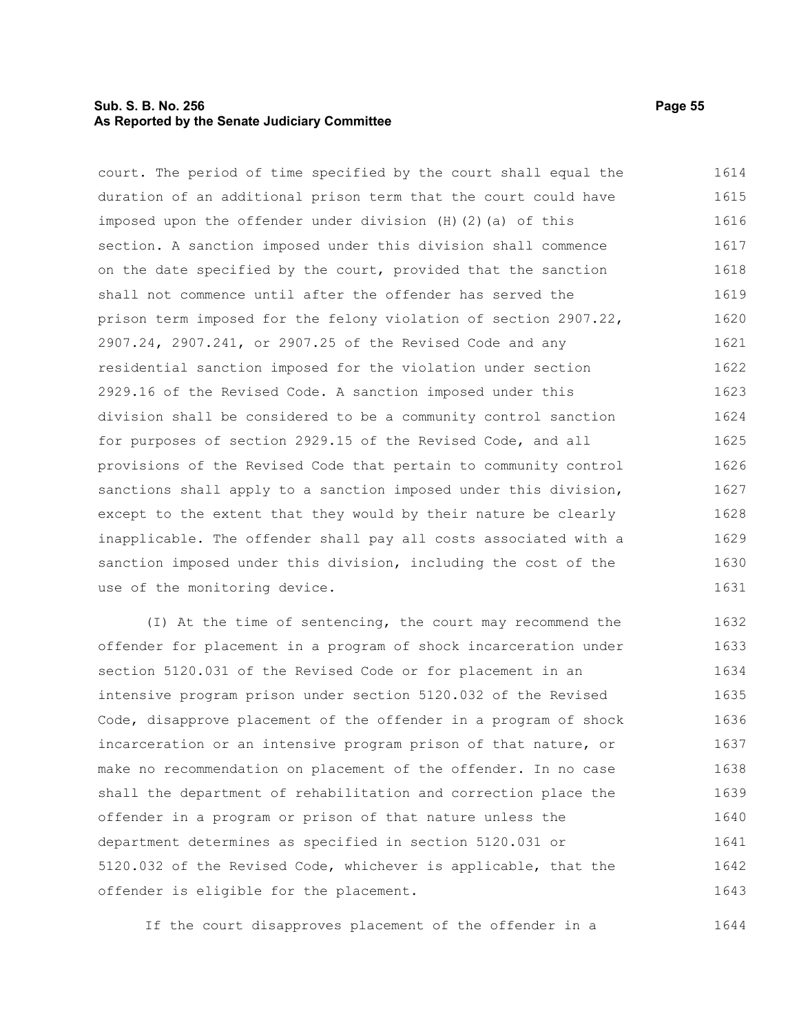court. The period of time specified by the court shall equal the duration of an additional prison term that the court could have imposed upon the offender under division (H)(2)(a) of this section. A sanction imposed under this division shall commence on the date specified by the court, provided that the sanction shall not commence until after the offender has served the prison term imposed for the felony violation of section 2907.22, 2907.24, 2907.241, or 2907.25 of the Revised Code and any residential sanction imposed for the violation under section 2929.16 of the Revised Code. A sanction imposed under this division shall be considered to be a community control sanction for purposes of section 2929.15 of the Revised Code, and all provisions of the Revised Code that pertain to community control sanctions shall apply to a sanction imposed under this division, except to the extent that they would by their nature be clearly inapplicable. The offender shall pay all costs associated with a sanction imposed under this division, including the cost of the use of the monitoring device.

(I) At the time of sentencing, the court may recommend the offender for placement in a program of shock incarceration under section 5120.031 of the Revised Code or for placement in an intensive program prison under section 5120.032 of the Revised Code, disapprove placement of the offender in a program of shock incarceration or an intensive program prison of that nature, or make no recommendation on placement of the offender. In no case shall the department of rehabilitation and correction place the offender in a program or prison of that nature unless the department determines as specified in section 5120.031 or 5120.032 of the Revised Code, whichever is applicable, that the offender is eligible for the placement.

If the court disapproves placement of the offender in a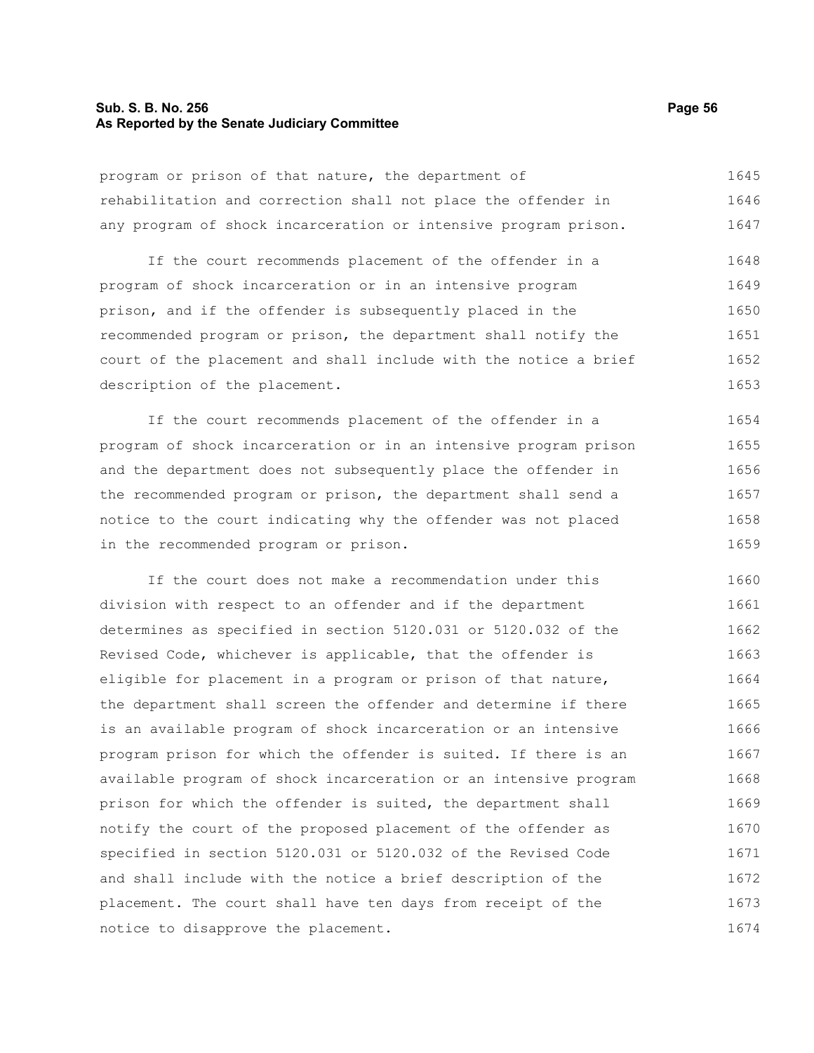program or prison of that nature, the department of rehabilitation and correction shall not place the offender in any program of shock incarceration or intensive program prison.

If the court recommends placement of the offender in a program of shock incarceration or in an intensive program prison, and if the offender is subsequently placed in the recommended program or prison, the department shall notify the court of the placement and shall include with the notice a brief description of the placement.

If the court recommends placement of the offender in a program of shock incarceration or in an intensive program prison and the department does not subsequently place the offender in the recommended program or prison, the department shall send a notice to the court indicating why the offender was not placed in the recommended program or prison.

If the court does not make a recommendation under this division with respect to an offender and if the department determines as specified in section 5120.031 or 5120.032 of the Revised Code, whichever is applicable, that the offender is eligible for placement in a program or prison of that nature, the department shall screen the offender and determine if there is an available program of shock incarceration or an intensive program prison for which the offender is suited. If there is an available program of shock incarceration or an intensive program prison for which the offender is suited, the department shall notify the court of the proposed placement of the offender as specified in section 5120.031 or 5120.032 of the Revised Code and shall include with the notice a brief description of the placement. The court shall have ten days from receipt of the notice to disapprove the placement.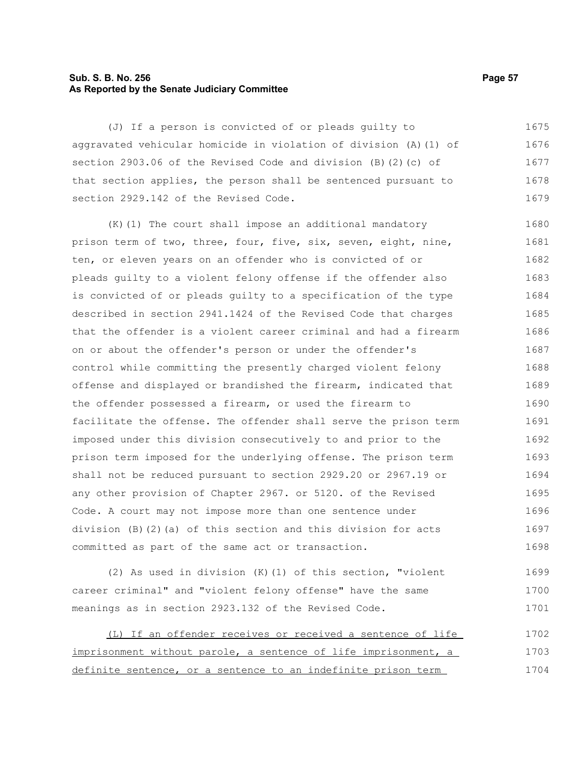(J) If a person is convicted of or pleads guilty to aggravated vehicular homicide in violation of division (A)(1) of section 2903.06 of the Revised Code and division (B)(2)(c) of that section applies, the person shall be sentenced pursuant to section 2929.142 of the Revised Code.

(K)(1) The court shall impose an additional mandatory prison term of two, three, four, five, six, seven, eight, nine, ten, or eleven years on an offender who is convicted of or pleads guilty to a violent felony offense if the offender also is convicted of or pleads guilty to a specification of the type described in section 2941.1424 of the Revised Code that charges that the offender is a violent career criminal and had a firearm on or about the offender's person or under the offender's control while committing the presently charged violent felony offense and displayed or brandished the firearm, indicated that the offender possessed a firearm, or used the firearm to facilitate the offense. The offender shall serve the prison term imposed under this division consecutively to and prior to the prison term imposed for the underlying offense. The prison term shall not be reduced pursuant to section 2929.20 or 2967.19 or any other provision of Chapter 2967. or 5120. of the Revised Code. A court may not impose more than one sentence under division (B)(2)(a) of this section and this division for acts committed as part of the same act or transaction.

(2) As used in division (K)(1) of this section, "violent career criminal" and "violent felony offense" have the same meanings as in section 2923.132 of the Revised Code.

<u>(L) If an offender receives or received a sentence of life imprisonment without parole, a sentence of life imprisonment, a definite sentence, or a sentence to an indefinite prison term</u>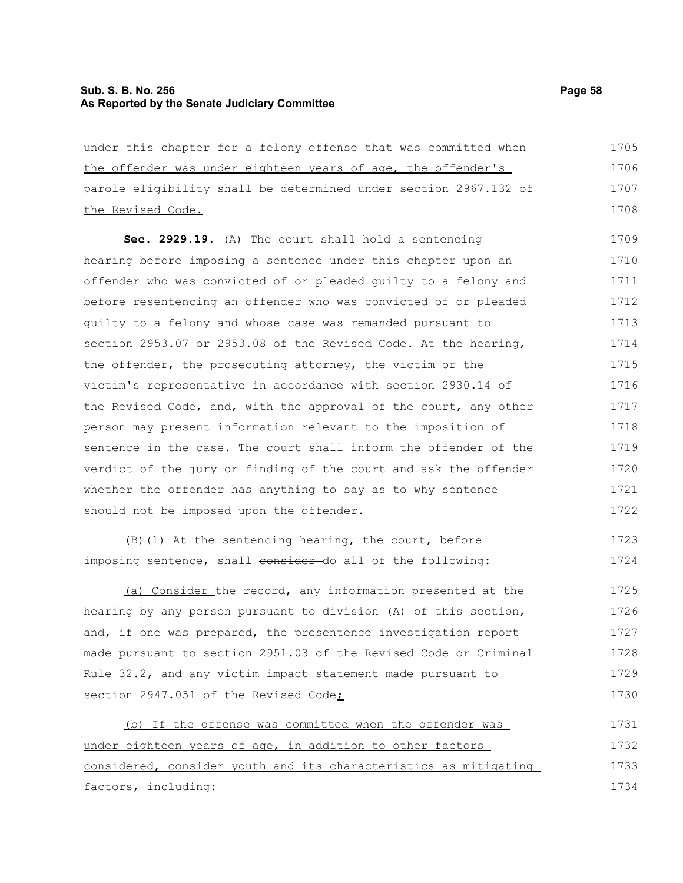under this chapter for a felony offense that was committed when the offender was under eighteen years of age, the offender's parole eligibility shall be determined under section 2967.132 of the Revised Code.

**Sec. 2929.19.** (A) The court shall hold a sentencing hearing before imposing a sentence under this chapter upon an offender who was convicted of or pleaded guilty to a felony and before resentencing an offender who was convicted of or pleaded guilty to a felony and whose case was remanded pursuant to section 2953.07 or 2953.08 of the Revised Code. At the hearing, the offender, the prosecuting attorney, the victim or the victim's representative in accordance with section 2930.14 of the Revised Code, and, with the approval of the court, any other person may present information relevant to the imposition of sentence in the case. The court shall inform the offender of the verdict of the jury or finding of the court and ask the offender whether the offender has anything to say as to why sentence should not be imposed upon the offender.

(B)(1) At the sentencing hearing, the court, before imposing sentence, shall ~~consider~~ do all of the following:

(a) Consider the record, any information presented at the hearing by any person pursuant to division (A) of this section, and, if one was prepared, the presentence investigation report made pursuant to section 2951.03 of the Revised Code or Criminal Rule 32.2, and any victim impact statement made pursuant to section 2947.051 of the Revised Code;

(b) If the offense was committed when the offender was under eighteen years of age, in addition to other factors considered, consider youth and its characteristics as mitigating factors, including: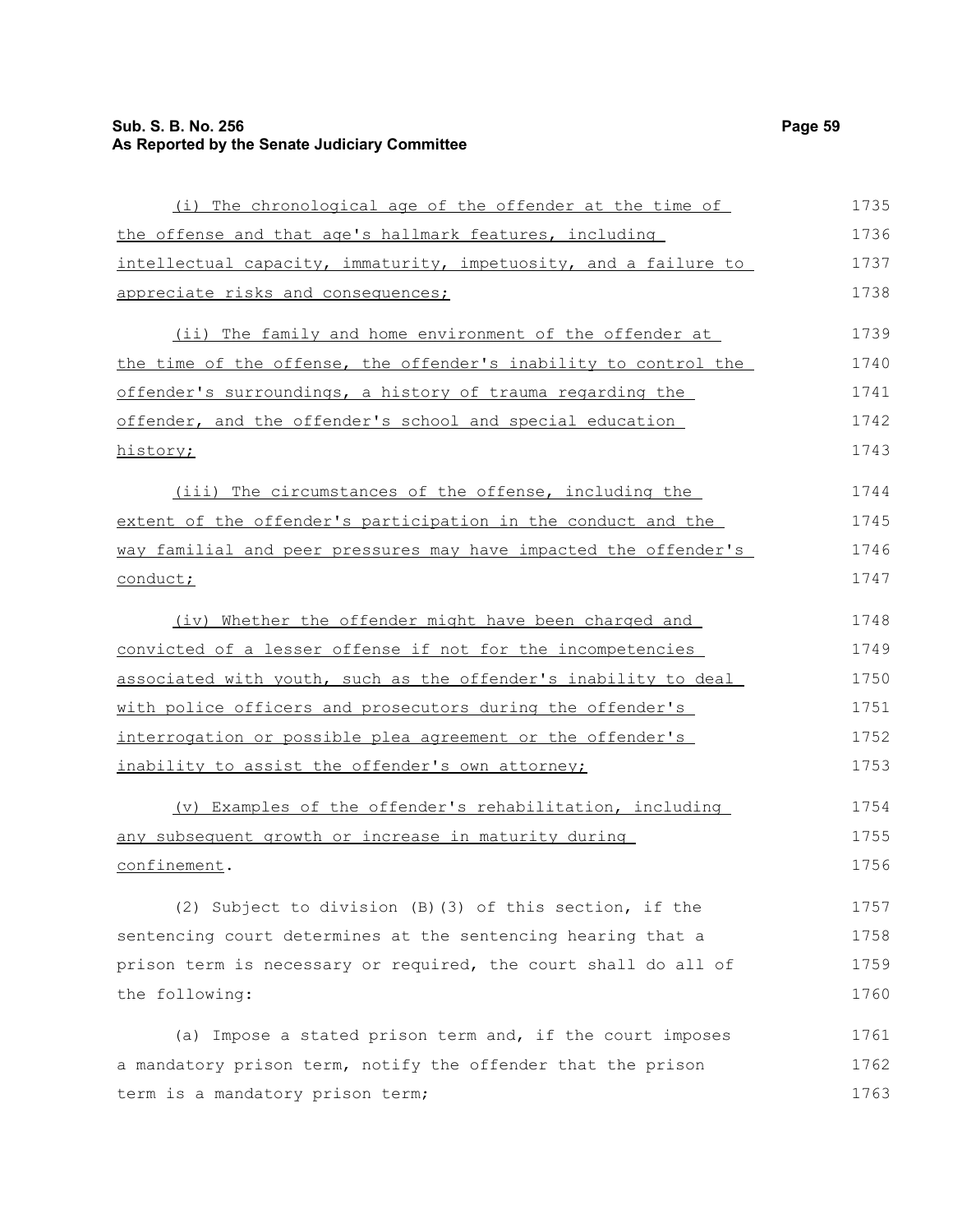(i) The chronological age of the offender at the time of the offense and that age's hallmark features, including intellectual capacity, immaturity, impetuosity, and a failure to appreciate risks and consequences;

(ii) The family and home environment of the offender at the time of the offense, the offender's inability to control the offender's surroundings, a history of trauma regarding the offender, and the offender's school and special education history;

(iii) The circumstances of the offense, including the extent of the offender's participation in the conduct and the way familial and peer pressures may have impacted the offender's conduct;

(iv) Whether the offender might have been charged and convicted of a lesser offense if not for the incompetencies associated with youth, such as the offender's inability to deal with police officers and prosecutors during the offender's interrogation or possible plea agreement or the offender's inability to assist the offender's own attorney;

(v) Examples of the offender's rehabilitation, including any subsequent growth or increase in maturity during confinement.

(2) Subject to division (B)(3) of this section, if the sentencing court determines at the sentencing hearing that a prison term is necessary or required, the court shall do all of the following:

(a) Impose a stated prison term and, if the court imposes a mandatory prison term, notify the offender that the prison term is a mandatory prison term;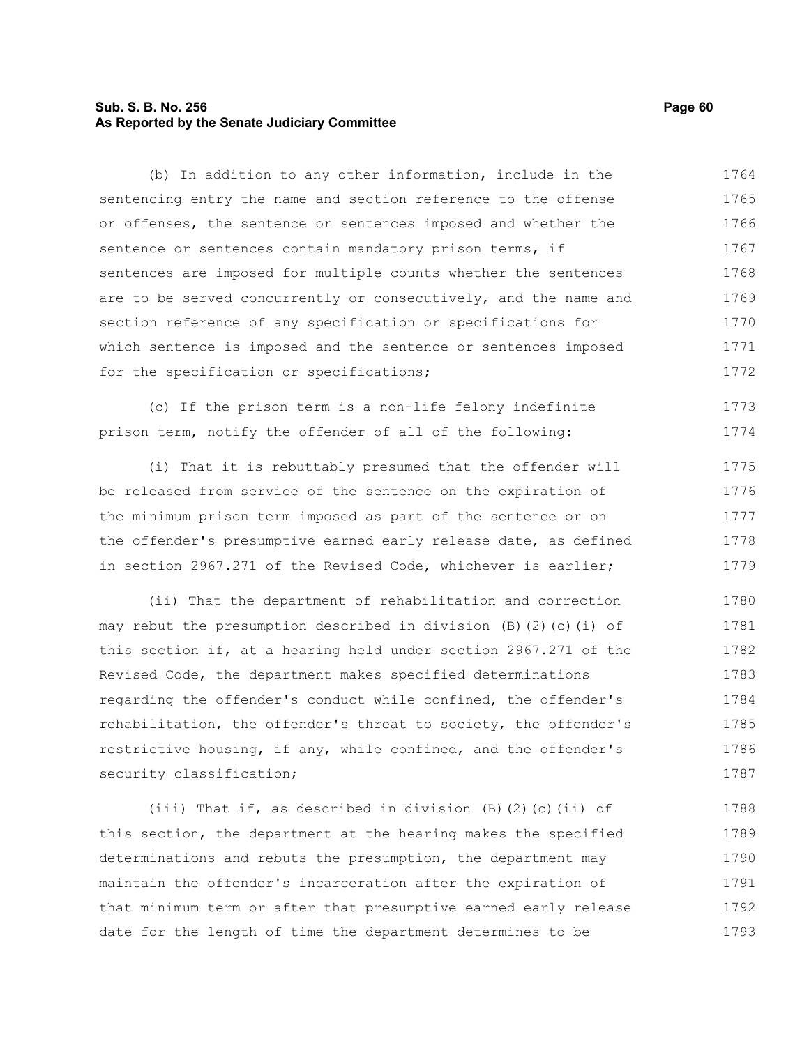(b) In addition to any other information, include in the sentencing entry the name and section reference to the offense or offenses, the sentence or sentences imposed and whether the sentence or sentences contain mandatory prison terms, if sentences are imposed for multiple counts whether the sentences are to be served concurrently or consecutively, and the name and section reference of any specification or specifications for which sentence is imposed and the sentence or sentences imposed for the specification or specifications;

(c) If the prison term is a non-life felony indefinite prison term, notify the offender of all of the following:

(i) That it is rebuttably presumed that the offender will be released from service of the sentence on the expiration of the minimum prison term imposed as part of the sentence or on the offender's presumptive earned early release date, as defined in section 2967.271 of the Revised Code, whichever is earlier;

(ii) That the department of rehabilitation and correction may rebut the presumption described in division (B)(2)(c)(i) of this section if, at a hearing held under section 2967.271 of the Revised Code, the department makes specified determinations regarding the offender's conduct while confined, the offender's rehabilitation, the offender's threat to society, the offender's restrictive housing, if any, while confined, and the offender's security classification;

(iii) That if, as described in division (B)(2)(c)(ii) of this section, the department at the hearing makes the specified determinations and rebuts the presumption, the department may maintain the offender's incarceration after the expiration of that minimum term or after that presumptive earned early release date for the length of time the department determines to be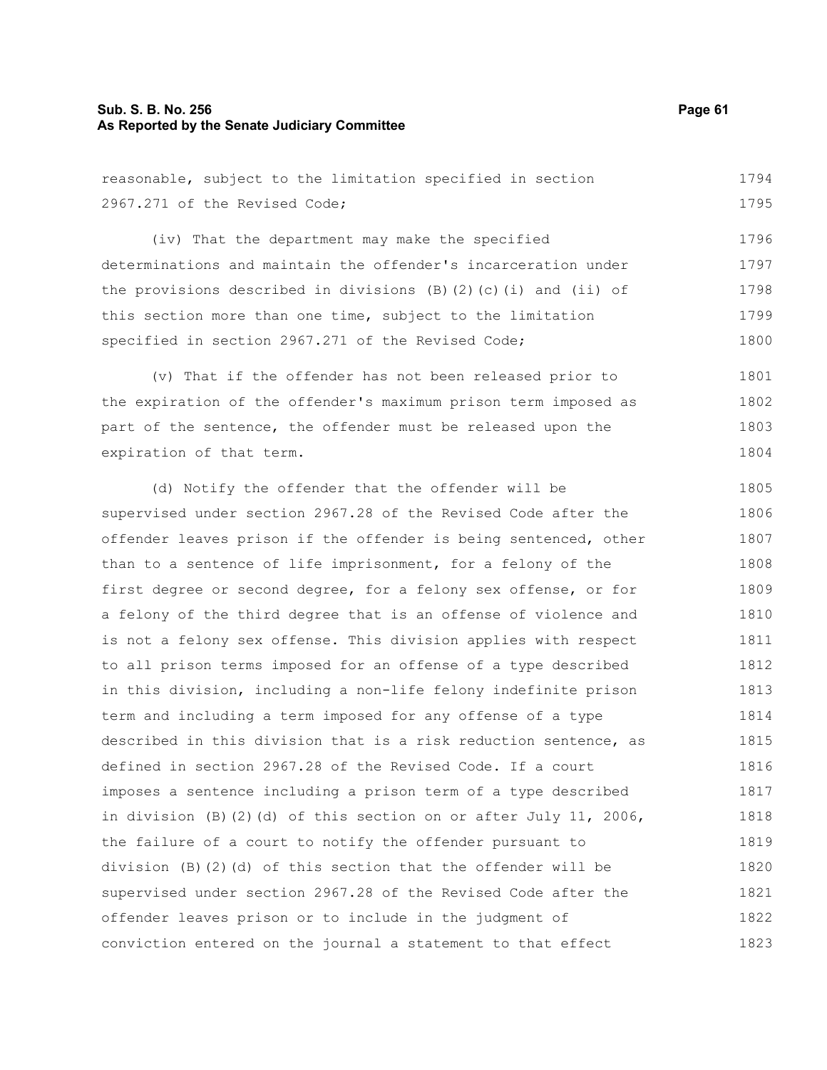reasonable, subject to the limitation specified in section 2967.271 of the Revised Code;

(iv) That the department may make the specified determinations and maintain the offender's incarceration under the provisions described in divisions (B)(2)(c)(i) and (ii) of this section more than one time, subject to the limitation specified in section 2967.271 of the Revised Code;

(v) That if the offender has not been released prior to the expiration of the offender's maximum prison term imposed as part of the sentence, the offender must be released upon the expiration of that term.

(d) Notify the offender that the offender will be supervised under section 2967.28 of the Revised Code after the offender leaves prison if the offender is being sentenced, other than to a sentence of life imprisonment, for a felony of the first degree or second degree, for a felony sex offense, or for a felony of the third degree that is an offense of violence and is not a felony sex offense. This division applies with respect to all prison terms imposed for an offense of a type described in this division, including a non-life felony indefinite prison term and including a term imposed for any offense of a type described in this division that is a risk reduction sentence, as defined in section 2967.28 of the Revised Code. If a court imposes a sentence including a prison term of a type described in division (B)(2)(d) of this section on or after July 11, 2006, the failure of a court to notify the offender pursuant to division (B)(2)(d) of this section that the offender will be supervised under section 2967.28 of the Revised Code after the offender leaves prison or to include in the judgment of conviction entered on the journal a statement to that effect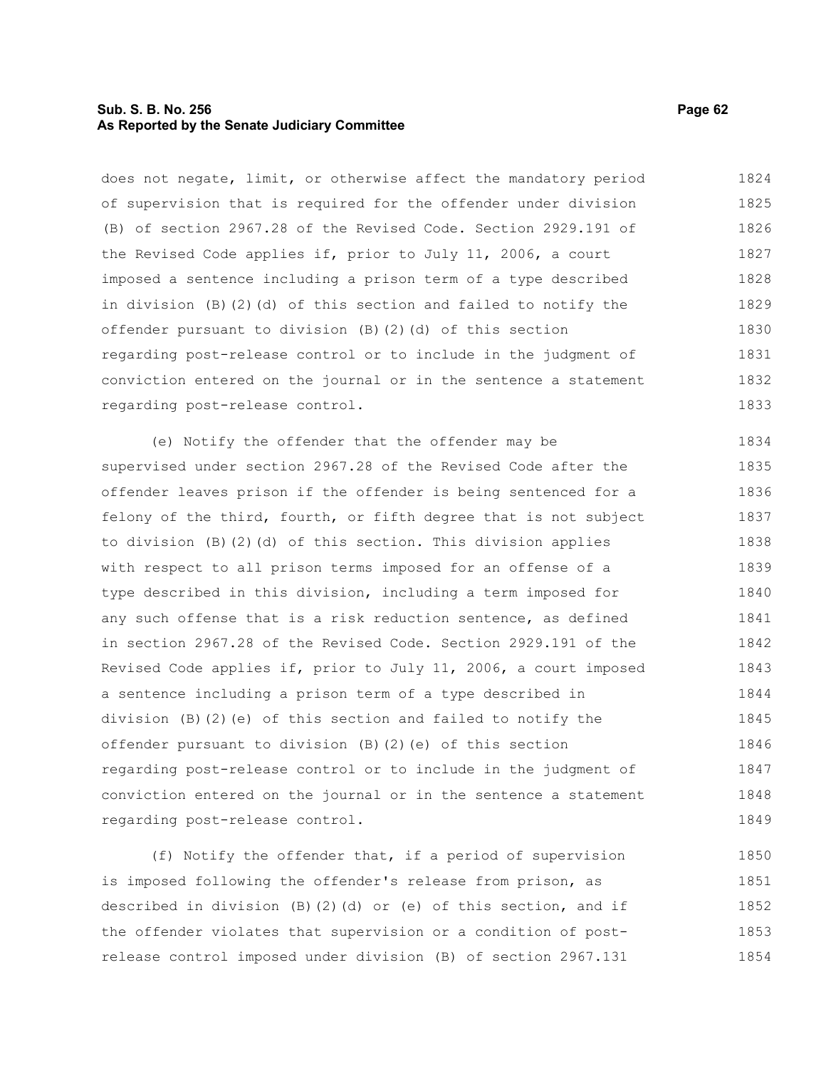does not negate, limit, or otherwise affect the mandatory period of supervision that is required for the offender under division (B) of section 2967.28 of the Revised Code. Section 2929.191 of the Revised Code applies if, prior to July 11, 2006, a court imposed a sentence including a prison term of a type described in division (B)(2)(d) of this section and failed to notify the offender pursuant to division (B)(2)(d) of this section regarding post-release control or to include in the judgment of conviction entered on the journal or in the sentence a statement regarding post-release control.

(e) Notify the offender that the offender may be supervised under section 2967.28 of the Revised Code after the offender leaves prison if the offender is being sentenced for a felony of the third, fourth, or fifth degree that is not subject to division (B)(2)(d) of this section. This division applies with respect to all prison terms imposed for an offense of a type described in this division, including a term imposed for any such offense that is a risk reduction sentence, as defined in section 2967.28 of the Revised Code. Section 2929.191 of the Revised Code applies if, prior to July 11, 2006, a court imposed a sentence including a prison term of a type described in division (B)(2)(e) of this section and failed to notify the offender pursuant to division (B)(2)(e) of this section regarding post-release control or to include in the judgment of conviction entered on the journal or in the sentence a statement regarding post-release control.

(f) Notify the offender that, if a period of supervision is imposed following the offender's release from prison, as described in division (B)(2)(d) or (e) of this section, and if the offender violates that supervision or a condition of post-release control imposed under division (B) of section 2967.131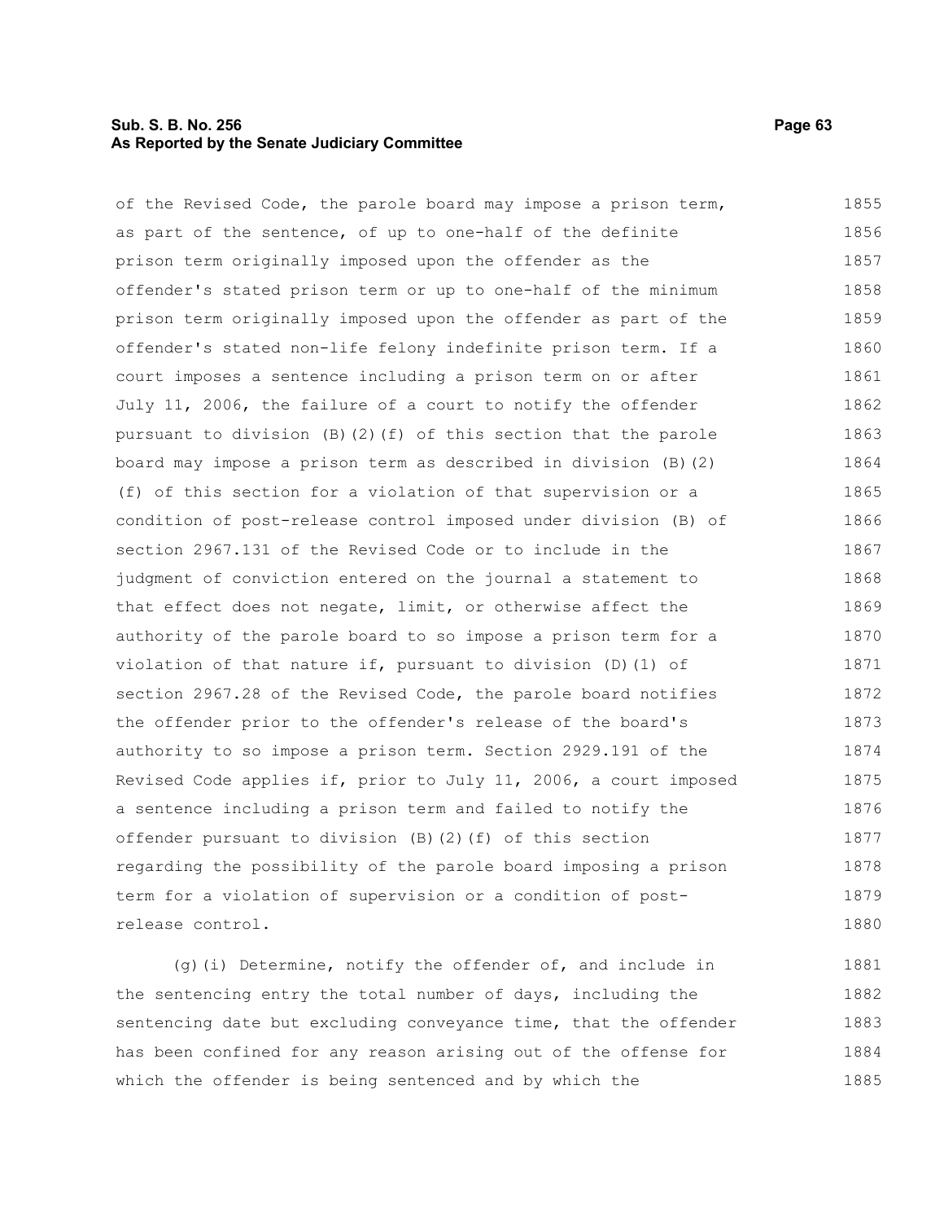of the Revised Code, the parole board may impose a prison term, as part of the sentence, of up to one-half of the definite prison term originally imposed upon the offender as the offender's stated prison term or up to one-half of the minimum prison term originally imposed upon the offender as part of the offender's stated non-life felony indefinite prison term. If a court imposes a sentence including a prison term on or after July 11, 2006, the failure of a court to notify the offender pursuant to division (B)(2)(f) of this section that the parole board may impose a prison term as described in division (B)(2)(f) of this section for a violation of that supervision or a condition of post-release control imposed under division (B) of section 2967.131 of the Revised Code or to include in the judgment of conviction entered on the journal a statement to that effect does not negate, limit, or otherwise affect the authority of the parole board to so impose a prison term for a violation of that nature if, pursuant to division (D)(1) of section 2967.28 of the Revised Code, the parole board notifies the offender prior to the offender's release of the board's authority to so impose a prison term. Section 2929.191 of the Revised Code applies if, prior to July 11, 2006, a court imposed a sentence including a prison term and failed to notify the offender pursuant to division (B)(2)(f) of this section regarding the possibility of the parole board imposing a prison term for a violation of supervision or a condition of post-release control.

(g)(i) Determine, notify the offender of, and include in the sentencing entry the total number of days, including the sentencing date but excluding conveyance time, that the offender has been confined for any reason arising out of the offense for which the offender is being sentenced and by which the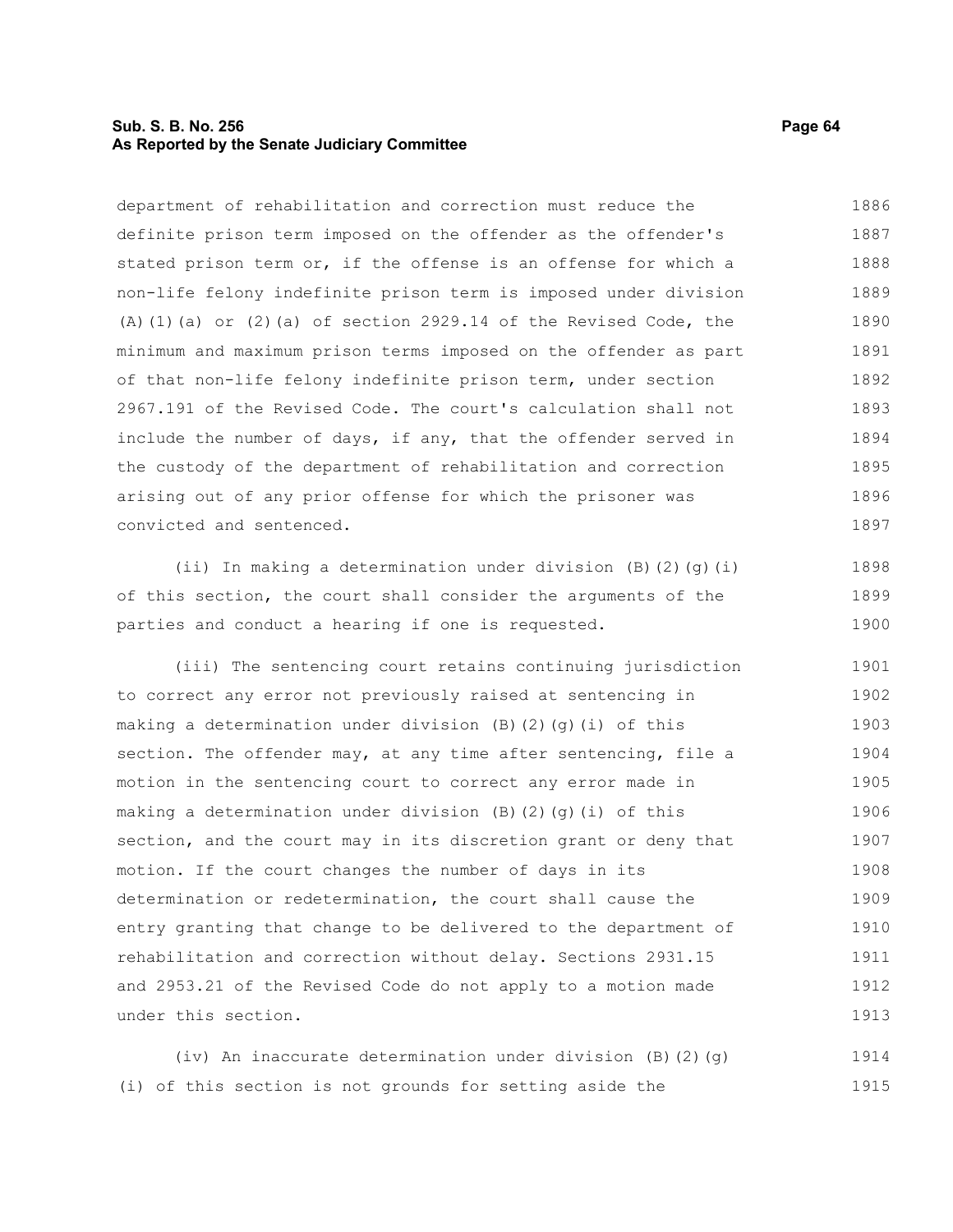department of rehabilitation and correction must reduce the definite prison term imposed on the offender as the offender's stated prison term or, if the offense is an offense for which a non-life felony indefinite prison term is imposed under division (A)(1)(a) or (2)(a) of section 2929.14 of the Revised Code, the minimum and maximum prison terms imposed on the offender as part of that non-life felony indefinite prison term, under section 2967.191 of the Revised Code. The court's calculation shall not include the number of days, if any, that the offender served in the custody of the department of rehabilitation and correction arising out of any prior offense for which the prisoner was convicted and sentenced.

(ii) In making a determination under division (B)(2)(g)(i) of this section, the court shall consider the arguments of the parties and conduct a hearing if one is requested.

(iii) The sentencing court retains continuing jurisdiction to correct any error not previously raised at sentencing in making a determination under division (B)(2)(g)(i) of this section. The offender may, at any time after sentencing, file a motion in the sentencing court to correct any error made in making a determination under division (B)(2)(g)(i) of this section, and the court may in its discretion grant or deny that motion. If the court changes the number of days in its determination or redetermination, the court shall cause the entry granting that change to be delivered to the department of rehabilitation and correction without delay. Sections 2931.15 and 2953.21 of the Revised Code do not apply to a motion made under this section.

(iv) An inaccurate determination under division (B)(2)(g)(i) of this section is not grounds for setting aside the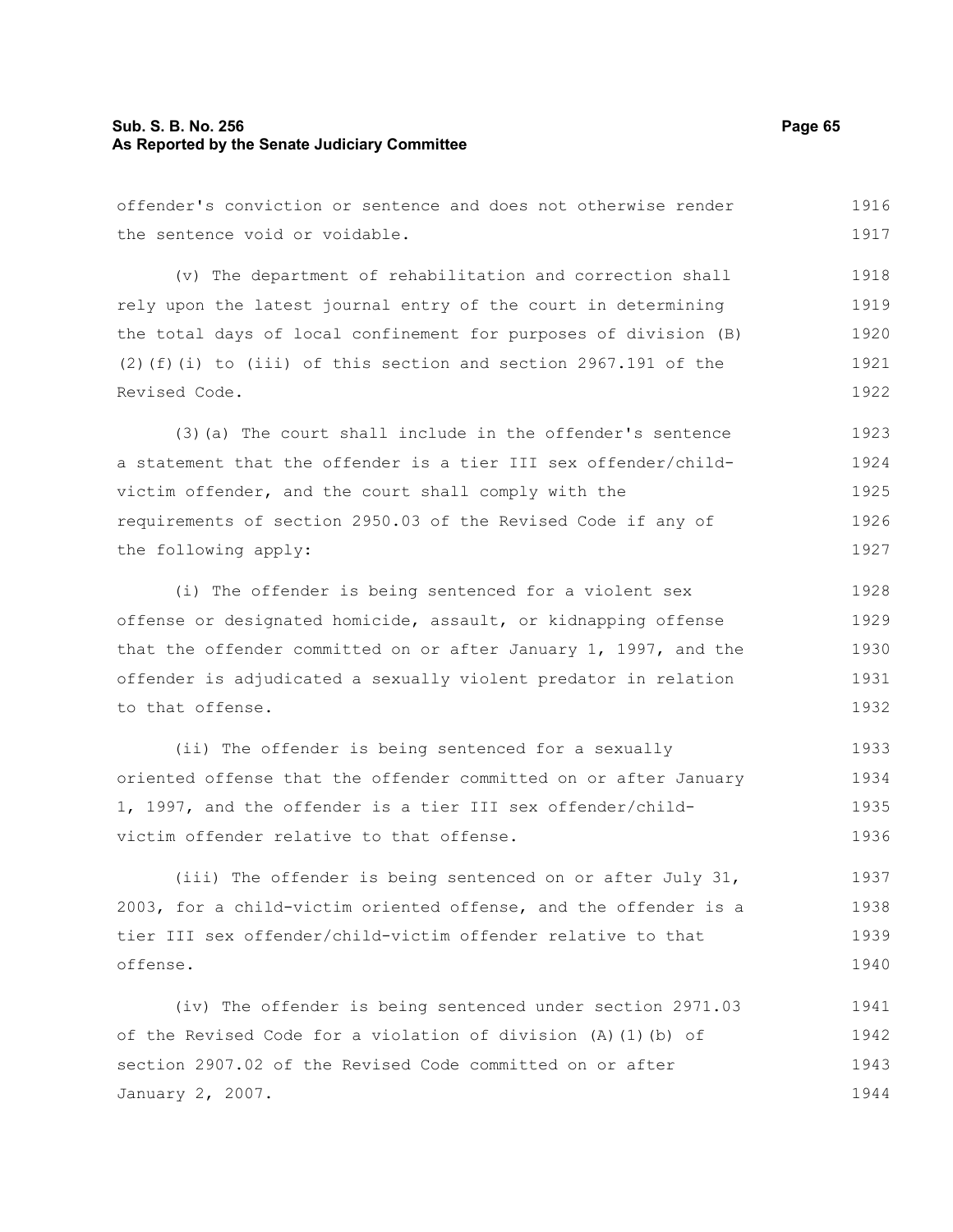offender's conviction or sentence and does not otherwise render the sentence void or voidable.

(v) The department of rehabilitation and correction shall rely upon the latest journal entry of the court in determining the total days of local confinement for purposes of division (B)(2)(f)(i) to (iii) of this section and section 2967.191 of the Revised Code.

(3)(a) The court shall include in the offender's sentence a statement that the offender is a tier III sex offender/child-victim offender, and the court shall comply with the requirements of section 2950.03 of the Revised Code if any of the following apply:

(i) The offender is being sentenced for a violent sex offense or designated homicide, assault, or kidnapping offense that the offender committed on or after January 1, 1997, and the offender is adjudicated a sexually violent predator in relation to that offense.

(ii) The offender is being sentenced for a sexually oriented offense that the offender committed on or after January 1, 1997, and the offender is a tier III sex offender/child-victim offender relative to that offense.

(iii) The offender is being sentenced on or after July 31, 2003, for a child-victim oriented offense, and the offender is a tier III sex offender/child-victim offender relative to that offense.

(iv) The offender is being sentenced under section 2971.03 of the Revised Code for a violation of division (A)(1)(b) of section 2907.02 of the Revised Code committed on or after January 2, 2007.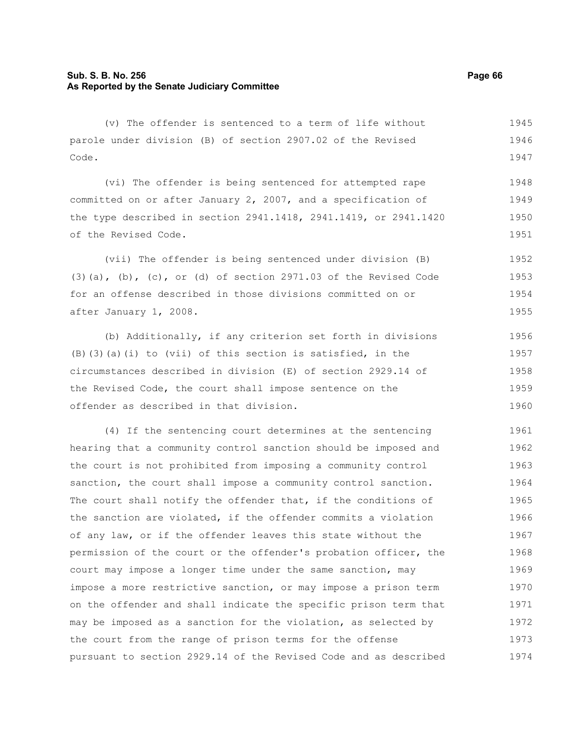(v) The offender is sentenced to a term of life without parole under division (B) of section 2907.02 of the Revised Code.

(vi) The offender is being sentenced for attempted rape committed on or after January 2, 2007, and a specification of the type described in section 2941.1418, 2941.1419, or 2941.1420 of the Revised Code.

(vii) The offender is being sentenced under division (B)(3)(a), (b), (c), or (d) of section 2971.03 of the Revised Code for an offense described in those divisions committed on or after January 1, 2008.

(b) Additionally, if any criterion set forth in divisions (B)(3)(a)(i) to (vii) of this section is satisfied, in the circumstances described in division (E) of section 2929.14 of the Revised Code, the court shall impose sentence on the offender as described in that division.

(4) If the sentencing court determines at the sentencing hearing that a community control sanction should be imposed and the court is not prohibited from imposing a community control sanction, the court shall impose a community control sanction. The court shall notify the offender that, if the conditions of the sanction are violated, if the offender commits a violation of any law, or if the offender leaves this state without the permission of the court or the offender's probation officer, the court may impose a longer time under the same sanction, may impose a more restrictive sanction, or may impose a prison term on the offender and shall indicate the specific prison term that may be imposed as a sanction for the violation, as selected by the court from the range of prison terms for the offense pursuant to section 2929.14 of the Revised Code and as described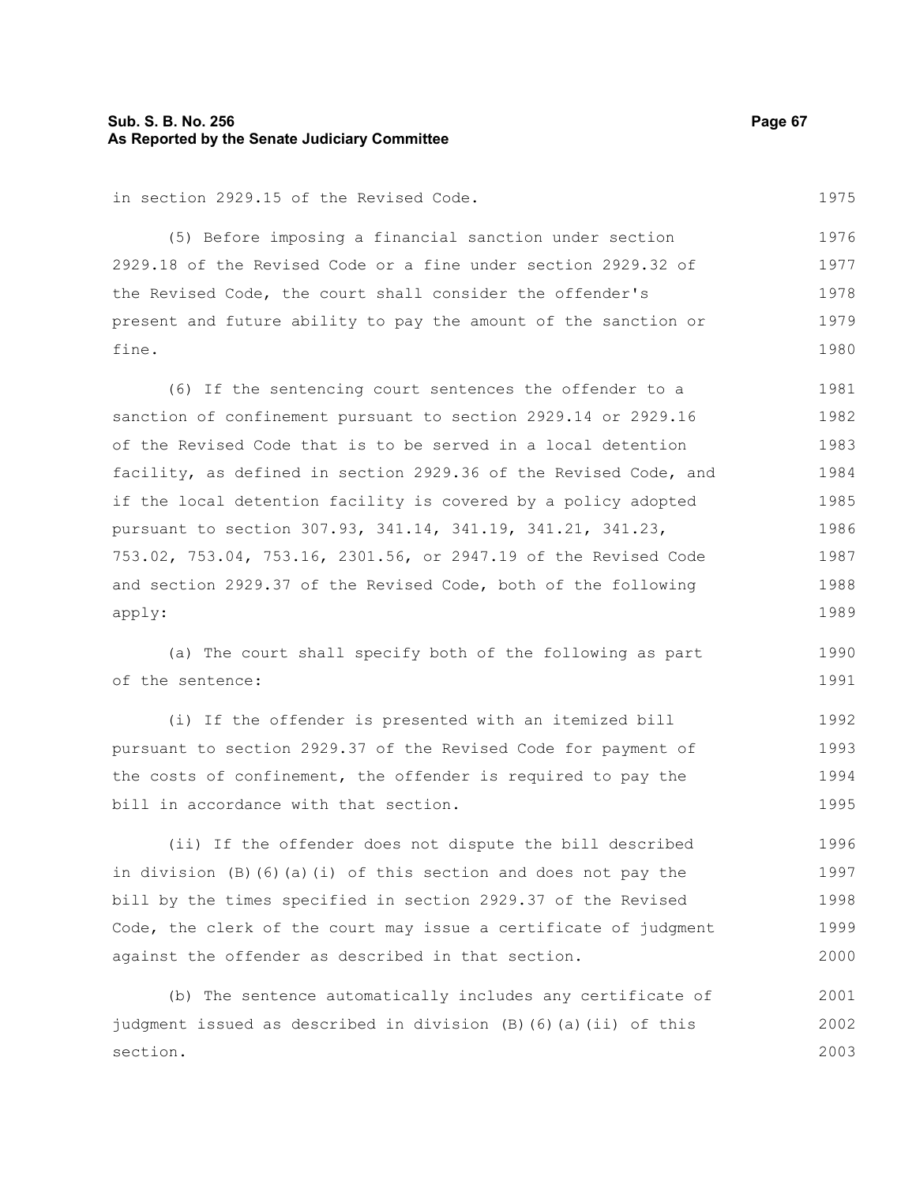in section 2929.15 of the Revised Code.

(5) Before imposing a financial sanction under section 2929.18 of the Revised Code or a fine under section 2929.32 of the Revised Code, the court shall consider the offender's present and future ability to pay the amount of the sanction or fine.

(6) If the sentencing court sentences the offender to a sanction of confinement pursuant to section 2929.14 or 2929.16 of the Revised Code that is to be served in a local detention facility, as defined in section 2929.36 of the Revised Code, and if the local detention facility is covered by a policy adopted pursuant to section 307.93, 341.14, 341.19, 341.21, 341.23, 753.02, 753.04, 753.16, 2301.56, or 2947.19 of the Revised Code and section 2929.37 of the Revised Code, both of the following apply:

(a) The court shall specify both of the following as part of the sentence:

(i) If the offender is presented with an itemized bill pursuant to section 2929.37 of the Revised Code for payment of the costs of confinement, the offender is required to pay the bill in accordance with that section.

(ii) If the offender does not dispute the bill described in division (B)(6)(a)(i) of this section and does not pay the bill by the times specified in section 2929.37 of the Revised Code, the clerk of the court may issue a certificate of judgment against the offender as described in that section.

(b) The sentence automatically includes any certificate of judgment issued as described in division (B)(6)(a)(ii) of this section.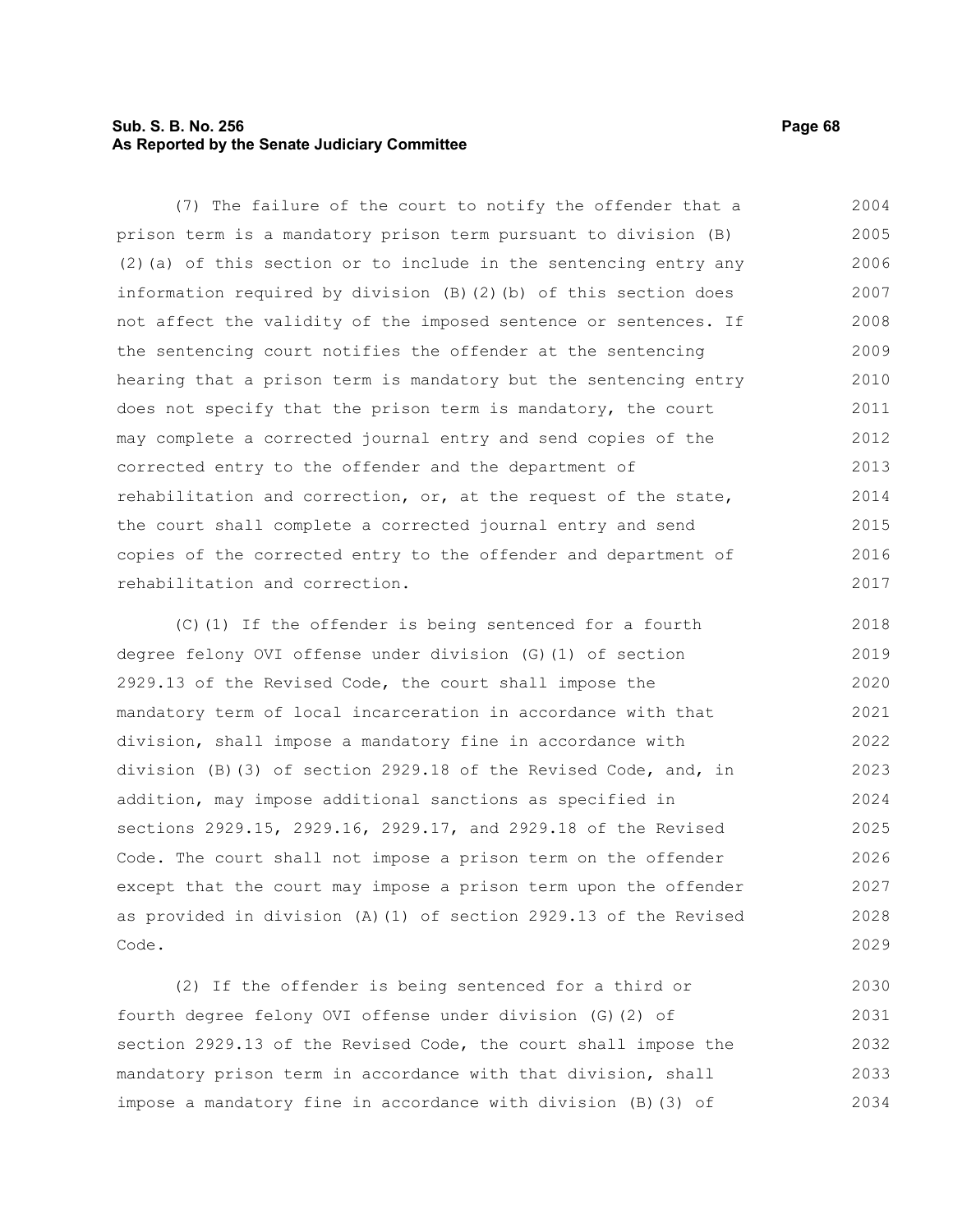(7) The failure of the court to notify the offender that a prison term is a mandatory prison term pursuant to division (B)(2)(a) of this section or to include in the sentencing entry any information required by division (B)(2)(b) of this section does not affect the validity of the imposed sentence or sentences. If the sentencing court notifies the offender at the sentencing hearing that a prison term is mandatory but the sentencing entry does not specify that the prison term is mandatory, the court may complete a corrected journal entry and send copies of the corrected entry to the offender and the department of rehabilitation and correction, or, at the request of the state, the court shall complete a corrected journal entry and send copies of the corrected entry to the offender and department of rehabilitation and correction.

(C)(1) If the offender is being sentenced for a fourth degree felony OVI offense under division (G)(1) of section 2929.13 of the Revised Code, the court shall impose the mandatory term of local incarceration in accordance with that division, shall impose a mandatory fine in accordance with division (B)(3) of section 2929.18 of the Revised Code, and, in addition, may impose additional sanctions as specified in sections 2929.15, 2929.16, 2929.17, and 2929.18 of the Revised Code. The court shall not impose a prison term on the offender except that the court may impose a prison term upon the offender as provided in division (A)(1) of section 2929.13 of the Revised Code.

(2) If the offender is being sentenced for a third or fourth degree felony OVI offense under division (G)(2) of section 2929.13 of the Revised Code, the court shall impose the mandatory prison term in accordance with that division, shall impose a mandatory fine in accordance with division (B)(3) of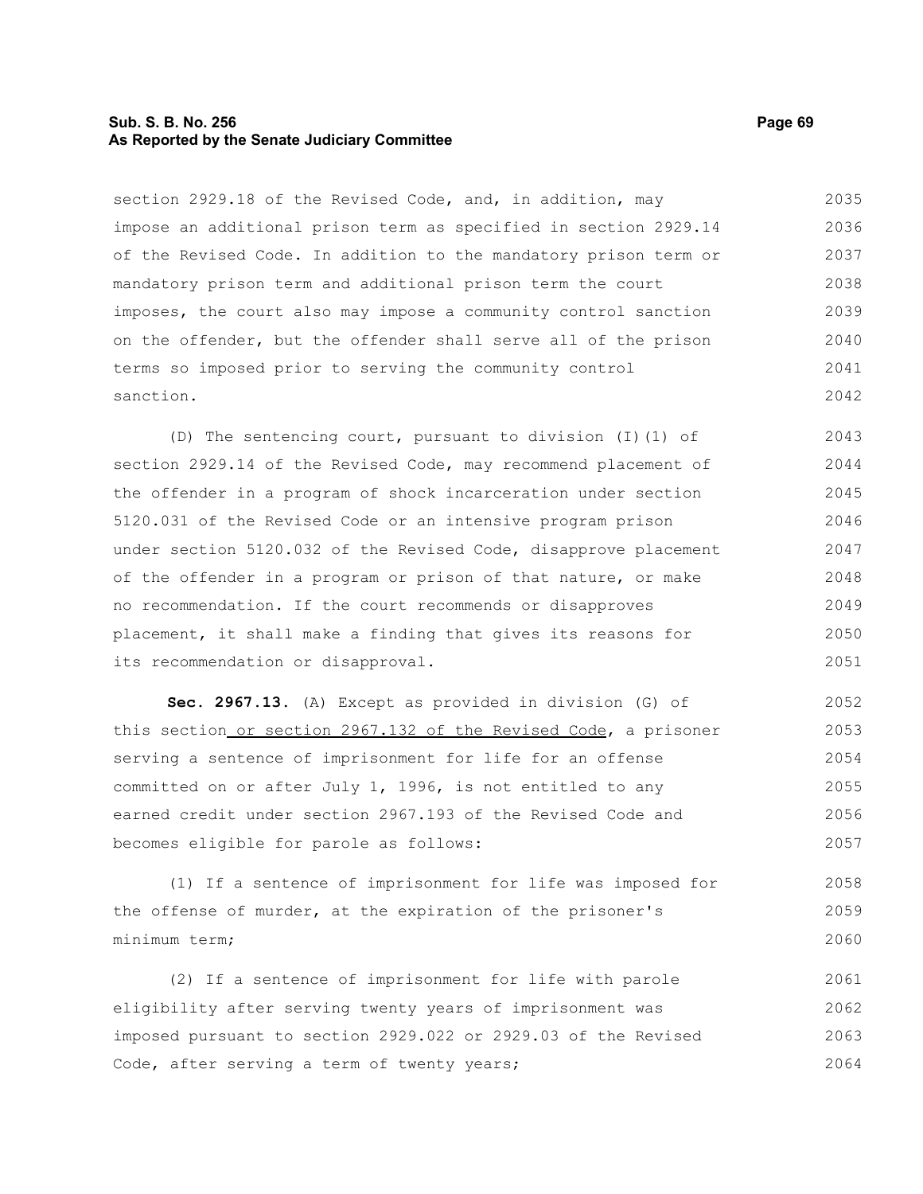section 2929.18 of the Revised Code, and, in addition, may impose an additional prison term as specified in section 2929.14 of the Revised Code. In addition to the mandatory prison term or mandatory prison term and additional prison term the court imposes, the court also may impose a community control sanction on the offender, but the offender shall serve all of the prison terms so imposed prior to serving the community control sanction.

(D) The sentencing court, pursuant to division (I)(1) of section 2929.14 of the Revised Code, may recommend placement of the offender in a program of shock incarceration under section 5120.031 of the Revised Code or an intensive program prison under section 5120.032 of the Revised Code, disapprove placement of the offender in a program or prison of that nature, or make no recommendation. If the court recommends or disapproves placement, it shall make a finding that gives its reasons for its recommendation or disapproval.

**Sec. 2967.13.** (A) Except as provided in division (G) of this section or section 2967.132 of the Revised Code, a prisoner serving a sentence of imprisonment for life for an offense committed on or after July 1, 1996, is not entitled to any earned credit under section 2967.193 of the Revised Code and becomes eligible for parole as follows:

(1) If a sentence of imprisonment for life was imposed for the offense of murder, at the expiration of the prisoner's minimum term;

(2) If a sentence of imprisonment for life with parole eligibility after serving twenty years of imprisonment was imposed pursuant to section 2929.022 or 2929.03 of the Revised Code, after serving a term of twenty years;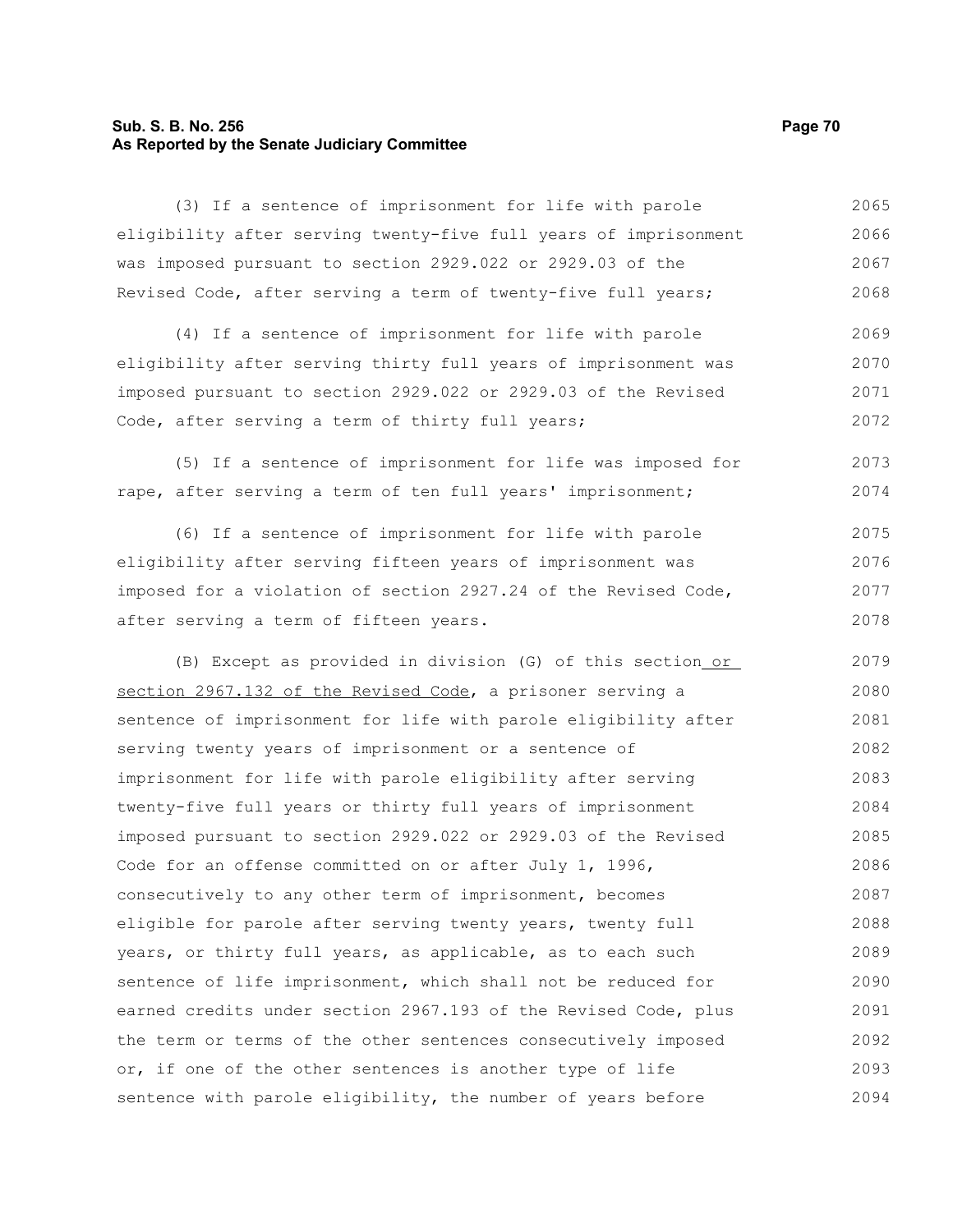(3) If a sentence of imprisonment for life with parole eligibility after serving twenty-five full years of imprisonment was imposed pursuant to section 2929.022 or 2929.03 of the Revised Code, after serving a term of twenty-five full years;

(4) If a sentence of imprisonment for life with parole eligibility after serving thirty full years of imprisonment was imposed pursuant to section 2929.022 or 2929.03 of the Revised Code, after serving a term of thirty full years;

(5) If a sentence of imprisonment for life was imposed for rape, after serving a term of ten full years' imprisonment;

(6) If a sentence of imprisonment for life with parole eligibility after serving fifteen years of imprisonment was imposed for a violation of section 2927.24 of the Revised Code, after serving a term of fifteen years.

(B) Except as provided in division (G) of this section or section 2967.132 of the Revised Code, a prisoner serving a sentence of imprisonment for life with parole eligibility after serving twenty years of imprisonment or a sentence of imprisonment for life with parole eligibility after serving twenty-five full years or thirty full years of imprisonment imposed pursuant to section 2929.022 or 2929.03 of the Revised Code for an offense committed on or after July 1, 1996, consecutively to any other term of imprisonment, becomes eligible for parole after serving twenty years, twenty full years, or thirty full years, as applicable, as to each such sentence of life imprisonment, which shall not be reduced for earned credits under section 2967.193 of the Revised Code, plus the term or terms of the other sentences consecutively imposed or, if one of the other sentences is another type of life sentence with parole eligibility, the number of years before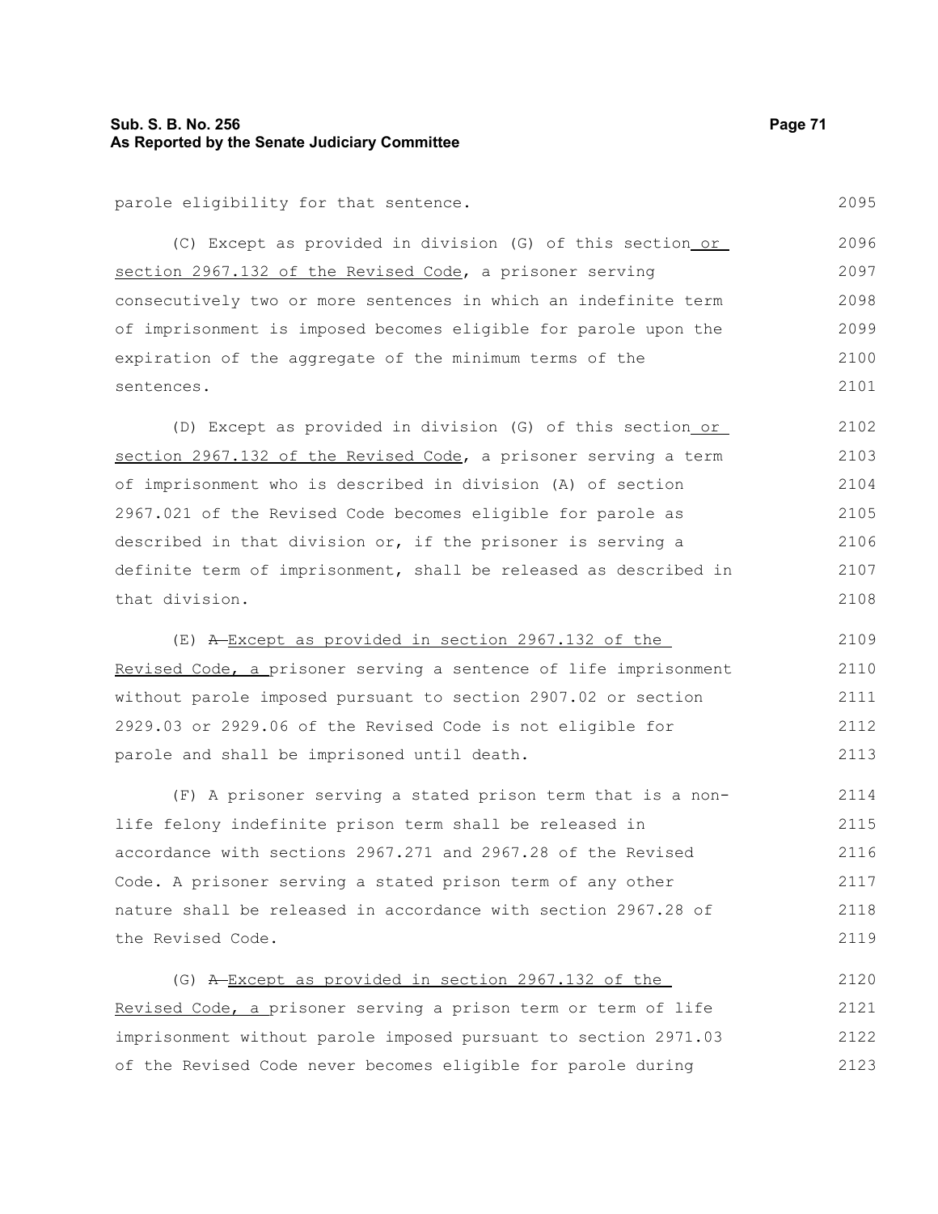parole eligibility for that sentence.

(C) Except as provided in division (G) of this section or section 2967.132 of the Revised Code, a prisoner serving consecutively two or more sentences in which an indefinite term of imprisonment is imposed becomes eligible for parole upon the expiration of the aggregate of the minimum terms of the sentences.

(D) Except as provided in division (G) of this section or section 2967.132 of the Revised Code, a prisoner serving a term of imprisonment who is described in division (A) of section 2967.021 of the Revised Code becomes eligible for parole as described in that division or, if the prisoner is serving a definite term of imprisonment, shall be released as described in that division.

(E) ~~A~~ Except as provided in section 2967.132 of the Revised Code, a prisoner serving a sentence of life imprisonment without parole imposed pursuant to section 2907.02 or section 2929.03 or 2929.06 of the Revised Code is not eligible for parole and shall be imprisoned until death.

(F) A prisoner serving a stated prison term that is a non-life felony indefinite prison term shall be released in accordance with sections 2967.271 and 2967.28 of the Revised Code. A prisoner serving a stated prison term of any other nature shall be released in accordance with section 2967.28 of the Revised Code.

(G) ~~A~~ Except as provided in section 2967.132 of the Revised Code, a prisoner serving a prison term or term of life imprisonment without parole imposed pursuant to section 2971.03 of the Revised Code never becomes eligible for parole during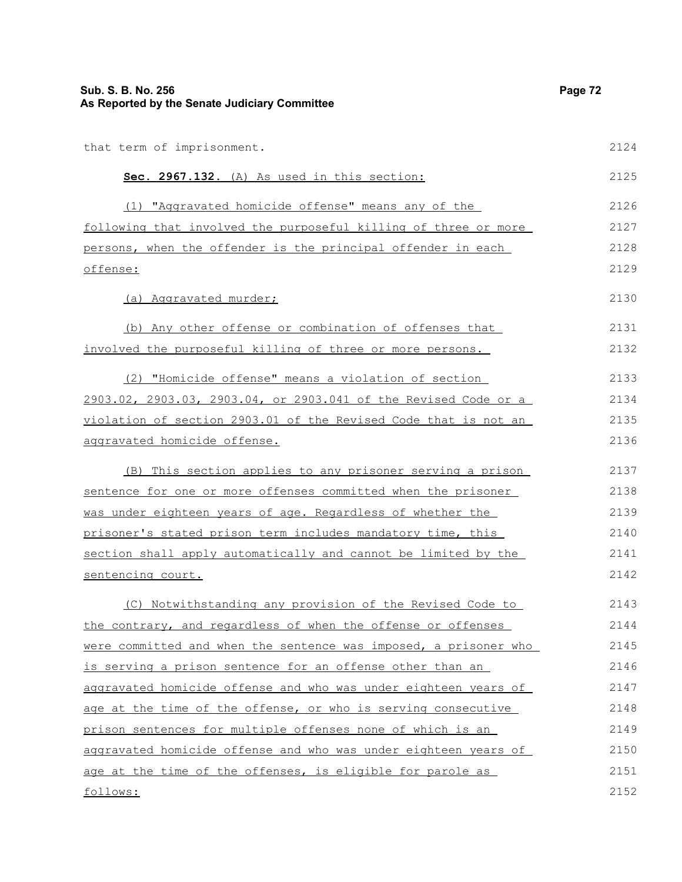that term of imprisonment.

**Sec. 2967.132.** (A) As used in this section:

(1) "Aggravated homicide offense" means any of the following that involved the purposeful killing of three or more persons, when the offender is the principal offender in each offense:

(a) Aggravated murder;

(b) Any other offense or combination of offenses that involved the purposeful killing of three or more persons.

(2) "Homicide offense" means a violation of section 2903.02, 2903.03, 2903.04, or 2903.041 of the Revised Code or a violation of section 2903.01 of the Revised Code that is not an aggravated homicide offense.

(B) This section applies to any prisoner serving a prison sentence for one or more offenses committed when the prisoner was under eighteen years of age. Regardless of whether the prisoner's stated prison term includes mandatory time, this section shall apply automatically and cannot be limited by the sentencing court.

(C) Notwithstanding any provision of the Revised Code to the contrary, and regardless of when the offense or offenses were committed and when the sentence was imposed, a prisoner who is serving a prison sentence for an offense other than an aggravated homicide offense and who was under eighteen years of age at the time of the offense, or who is serving consecutive prison sentences for multiple offenses none of which is an aggravated homicide offense and who was under eighteen years of age at the time of the offenses, is eligible for parole as follows: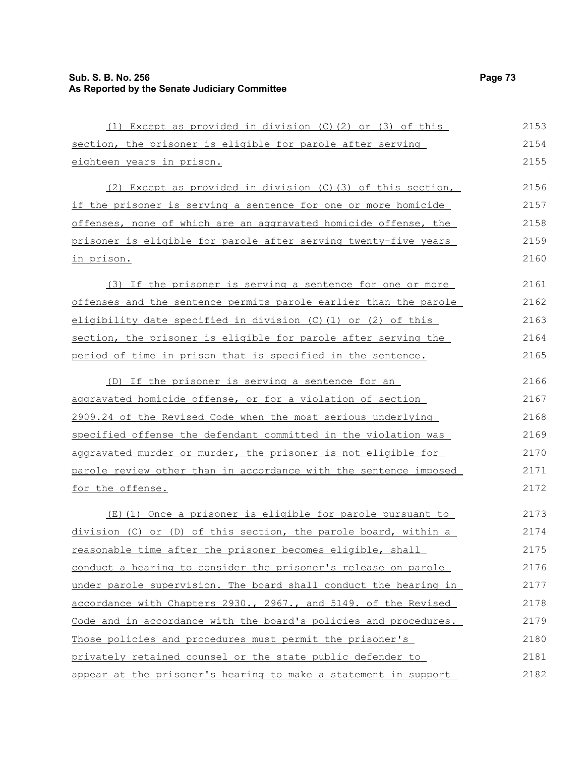(1) Except as provided in division (C)(2) or (3) of this section, the prisoner is eligible for parole after serving eighteen years in prison.

(2) Except as provided in division (C)(3) of this section, if the prisoner is serving a sentence for one or more homicide offenses, none of which are an aggravated homicide offense, the prisoner is eligible for parole after serving twenty-five years in prison.

(3) If the prisoner is serving a sentence for one or more offenses and the sentence permits parole earlier than the parole eligibility date specified in division (C)(1) or (2) of this section, the prisoner is eligible for parole after serving the period of time in prison that is specified in the sentence.

(D) If the prisoner is serving a sentence for an aggravated homicide offense, or for a violation of section 2909.24 of the Revised Code when the most serious underlying specified offense the defendant committed in the violation was aggravated murder or murder, the prisoner is not eligible for parole review other than in accordance with the sentence imposed for the offense.

(E)(1) Once a prisoner is eligible for parole pursuant to division (C) or (D) of this section, the parole board, within a reasonable time after the prisoner becomes eligible, shall conduct a hearing to consider the prisoner's release on parole under parole supervision. The board shall conduct the hearing in accordance with Chapters 2930., 2967., and 5149. of the Revised Code and in accordance with the board's policies and procedures. Those policies and procedures must permit the prisoner's privately retained counsel or the state public defender to appear at the prisoner's hearing to make a statement in support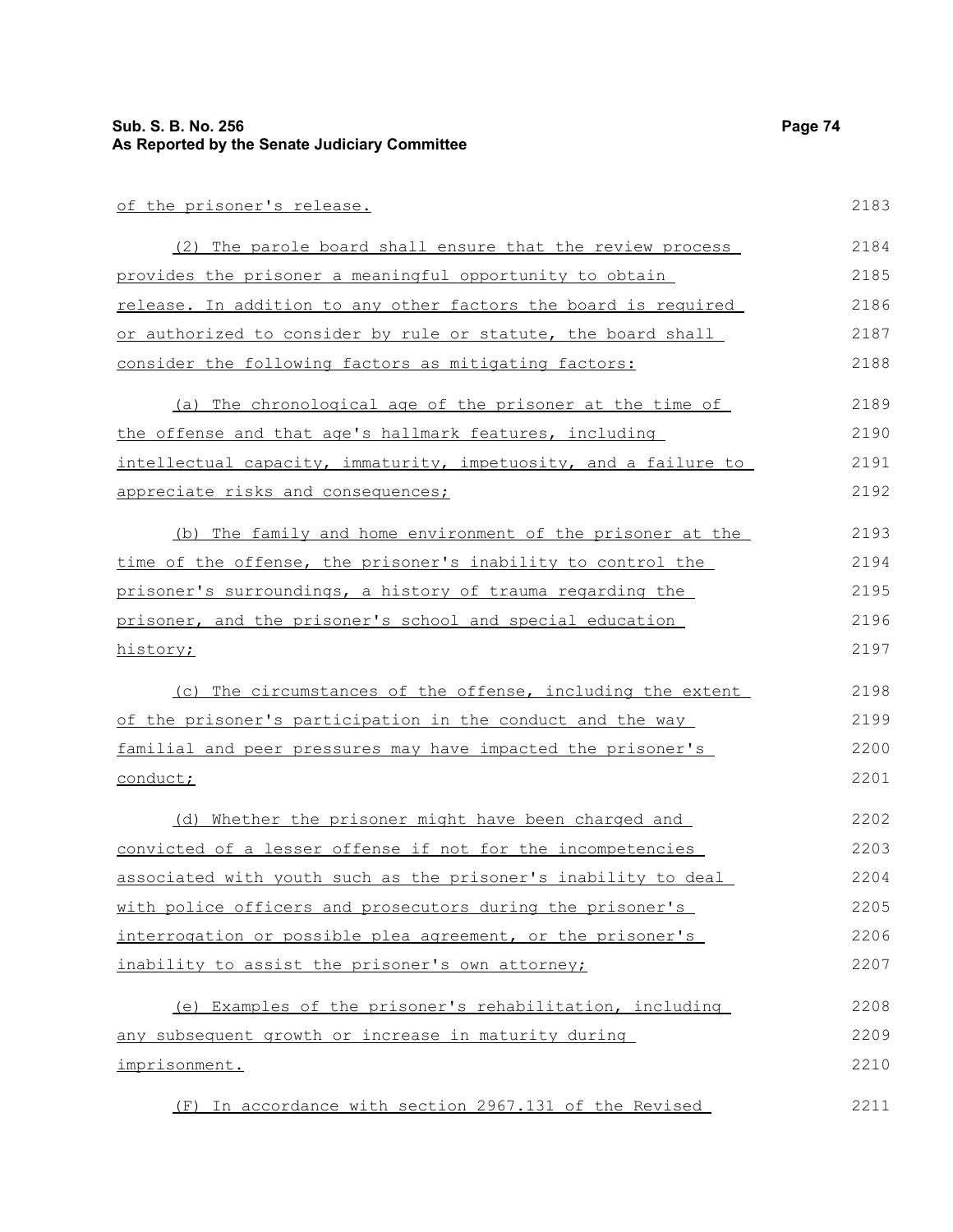of the prisoner's release.

(2) The parole board shall ensure that the review process provides the prisoner a meaningful opportunity to obtain release. In addition to any other factors the board is required or authorized to consider by rule or statute, the board shall consider the following factors as mitigating factors:

(a) The chronological age of the prisoner at the time of the offense and that age's hallmark features, including intellectual capacity, immaturity, impetuosity, and a failure to appreciate risks and consequences;

(b) The family and home environment of the prisoner at the time of the offense, the prisoner's inability to control the prisoner's surroundings, a history of trauma regarding the prisoner, and the prisoner's school and special education history;

(c) The circumstances of the offense, including the extent of the prisoner's participation in the conduct and the way familial and peer pressures may have impacted the prisoner's conduct;

(d) Whether the prisoner might have been charged and convicted of a lesser offense if not for the incompetencies associated with youth such as the prisoner's inability to deal with police officers and prosecutors during the prisoner's interrogation or possible plea agreement, or the prisoner's inability to assist the prisoner's own attorney;

(e) Examples of the prisoner's rehabilitation, including any subsequent growth or increase in maturity during imprisonment.

(F) In accordance with section 2967.131 of the Revised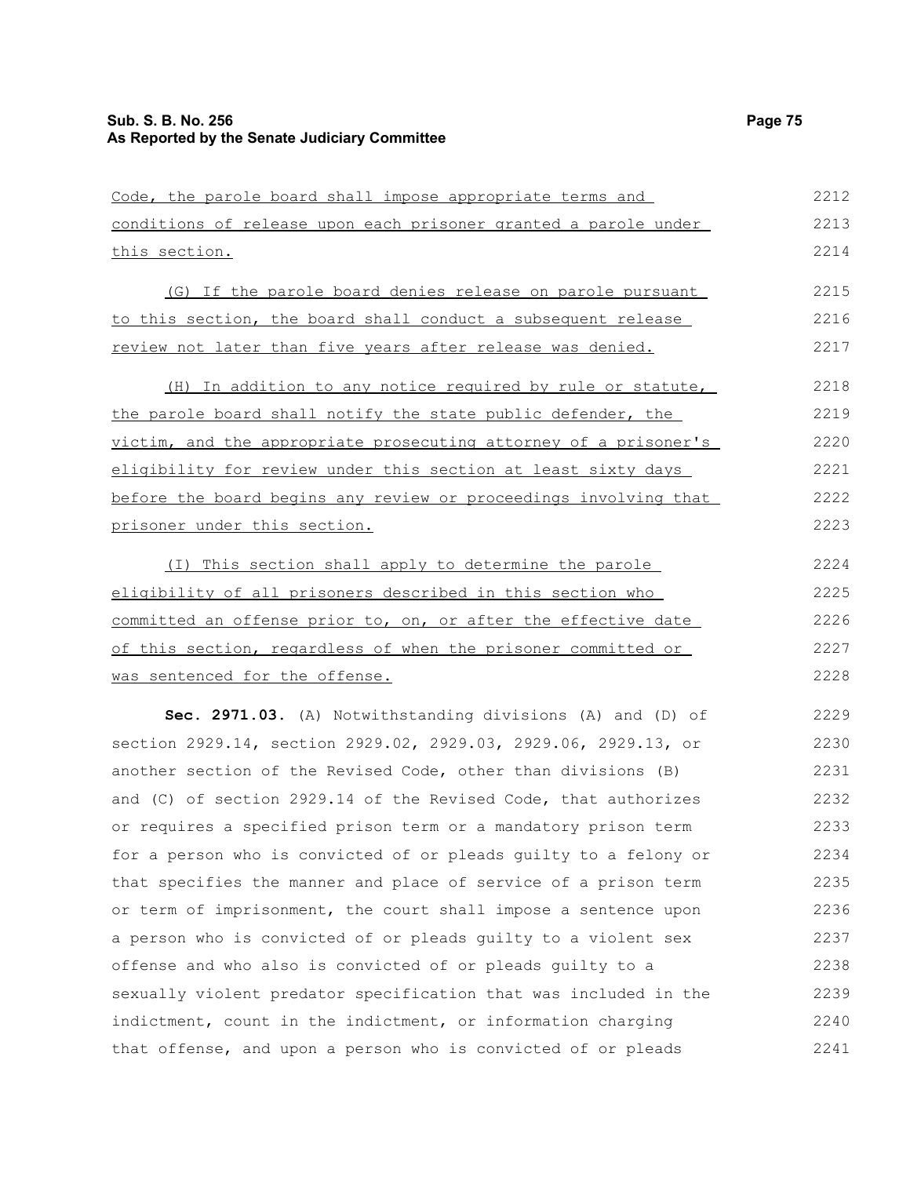Code, the parole board shall impose appropriate terms and conditions of release upon each prisoner granted a parole under this section.

(G) If the parole board denies release on parole pursuant to this section, the board shall conduct a subsequent release review not later than five years after release was denied.

(H) In addition to any notice required by rule or statute, the parole board shall notify the state public defender, the victim, and the appropriate prosecuting attorney of a prisoner's eligibility for review under this section at least sixty days before the board begins any review or proceedings involving that prisoner under this section.

(I) This section shall apply to determine the parole eligibility of all prisoners described in this section who committed an offense prior to, on, or after the effective date of this section, regardless of when the prisoner committed or was sentenced for the offense.

**Sec. 2971.03.** (A) Notwithstanding divisions (A) and (D) of section 2929.14, section 2929.02, 2929.03, 2929.06, 2929.13, or another section of the Revised Code, other than divisions (B) and (C) of section 2929.14 of the Revised Code, that authorizes or requires a specified prison term or a mandatory prison term for a person who is convicted of or pleads guilty to a felony or that specifies the manner and place of service of a prison term or term of imprisonment, the court shall impose a sentence upon a person who is convicted of or pleads guilty to a violent sex offense and who also is convicted of or pleads guilty to a sexually violent predator specification that was included in the indictment, count in the indictment, or information charging that offense, and upon a person who is convicted of or pleads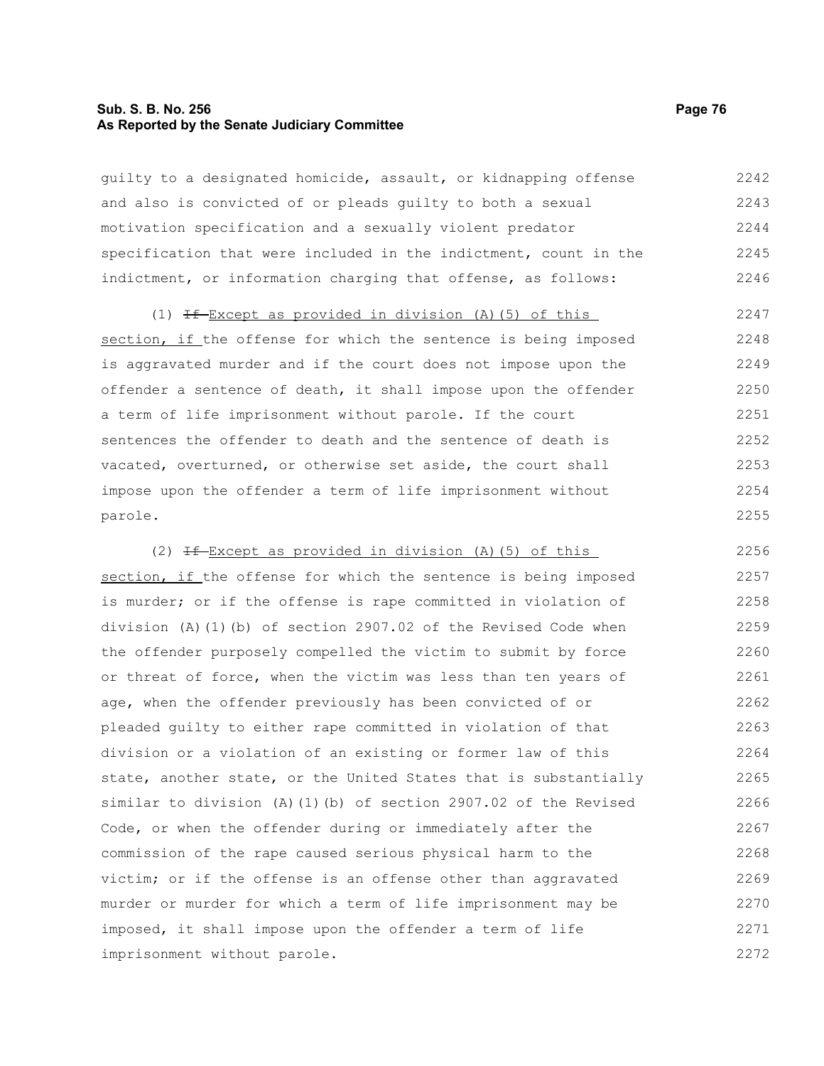guilty to a designated homicide, assault, or kidnapping offense and also is convicted of or pleads guilty to both a sexual motivation specification and a sexually violent predator specification that were included in the indictment, count in the indictment, or information charging that offense, as follows:

(1) ~~If~~ Except as provided in division (A)(5) of this section, if the offense for which the sentence is being imposed is aggravated murder and if the court does not impose upon the offender a sentence of death, it shall impose upon the offender a term of life imprisonment without parole. If the court sentences the offender to death and the sentence of death is vacated, overturned, or otherwise set aside, the court shall impose upon the offender a term of life imprisonment without parole.

(2) ~~If~~ Except as provided in division (A)(5) of this section, if the offense for which the sentence is being imposed is murder; or if the offense is rape committed in violation of division (A)(1)(b) of section 2907.02 of the Revised Code when the offender purposely compelled the victim to submit by force or threat of force, when the victim was less than ten years of age, when the offender previously has been convicted of or pleaded guilty to either rape committed in violation of that division or a violation of an existing or former law of this state, another state, or the United States that is substantially similar to division (A)(1)(b) of section 2907.02 of the Revised Code, or when the offender during or immediately after the commission of the rape caused serious physical harm to the victim; or if the offense is an offense other than aggravated murder or murder for which a term of life imprisonment may be imposed, it shall impose upon the offender a term of life imprisonment without parole.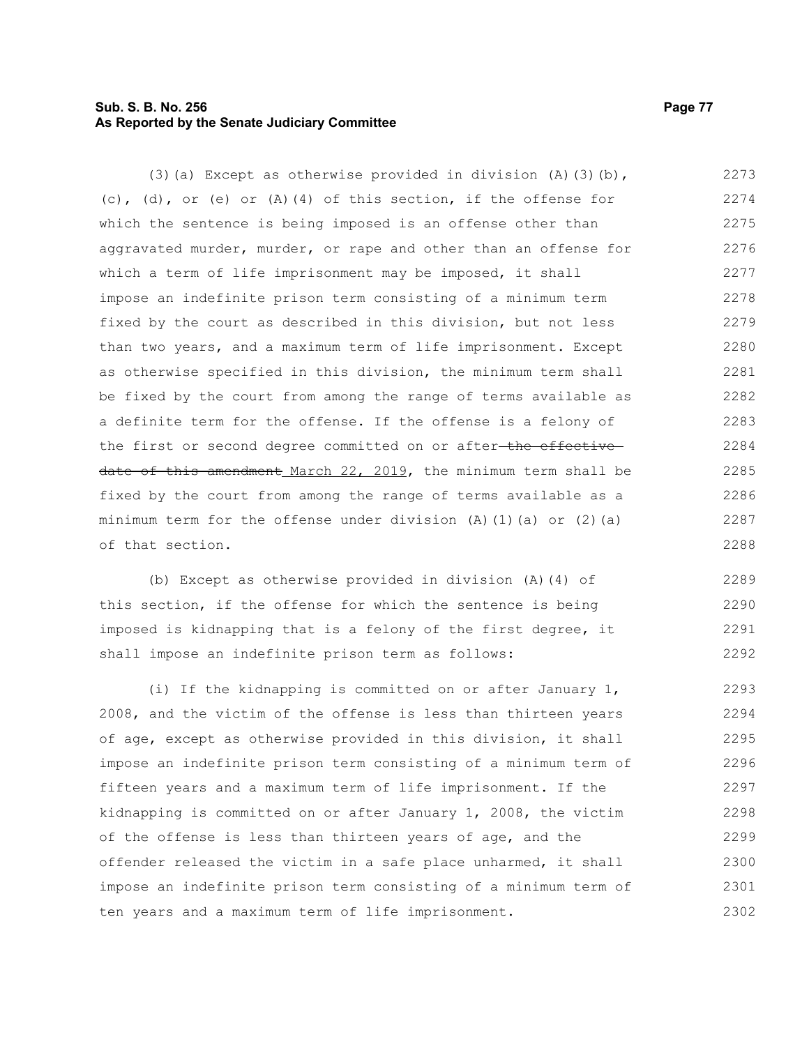(3)(a) Except as otherwise provided in division (A)(3)(b), (c), (d), or (e) or (A)(4) of this section, if the offense for which the sentence is being imposed is an offense other than aggravated murder, murder, or rape and other than an offense for which a term of life imprisonment may be imposed, it shall impose an indefinite prison term consisting of a minimum term fixed by the court as described in this division, but not less than two years, and a maximum term of life imprisonment. Except as otherwise specified in this division, the minimum term shall be fixed by the court from among the range of terms available as a definite term for the offense. If the offense is a felony of the first or second degree committed on or after ~~the effective date of this amendment~~ March 22, 2019, the minimum term shall be fixed by the court from among the range of terms available as a minimum term for the offense under division (A)(1)(a) or (2)(a) of that section.

(b) Except as otherwise provided in division (A)(4) of this section, if the offense for which the sentence is being imposed is kidnapping that is a felony of the first degree, it shall impose an indefinite prison term as follows:

(i) If the kidnapping is committed on or after January 1, 2008, and the victim of the offense is less than thirteen years of age, except as otherwise provided in this division, it shall impose an indefinite prison term consisting of a minimum term of fifteen years and a maximum term of life imprisonment. If the kidnapping is committed on or after January 1, 2008, the victim of the offense is less than thirteen years of age, and the offender released the victim in a safe place unharmed, it shall impose an indefinite prison term consisting of a minimum term of ten years and a maximum term of life imprisonment.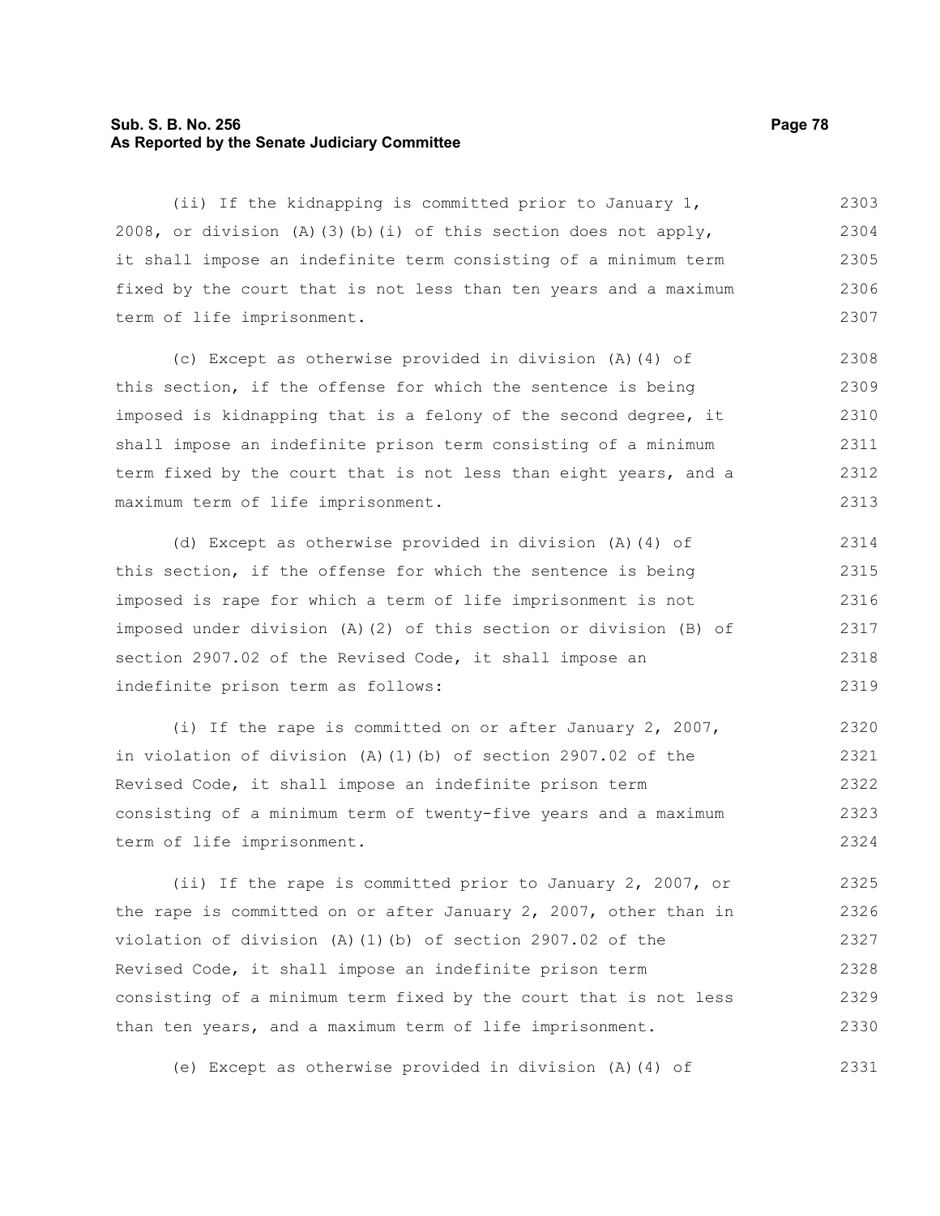(ii) If the kidnapping is committed prior to January 1, 2008, or division (A)(3)(b)(i) of this section does not apply, it shall impose an indefinite term consisting of a minimum term fixed by the court that is not less than ten years and a maximum term of life imprisonment.

(c) Except as otherwise provided in division (A)(4) of this section, if the offense for which the sentence is being imposed is kidnapping that is a felony of the second degree, it shall impose an indefinite prison term consisting of a minimum term fixed by the court that is not less than eight years, and a maximum term of life imprisonment.

(d) Except as otherwise provided in division (A)(4) of this section, if the offense for which the sentence is being imposed is rape for which a term of life imprisonment is not imposed under division (A)(2) of this section or division (B) of section 2907.02 of the Revised Code, it shall impose an indefinite prison term as follows:

(i) If the rape is committed on or after January 2, 2007, in violation of division (A)(1)(b) of section 2907.02 of the Revised Code, it shall impose an indefinite prison term consisting of a minimum term of twenty-five years and a maximum term of life imprisonment.

(ii) If the rape is committed prior to January 2, 2007, or the rape is committed on or after January 2, 2007, other than in violation of division (A)(1)(b) of section 2907.02 of the Revised Code, it shall impose an indefinite prison term consisting of a minimum term fixed by the court that is not less than ten years, and a maximum term of life imprisonment.

(e) Except as otherwise provided in division (A)(4) of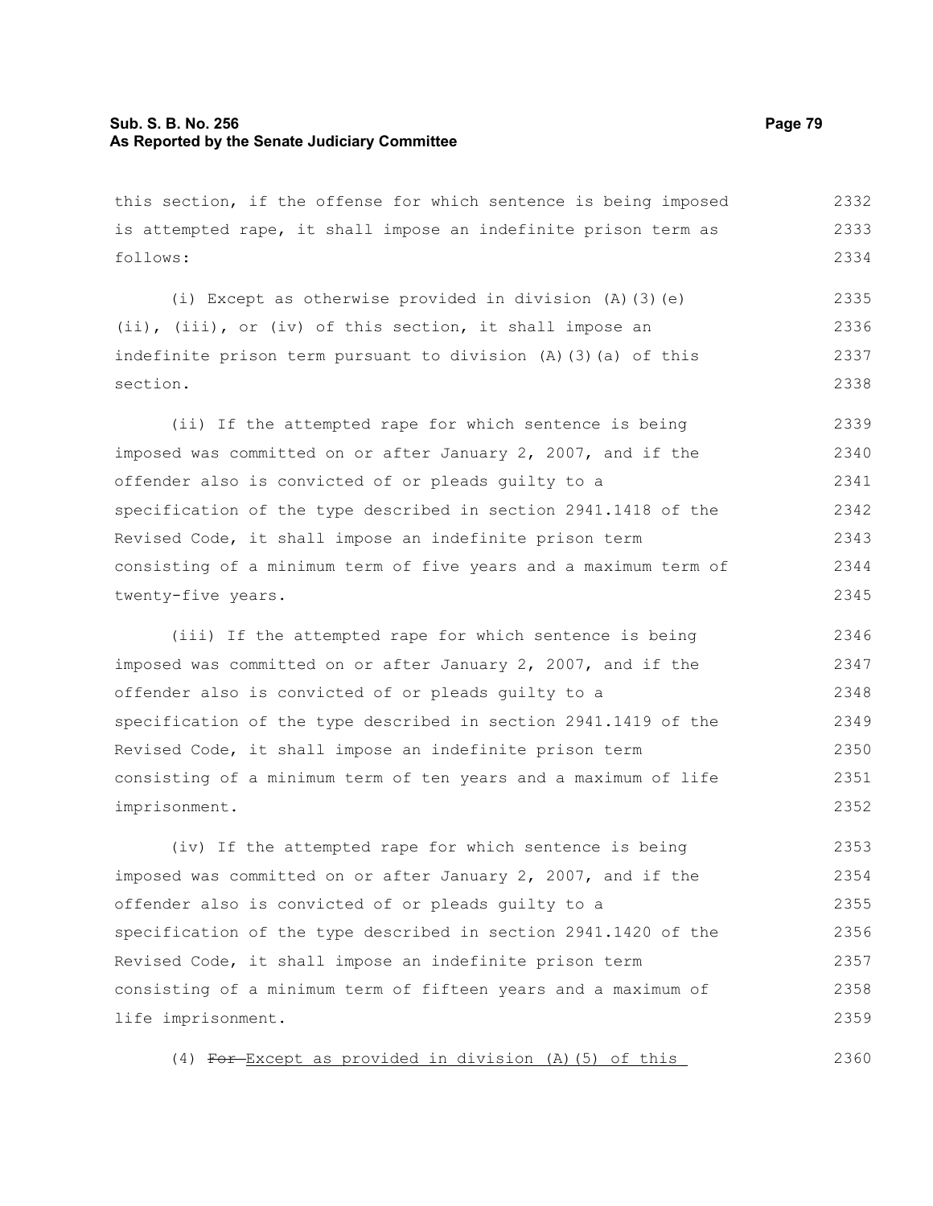this section, if the offense for which sentence is being imposed is attempted rape, it shall impose an indefinite prison term as follows:

(i) Except as otherwise provided in division (A)(3)(e)(ii), (iii), or (iv) of this section, it shall impose an indefinite prison term pursuant to division (A)(3)(a) of this section.

(ii) If the attempted rape for which sentence is being imposed was committed on or after January 2, 2007, and if the offender also is convicted of or pleads guilty to a specification of the type described in section 2941.1418 of the Revised Code, it shall impose an indefinite prison term consisting of a minimum term of five years and a maximum term of twenty-five years.

(iii) If the attempted rape for which sentence is being imposed was committed on or after January 2, 2007, and if the offender also is convicted of or pleads guilty to a specification of the type described in section 2941.1419 of the Revised Code, it shall impose an indefinite prison term consisting of a minimum term of ten years and a maximum of life imprisonment.

(iv) If the attempted rape for which sentence is being imposed was committed on or after January 2, 2007, and if the offender also is convicted of or pleads guilty to a specification of the type described in section 2941.1420 of the Revised Code, it shall impose an indefinite prison term consisting of a minimum term of fifteen years and a maximum of life imprisonment.

(4) ~~For~~ Except as provided in division (A)(5) of this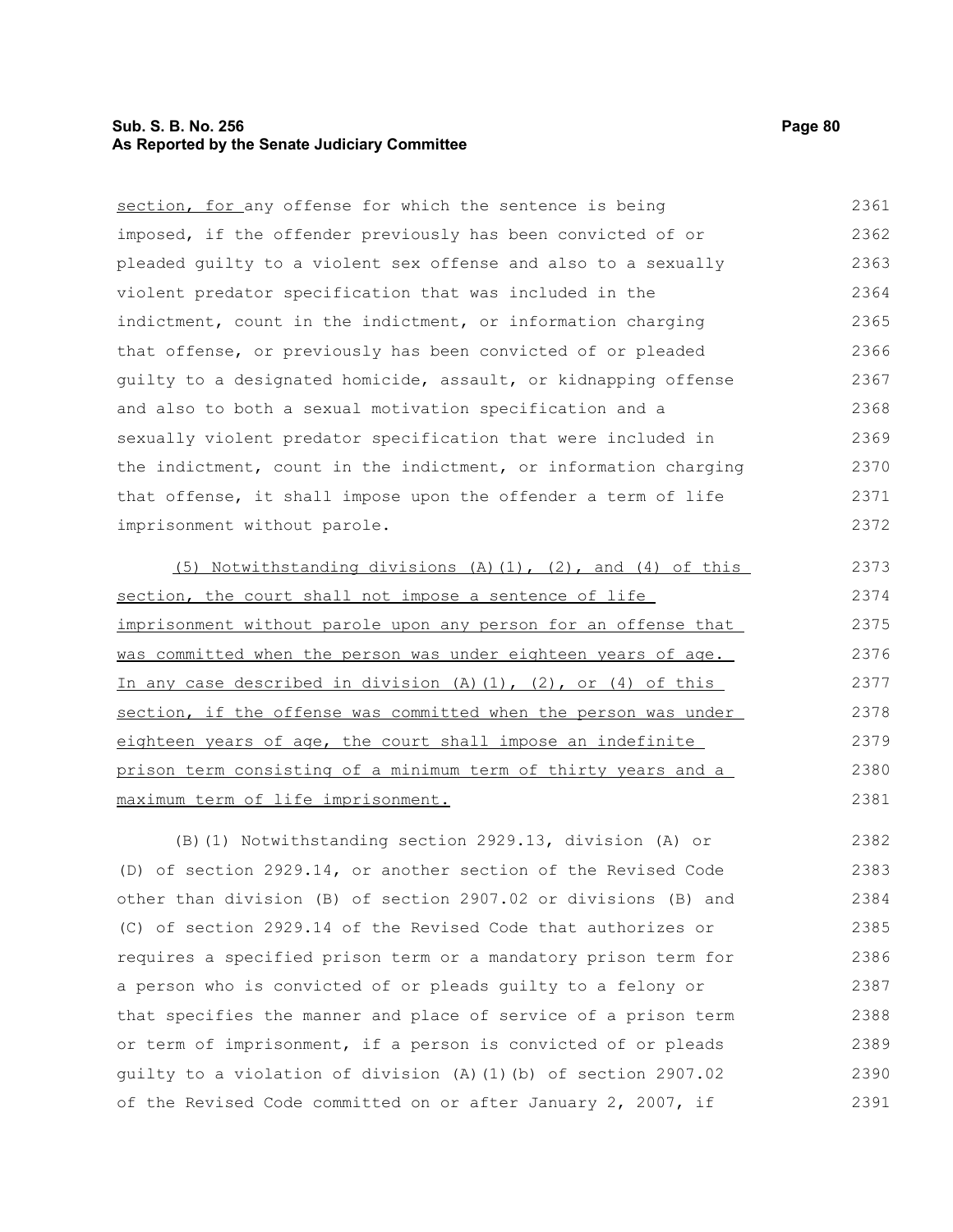section, for any offense for which the sentence is being imposed, if the offender previously has been convicted of or pleaded guilty to a violent sex offense and also to a sexually violent predator specification that was included in the indictment, count in the indictment, or information charging that offense, or previously has been convicted of or pleaded guilty to a designated homicide, assault, or kidnapping offense and also to both a sexual motivation specification and a sexually violent predator specification that were included in the indictment, count in the indictment, or information charging that offense, it shall impose upon the offender a term of life imprisonment without parole.

(5) Notwithstanding divisions (A)(1), (2), and (4) of this section, the court shall not impose a sentence of life imprisonment without parole upon any person for an offense that was committed when the person was under eighteen years of age. In any case described in division (A)(1), (2), or (4) of this section, if the offense was committed when the person was under eighteen years of age, the court shall impose an indefinite prison term consisting of a minimum term of thirty years and a maximum term of life imprisonment.

(B)(1) Notwithstanding section 2929.13, division (A) or (D) of section 2929.14, or another section of the Revised Code other than division (B) of section 2907.02 or divisions (B) and (C) of section 2929.14 of the Revised Code that authorizes or requires a specified prison term or a mandatory prison term for a person who is convicted of or pleads guilty to a felony or that specifies the manner and place of service of a prison term or term of imprisonment, if a person is convicted of or pleads guilty to a violation of division (A)(1)(b) of section 2907.02 of the Revised Code committed on or after January 2, 2007, if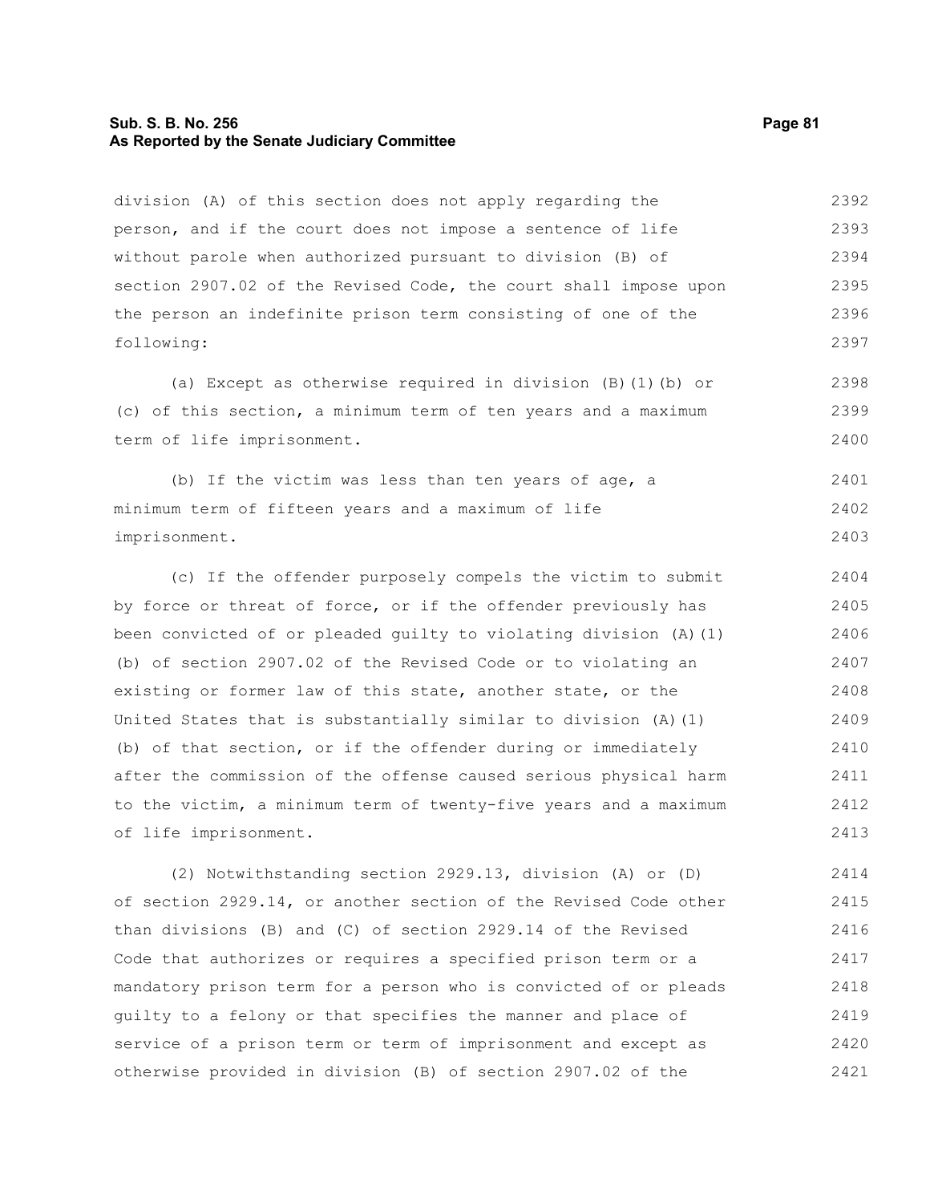division (A) of this section does not apply regarding the person, and if the court does not impose a sentence of life without parole when authorized pursuant to division (B) of section 2907.02 of the Revised Code, the court shall impose upon the person an indefinite prison term consisting of one of the following:

(a) Except as otherwise required in division (B)(1)(b) or (c) of this section, a minimum term of ten years and a maximum term of life imprisonment.

(b) If the victim was less than ten years of age, a minimum term of fifteen years and a maximum of life imprisonment.

(c) If the offender purposely compels the victim to submit by force or threat of force, or if the offender previously has been convicted of or pleaded guilty to violating division (A)(1)(b) of section 2907.02 of the Revised Code or to violating an existing or former law of this state, another state, or the United States that is substantially similar to division (A)(1)(b) of that section, or if the offender during or immediately after the commission of the offense caused serious physical harm to the victim, a minimum term of twenty-five years and a maximum of life imprisonment.

(2) Notwithstanding section 2929.13, division (A) or (D) of section 2929.14, or another section of the Revised Code other than divisions (B) and (C) of section 2929.14 of the Revised Code that authorizes or requires a specified prison term or a mandatory prison term for a person who is convicted of or pleads guilty to a felony or that specifies the manner and place of service of a prison term or term of imprisonment and except as otherwise provided in division (B) of section 2907.02 of the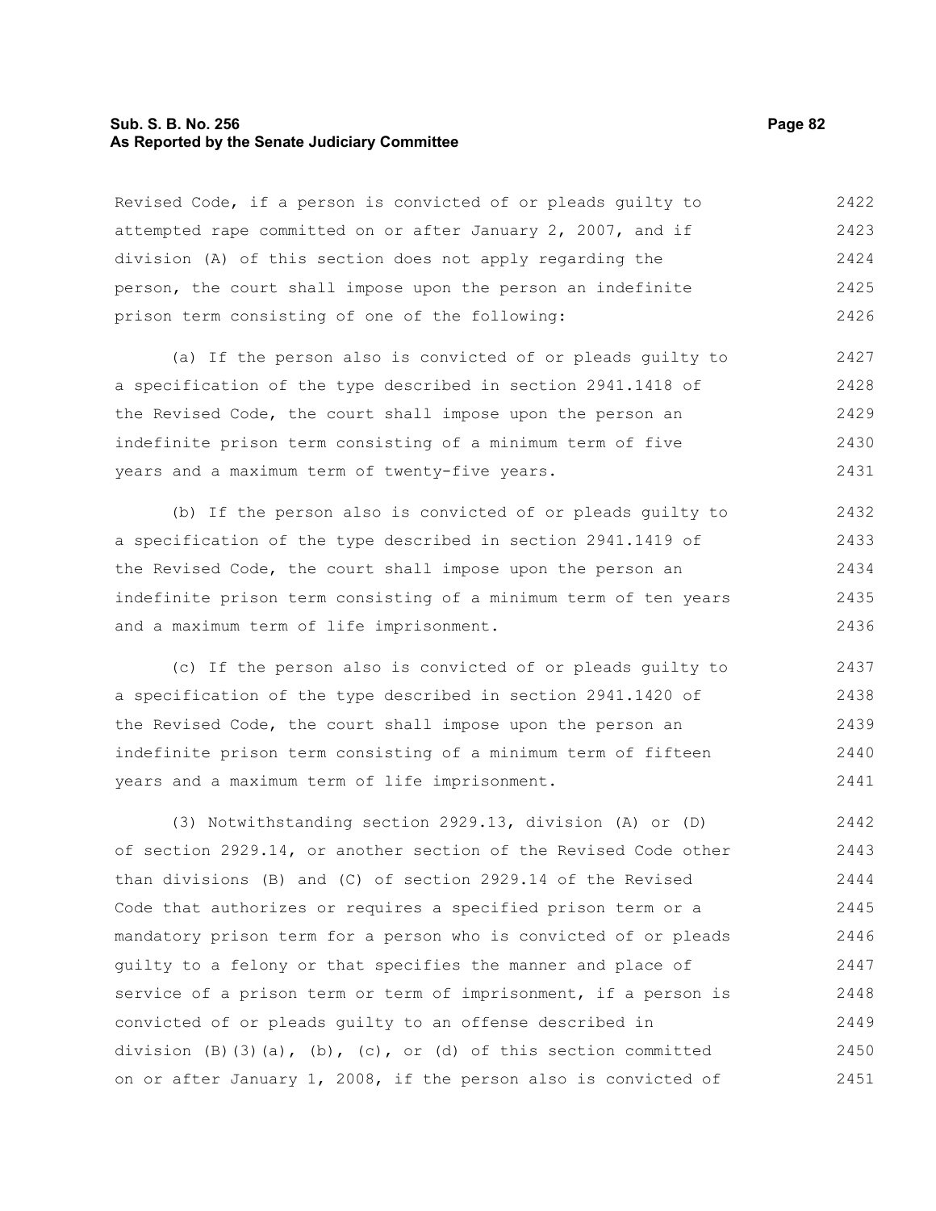Revised Code, if a person is convicted of or pleads guilty to attempted rape committed on or after January 2, 2007, and if division (A) of this section does not apply regarding the person, the court shall impose upon the person an indefinite prison term consisting of one of the following:

(a) If the person also is convicted of or pleads guilty to a specification of the type described in section 2941.1418 of the Revised Code, the court shall impose upon the person an indefinite prison term consisting of a minimum term of five years and a maximum term of twenty-five years.

(b) If the person also is convicted of or pleads guilty to a specification of the type described in section 2941.1419 of the Revised Code, the court shall impose upon the person an indefinite prison term consisting of a minimum term of ten years and a maximum term of life imprisonment.

(c) If the person also is convicted of or pleads guilty to a specification of the type described in section 2941.1420 of the Revised Code, the court shall impose upon the person an indefinite prison term consisting of a minimum term of fifteen years and a maximum term of life imprisonment.

(3) Notwithstanding section 2929.13, division (A) or (D) of section 2929.14, or another section of the Revised Code other than divisions (B) and (C) of section 2929.14 of the Revised Code that authorizes or requires a specified prison term or a mandatory prison term for a person who is convicted of or pleads guilty to a felony or that specifies the manner and place of service of a prison term or term of imprisonment, if a person is convicted of or pleads guilty to an offense described in division (B)(3)(a), (b), (c), or (d) of this section committed on or after January 1, 2008, if the person also is convicted of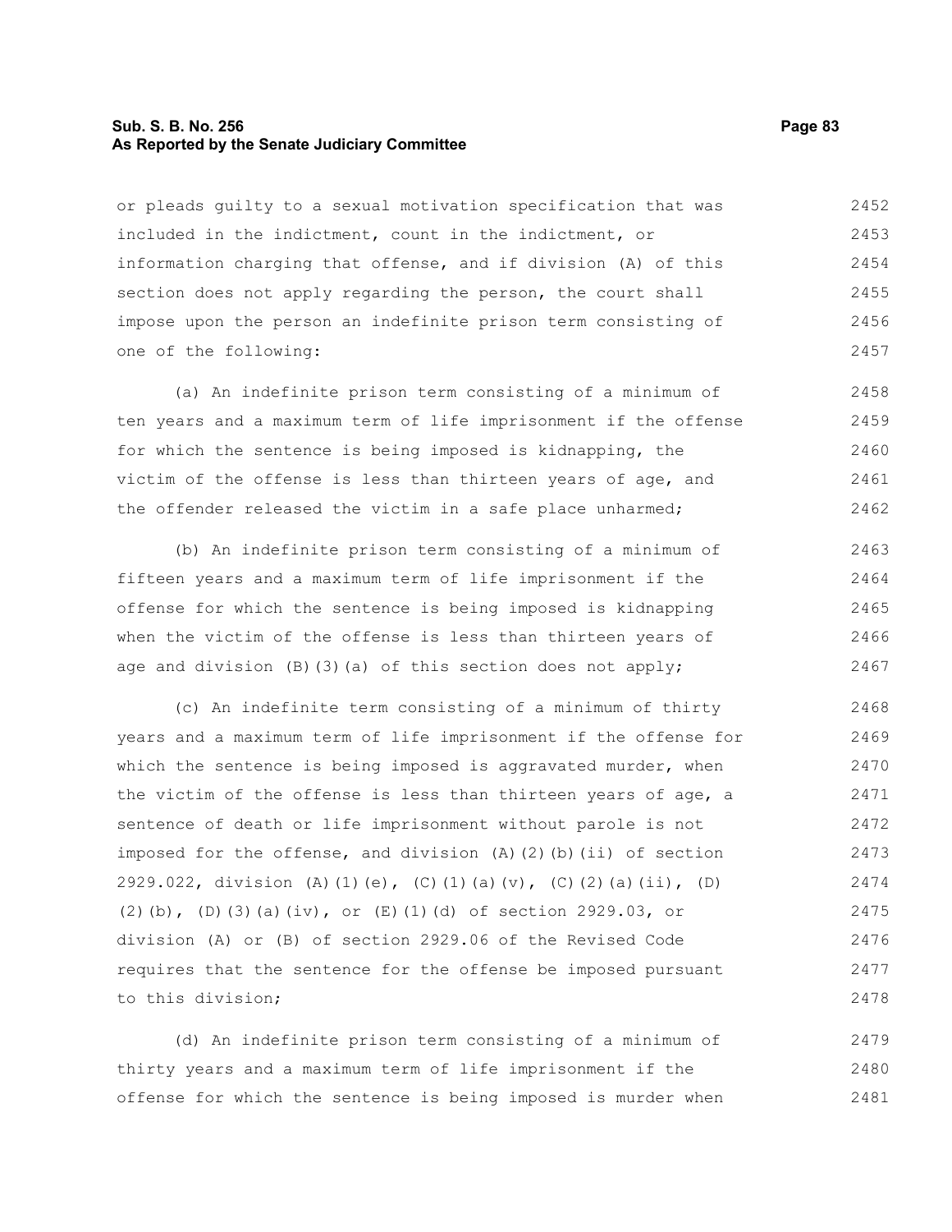or pleads guilty to a sexual motivation specification that was included in the indictment, count in the indictment, or information charging that offense, and if division (A) of this section does not apply regarding the person, the court shall impose upon the person an indefinite prison term consisting of one of the following:

(a) An indefinite prison term consisting of a minimum of ten years and a maximum term of life imprisonment if the offense for which the sentence is being imposed is kidnapping, the victim of the offense is less than thirteen years of age, and the offender released the victim in a safe place unharmed;

(b) An indefinite prison term consisting of a minimum of fifteen years and a maximum term of life imprisonment if the offense for which the sentence is being imposed is kidnapping when the victim of the offense is less than thirteen years of age and division (B)(3)(a) of this section does not apply;

(c) An indefinite term consisting of a minimum of thirty years and a maximum term of life imprisonment if the offense for which the sentence is being imposed is aggravated murder, when the victim of the offense is less than thirteen years of age, a sentence of death or life imprisonment without parole is not imposed for the offense, and division (A)(2)(b)(ii) of section 2929.022, division (A)(1)(e), (C)(1)(a)(v), (C)(2)(a)(ii), (D)(2)(b), (D)(3)(a)(iv), or (E)(1)(d) of section 2929.03, or division (A) or (B) of section 2929.06 of the Revised Code requires that the sentence for the offense be imposed pursuant to this division;

(d) An indefinite prison term consisting of a minimum of thirty years and a maximum term of life imprisonment if the offense for which the sentence is being imposed is murder when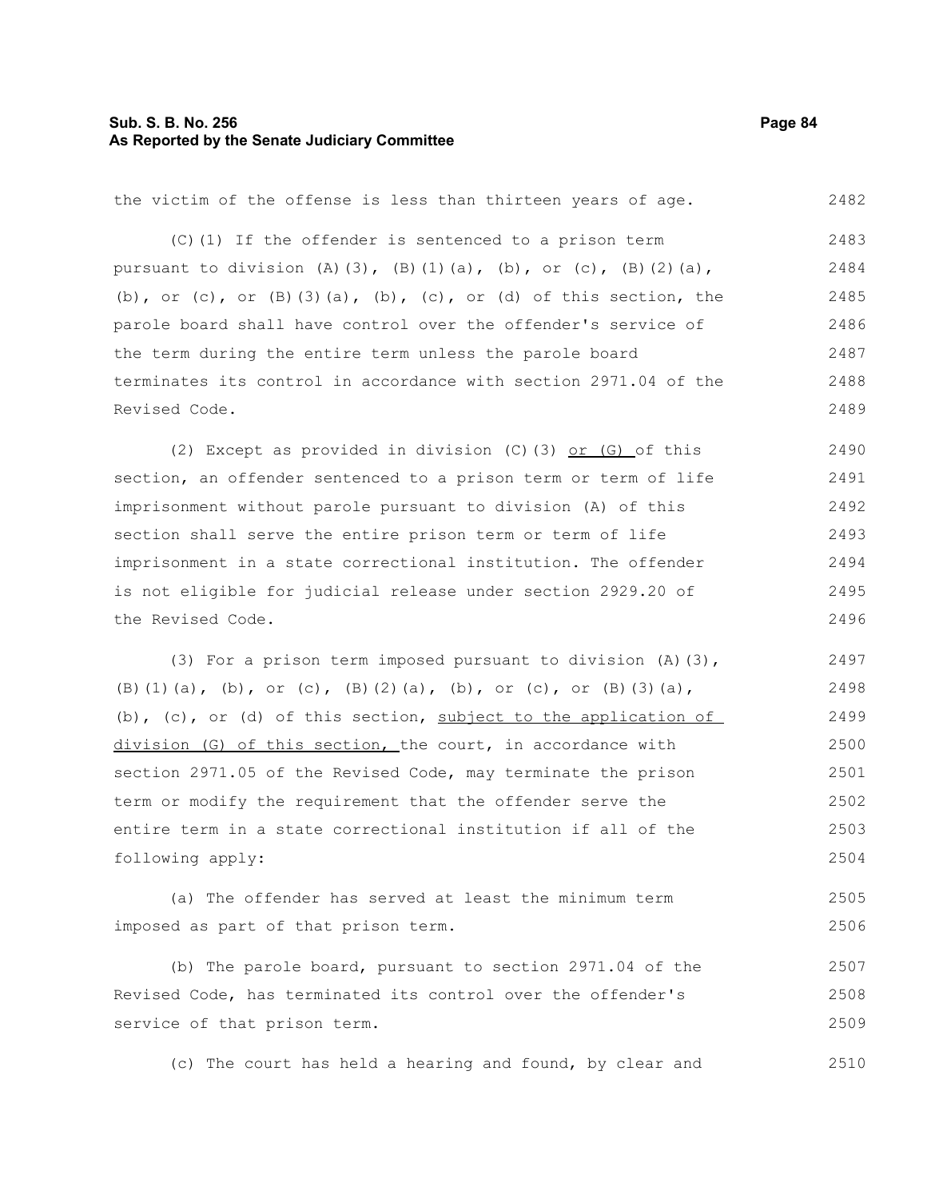the victim of the offense is less than thirteen years of age.

(C)(1) If the offender is sentenced to a prison term pursuant to division (A)(3), (B)(1)(a), (b), or (c), (B)(2)(a), (b), or (c), or (B)(3)(a), (b), (c), or (d) of this section, the parole board shall have control over the offender's service of the term during the entire term unless the parole board terminates its control in accordance with section 2971.04 of the Revised Code.

(2) Except as provided in division (C)(3) <u>or (G)</u> of this section, an offender sentenced to a prison term or term of life imprisonment without parole pursuant to division (A) of this section shall serve the entire prison term or term of life imprisonment in a state correctional institution. The offender is not eligible for judicial release under section 2929.20 of the Revised Code.

(3) For a prison term imposed pursuant to division (A)(3), (B)(1)(a), (b), or (c), (B)(2)(a), (b), or (c), or (B)(3)(a), (b), (c), or (d) of this section, <u>subject to the application of division (G) of this section,</u> the court, in accordance with section 2971.05 of the Revised Code, may terminate the prison term or modify the requirement that the offender serve the entire term in a state correctional institution if all of the following apply:

(a) The offender has served at least the minimum term imposed as part of that prison term.

(b) The parole board, pursuant to section 2971.04 of the Revised Code, has terminated its control over the offender's service of that prison term.

(c) The court has held a hearing and found, by clear and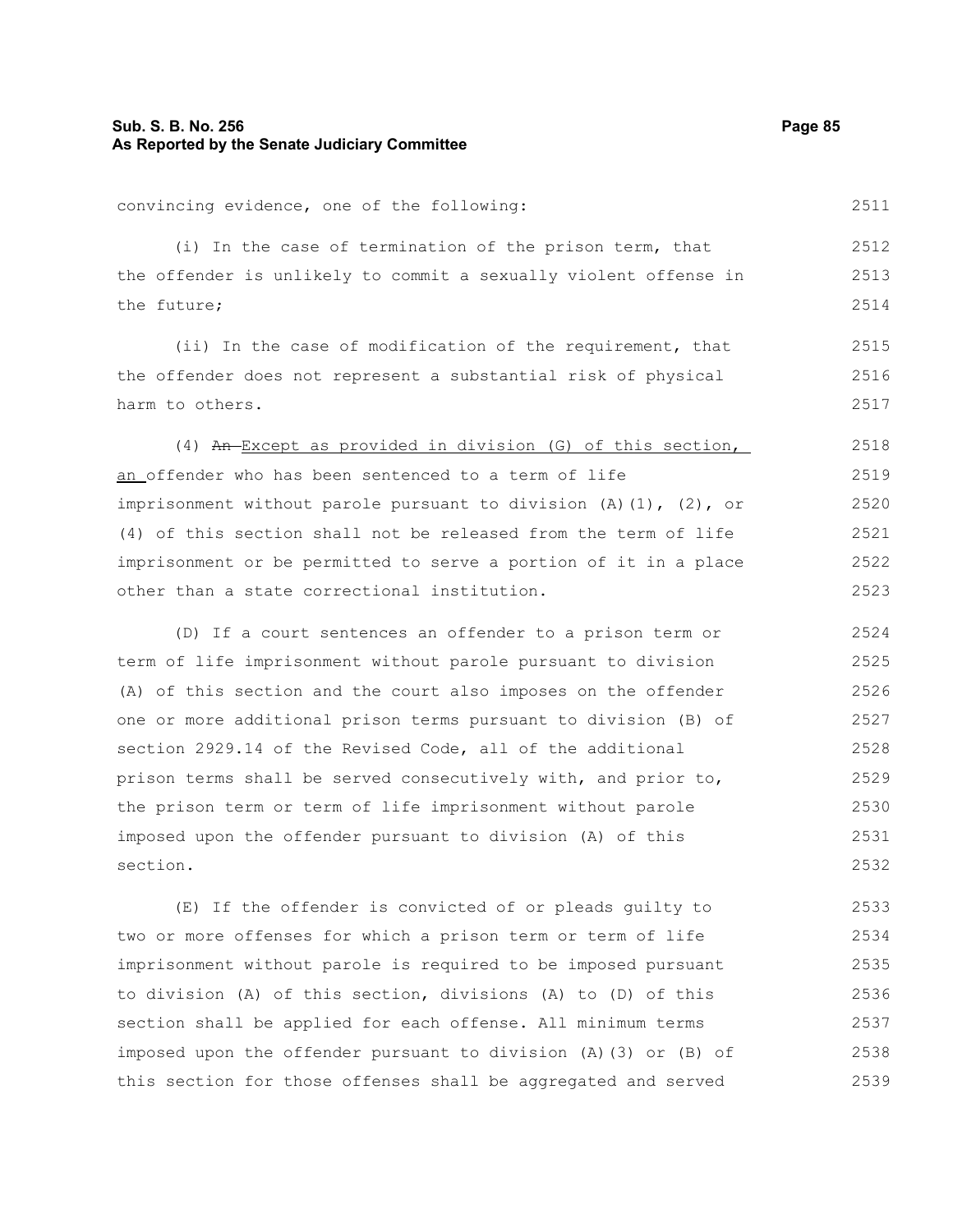convincing evidence, one of the following:

(i) In the case of termination of the prison term, that the offender is unlikely to commit a sexually violent offense in the future;

(ii) In the case of modification of the requirement, that the offender does not represent a substantial risk of physical harm to others.

(4) ~~An~~ Except as provided in division (G) of this section, an offender who has been sentenced to a term of life imprisonment without parole pursuant to division (A)(1), (2), or (4) of this section shall not be released from the term of life imprisonment or be permitted to serve a portion of it in a place other than a state correctional institution.

(D) If a court sentences an offender to a prison term or term of life imprisonment without parole pursuant to division (A) of this section and the court also imposes on the offender one or more additional prison terms pursuant to division (B) of section 2929.14 of the Revised Code, all of the additional prison terms shall be served consecutively with, and prior to, the prison term or term of life imprisonment without parole imposed upon the offender pursuant to division (A) of this section.

(E) If the offender is convicted of or pleads guilty to two or more offenses for which a prison term or term of life imprisonment without parole is required to be imposed pursuant to division (A) of this section, divisions (A) to (D) of this section shall be applied for each offense. All minimum terms imposed upon the offender pursuant to division (A)(3) or (B) of this section for those offenses shall be aggregated and served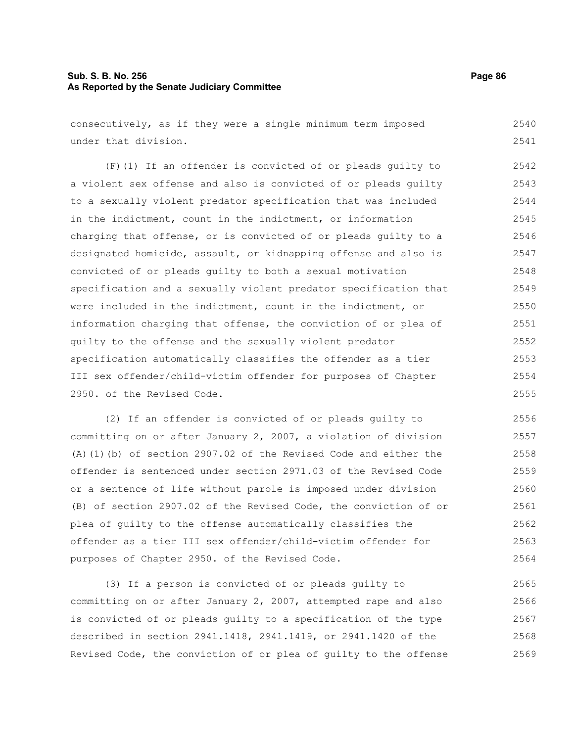consecutively, as if they were a single minimum term imposed under that division.

(F)(1) If an offender is convicted of or pleads guilty to a violent sex offense and also is convicted of or pleads guilty to a sexually violent predator specification that was included in the indictment, count in the indictment, or information charging that offense, or is convicted of or pleads guilty to a designated homicide, assault, or kidnapping offense and also is convicted of or pleads guilty to both a sexual motivation specification and a sexually violent predator specification that were included in the indictment, count in the indictment, or information charging that offense, the conviction of or plea of guilty to the offense and the sexually violent predator specification automatically classifies the offender as a tier III sex offender/child-victim offender for purposes of Chapter 2950. of the Revised Code.

(2) If an offender is convicted of or pleads guilty to committing on or after January 2, 2007, a violation of division (A)(1)(b) of section 2907.02 of the Revised Code and either the offender is sentenced under section 2971.03 of the Revised Code or a sentence of life without parole is imposed under division (B) of section 2907.02 of the Revised Code, the conviction of or plea of guilty to the offense automatically classifies the offender as a tier III sex offender/child-victim offender for purposes of Chapter 2950. of the Revised Code.

(3) If a person is convicted of or pleads guilty to committing on or after January 2, 2007, attempted rape and also is convicted of or pleads guilty to a specification of the type described in section 2941.1418, 2941.1419, or 2941.1420 of the Revised Code, the conviction of or plea of guilty to the offense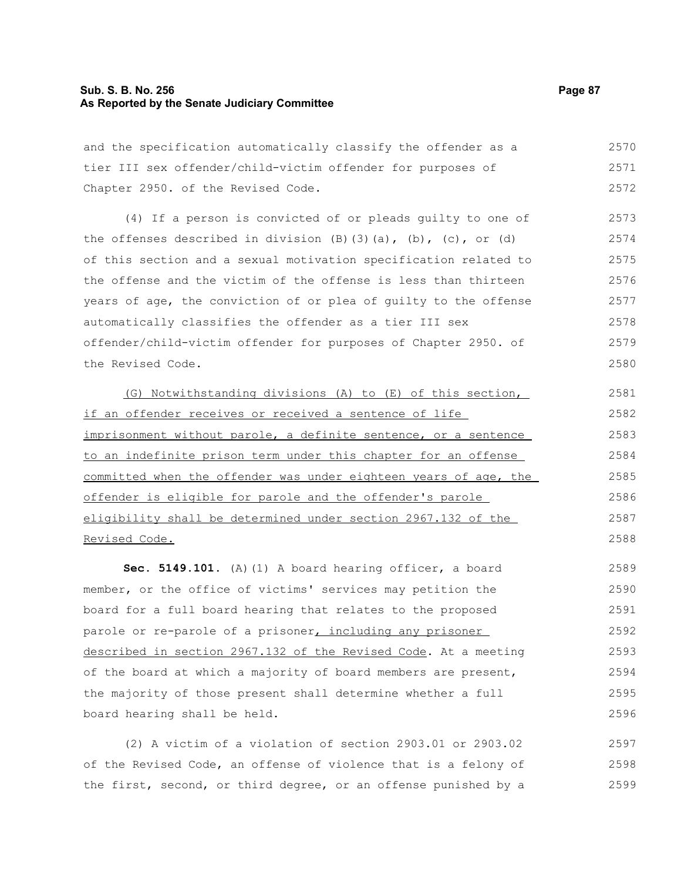and the specification automatically classify the offender as a tier III sex offender/child-victim offender for purposes of Chapter 2950. of the Revised Code.

(4) If a person is convicted of or pleads guilty to one of the offenses described in division (B)(3)(a), (b), (c), or (d) of this section and a sexual motivation specification related to the offense and the victim of the offense is less than thirteen years of age, the conviction of or plea of guilty to the offense automatically classifies the offender as a tier III sex offender/child-victim offender for purposes of Chapter 2950. of the Revised Code.

<u>(G) Notwithstanding divisions (A) to (E) of this section, if an offender receives or received a sentence of life imprisonment without parole, a definite sentence, or a sentence to an indefinite prison term under this chapter for an offense committed when the offender was under eighteen years of age, the offender is eligible for parole and the offender's parole eligibility shall be determined under section 2967.132 of the Revised Code.</u>

**Sec. 5149.101.** (A)(1) A board hearing officer, a board member, or the office of victims' services may petition the board for a full board hearing that relates to the proposed parole or re-parole of a prisoner<u>, including any prisoner described in section 2967.132 of the Revised Code</u>. At a meeting of the board at which a majority of board members are present, the majority of those present shall determine whether a full board hearing shall be held.

(2) A victim of a violation of section 2903.01 or 2903.02 of the Revised Code, an offense of violence that is a felony of the first, second, or third degree, or an offense punished by a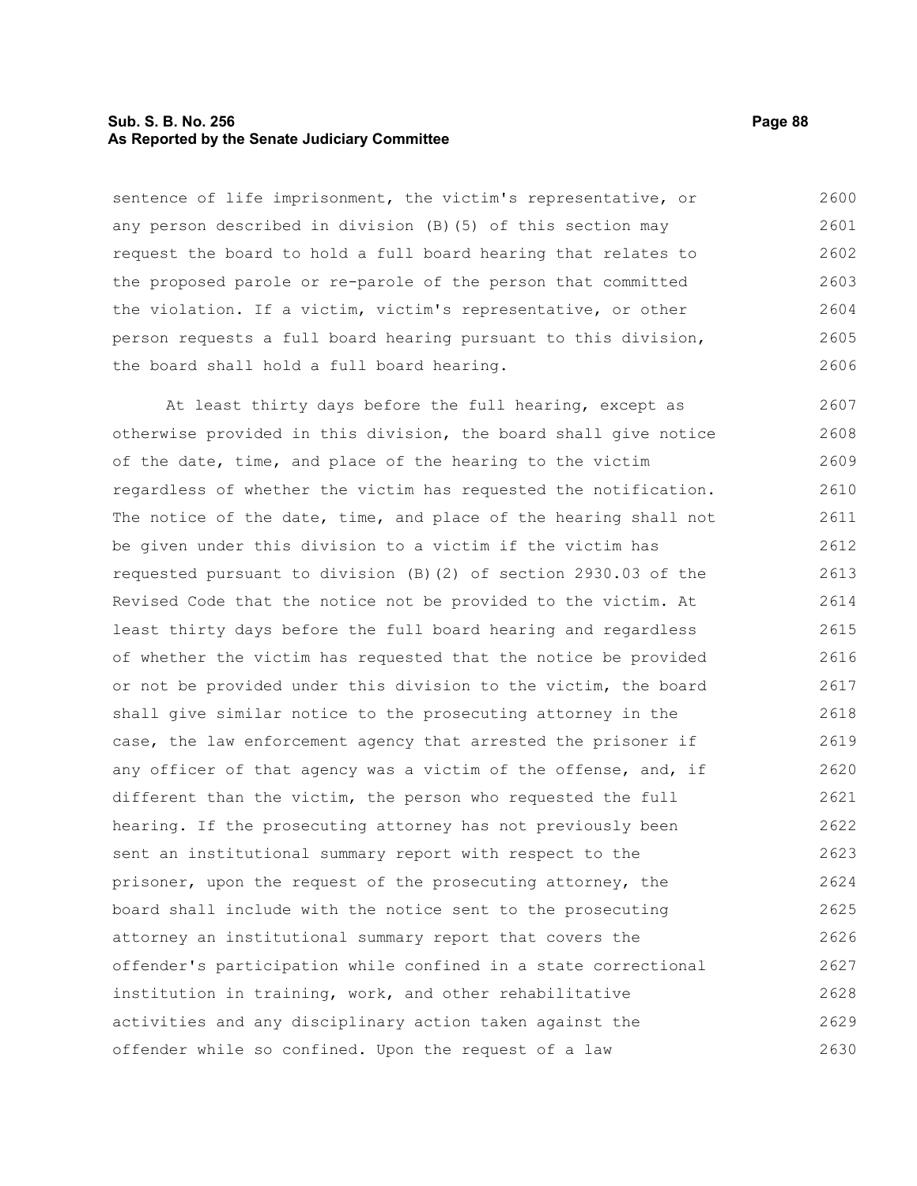sentence of life imprisonment, the victim's representative, or any person described in division (B)(5) of this section may request the board to hold a full board hearing that relates to the proposed parole or re-parole of the person that committed the violation. If a victim, victim's representative, or other person requests a full board hearing pursuant to this division, the board shall hold a full board hearing.

At least thirty days before the full hearing, except as otherwise provided in this division, the board shall give notice of the date, time, and place of the hearing to the victim regardless of whether the victim has requested the notification. The notice of the date, time, and place of the hearing shall not be given under this division to a victim if the victim has requested pursuant to division (B)(2) of section 2930.03 of the Revised Code that the notice not be provided to the victim. At least thirty days before the full board hearing and regardless of whether the victim has requested that the notice be provided or not be provided under this division to the victim, the board shall give similar notice to the prosecuting attorney in the case, the law enforcement agency that arrested the prisoner if any officer of that agency was a victim of the offense, and, if different than the victim, the person who requested the full hearing. If the prosecuting attorney has not previously been sent an institutional summary report with respect to the prisoner, upon the request of the prosecuting attorney, the board shall include with the notice sent to the prosecuting attorney an institutional summary report that covers the offender's participation while confined in a state correctional institution in training, work, and other rehabilitative activities and any disciplinary action taken against the offender while so confined. Upon the request of a law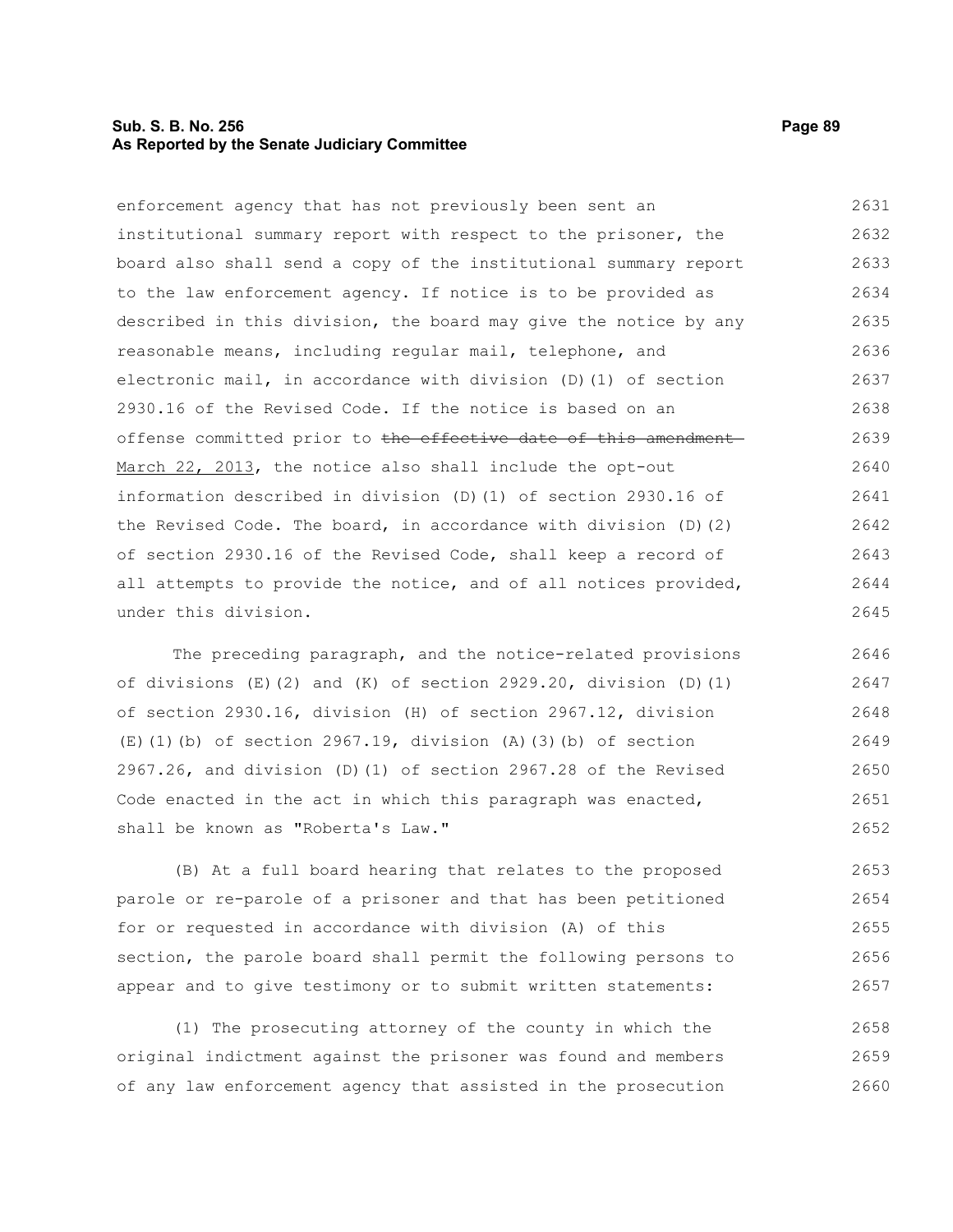enforcement agency that has not previously been sent an institutional summary report with respect to the prisoner, the board also shall send a copy of the institutional summary report to the law enforcement agency. If notice is to be provided as described in this division, the board may give the notice by any reasonable means, including regular mail, telephone, and electronic mail, in accordance with division (D)(1) of section 2930.16 of the Revised Code. If the notice is based on an offense committed prior to ~~the effective date of this amendment~~ March 22, 2013, the notice also shall include the opt-out information described in division (D)(1) of section 2930.16 of the Revised Code. The board, in accordance with division (D)(2) of section 2930.16 of the Revised Code, shall keep a record of all attempts to provide the notice, and of all notices provided, under this division.

The preceding paragraph, and the notice-related provisions of divisions (E)(2) and (K) of section 2929.20, division (D)(1) of section 2930.16, division (H) of section 2967.12, division (E)(1)(b) of section 2967.19, division (A)(3)(b) of section 2967.26, and division (D)(1) of section 2967.28 of the Revised Code enacted in the act in which this paragraph was enacted, shall be known as "Roberta's Law."

(B) At a full board hearing that relates to the proposed parole or re-parole of a prisoner and that has been petitioned for or requested in accordance with division (A) of this section, the parole board shall permit the following persons to appear and to give testimony or to submit written statements:

(1) The prosecuting attorney of the county in which the original indictment against the prisoner was found and members of any law enforcement agency that assisted in the prosecution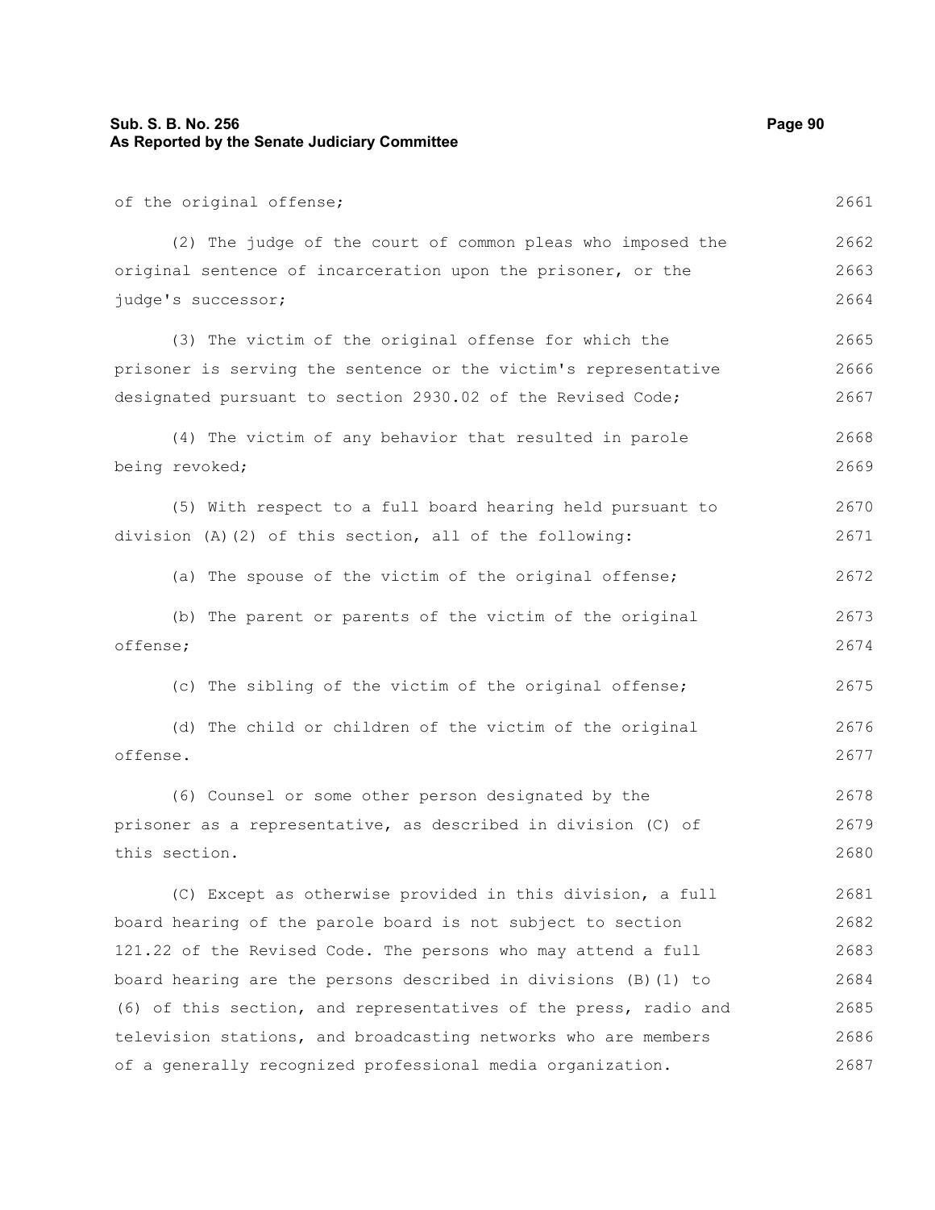of the original offense;

(2) The judge of the court of common pleas who imposed the original sentence of incarceration upon the prisoner, or the judge's successor;

(3) The victim of the original offense for which the prisoner is serving the sentence or the victim's representative designated pursuant to section 2930.02 of the Revised Code;

(4) The victim of any behavior that resulted in parole being revoked;

(5) With respect to a full board hearing held pursuant to division (A)(2) of this section, all of the following:

(a) The spouse of the victim of the original offense;

(b) The parent or parents of the victim of the original offense;

(c) The sibling of the victim of the original offense;

(d) The child or children of the victim of the original offense.

(6) Counsel or some other person designated by the prisoner as a representative, as described in division (C) of this section.

(C) Except as otherwise provided in this division, a full board hearing of the parole board is not subject to section 121.22 of the Revised Code. The persons who may attend a full board hearing are the persons described in divisions (B)(1) to (6) of this section, and representatives of the press, radio and television stations, and broadcasting networks who are members of a generally recognized professional media organization.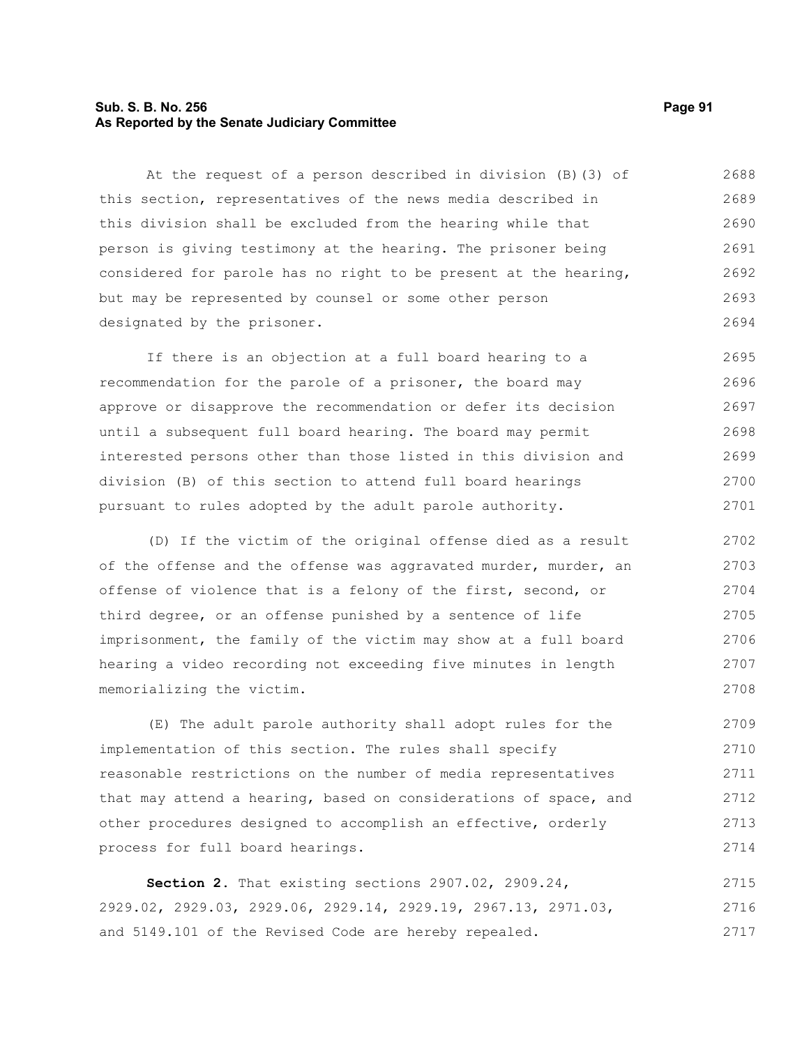At the request of a person described in division (B)(3) of this section, representatives of the news media described in this division shall be excluded from the hearing while that person is giving testimony at the hearing. The prisoner being considered for parole has no right to be present at the hearing, but may be represented by counsel or some other person designated by the prisoner.

If there is an objection at a full board hearing to a recommendation for the parole of a prisoner, the board may approve or disapprove the recommendation or defer its decision until a subsequent full board hearing. The board may permit interested persons other than those listed in this division and division (B) of this section to attend full board hearings pursuant to rules adopted by the adult parole authority.

(D) If the victim of the original offense died as a result of the offense and the offense was aggravated murder, murder, an offense of violence that is a felony of the first, second, or third degree, or an offense punished by a sentence of life imprisonment, the family of the victim may show at a full board hearing a video recording not exceeding five minutes in length memorializing the victim.

(E) The adult parole authority shall adopt rules for the implementation of this section. The rules shall specify reasonable restrictions on the number of media representatives that may attend a hearing, based on considerations of space, and other procedures designed to accomplish an effective, orderly process for full board hearings.

**Section 2.** That existing sections 2907.02, 2909.24, 2929.02, 2929.03, 2929.06, 2929.14, 2929.19, 2967.13, 2971.03, and 5149.101 of the Revised Code are hereby repealed.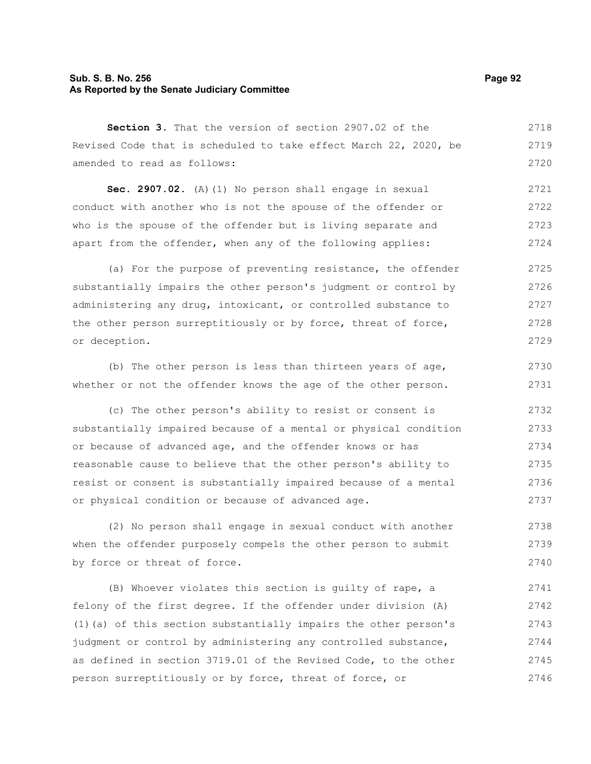**Section 3.** That the version of section 2907.02 of the Revised Code that is scheduled to take effect March 22, 2020, be amended to read as follows:

**Sec. 2907.02.** (A)(1) No person shall engage in sexual conduct with another who is not the spouse of the offender or who is the spouse of the offender but is living separate and apart from the offender, when any of the following applies:

(a) For the purpose of preventing resistance, the offender substantially impairs the other person's judgment or control by administering any drug, intoxicant, or controlled substance to the other person surreptitiously or by force, threat of force, or deception.

(b) The other person is less than thirteen years of age, whether or not the offender knows the age of the other person.

(c) The other person's ability to resist or consent is substantially impaired because of a mental or physical condition or because of advanced age, and the offender knows or has reasonable cause to believe that the other person's ability to resist or consent is substantially impaired because of a mental or physical condition or because of advanced age.

(2) No person shall engage in sexual conduct with another when the offender purposely compels the other person to submit by force or threat of force.

(B) Whoever violates this section is guilty of rape, a felony of the first degree. If the offender under division (A)(1)(a) of this section substantially impairs the other person's judgment or control by administering any controlled substance, as defined in section 3719.01 of the Revised Code, to the other person surreptitiously or by force, threat of force, or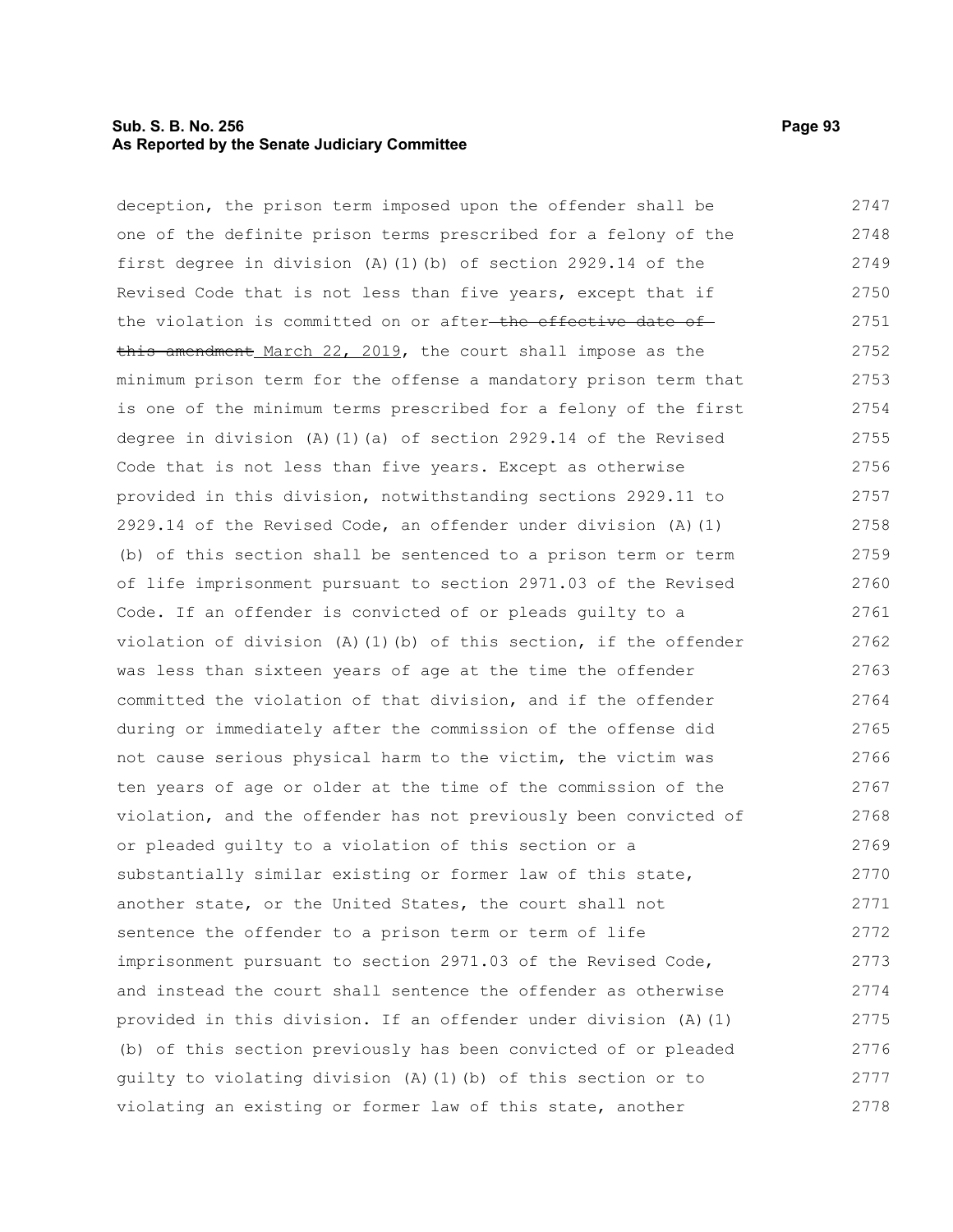deception, the prison term imposed upon the offender shall be one of the definite prison terms prescribed for a felony of the first degree in division (A)(1)(b) of section 2929.14 of the Revised Code that is not less than five years, except that if the violation is committed on or after ~~the effective date of this amendment~~ March 22, 2019, the court shall impose as the minimum prison term for the offense a mandatory prison term that is one of the minimum terms prescribed for a felony of the first degree in division (A)(1)(a) of section 2929.14 of the Revised Code that is not less than five years. Except as otherwise provided in this division, notwithstanding sections 2929.11 to 2929.14 of the Revised Code, an offender under division (A)(1)(b) of this section shall be sentenced to a prison term or term of life imprisonment pursuant to section 2971.03 of the Revised Code. If an offender is convicted of or pleads guilty to a violation of division (A)(1)(b) of this section, if the offender was less than sixteen years of age at the time the offender committed the violation of that division, and if the offender during or immediately after the commission of the offense did not cause serious physical harm to the victim, the victim was ten years of age or older at the time of the commission of the violation, and the offender has not previously been convicted of or pleaded guilty to a violation of this section or a substantially similar existing or former law of this state, another state, or the United States, the court shall not sentence the offender to a prison term or term of life imprisonment pursuant to section 2971.03 of the Revised Code, and instead the court shall sentence the offender as otherwise provided in this division. If an offender under division (A)(1)(b) of this section previously has been convicted of or pleaded guilty to violating division (A)(1)(b) of this section or to violating an existing or former law of this state, another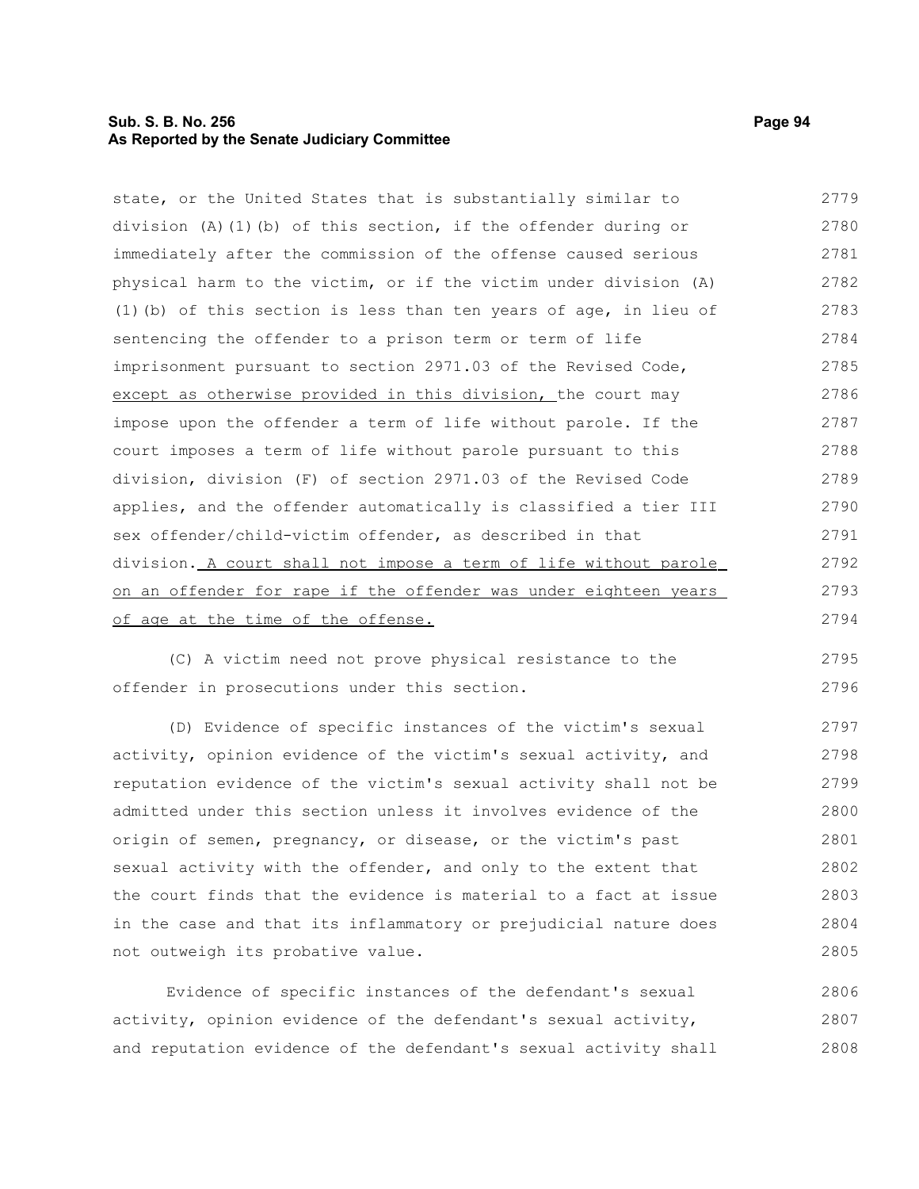state, or the United States that is substantially similar to division (A)(1)(b) of this section, if the offender during or immediately after the commission of the offense caused serious physical harm to the victim, or if the victim under division (A)(1)(b) of this section is less than ten years of age, in lieu of sentencing the offender to a prison term or term of life imprisonment pursuant to section 2971.03 of the Revised Code, <u>except as otherwise provided in this division,</u> the court may impose upon the offender a term of life without parole. If the court imposes a term of life without parole pursuant to this division, division (F) of section 2971.03 of the Revised Code applies, and the offender automatically is classified a tier III sex offender/child-victim offender, as described in that division. <u>A court shall not impose a term of life without parole on an offender for rape if the offender was under eighteen years of age at the time of the offense.</u>

(C) A victim need not prove physical resistance to the offender in prosecutions under this section.

(D) Evidence of specific instances of the victim's sexual activity, opinion evidence of the victim's sexual activity, and reputation evidence of the victim's sexual activity shall not be admitted under this section unless it involves evidence of the origin of semen, pregnancy, or disease, or the victim's past sexual activity with the offender, and only to the extent that the court finds that the evidence is material to a fact at issue in the case and that its inflammatory or prejudicial nature does not outweigh its probative value.

Evidence of specific instances of the defendant's sexual activity, opinion evidence of the defendant's sexual activity, and reputation evidence of the defendant's sexual activity shall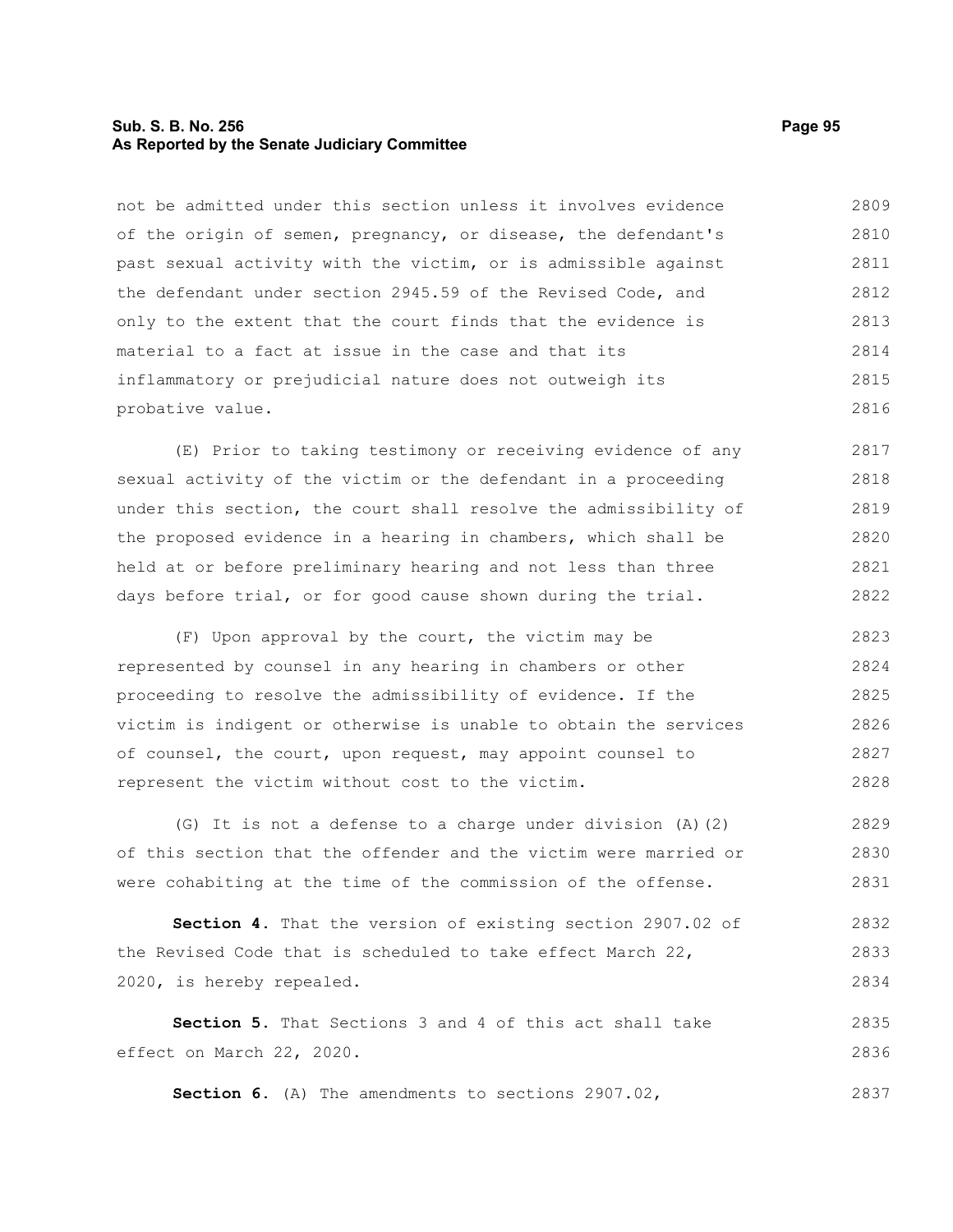not be admitted under this section unless it involves evidence of the origin of semen, pregnancy, or disease, the defendant's past sexual activity with the victim, or is admissible against the defendant under section 2945.59 of the Revised Code, and only to the extent that the court finds that the evidence is material to a fact at issue in the case and that its inflammatory or prejudicial nature does not outweigh its probative value.

(E) Prior to taking testimony or receiving evidence of any sexual activity of the victim or the defendant in a proceeding under this section, the court shall resolve the admissibility of the proposed evidence in a hearing in chambers, which shall be held at or before preliminary hearing and not less than three days before trial, or for good cause shown during the trial.

(F) Upon approval by the court, the victim may be represented by counsel in any hearing in chambers or other proceeding to resolve the admissibility of evidence. If the victim is indigent or otherwise is unable to obtain the services of counsel, the court, upon request, may appoint counsel to represent the victim without cost to the victim.

(G) It is not a defense to a charge under division (A)(2) of this section that the offender and the victim were married or were cohabiting at the time of the commission of the offense.

**Section 4.** That the version of existing section 2907.02 of the Revised Code that is scheduled to take effect March 22, 2020, is hereby repealed.

**Section 5.** That Sections 3 and 4 of this act shall take effect on March 22, 2020.

**Section 6.** (A) The amendments to sections 2907.02,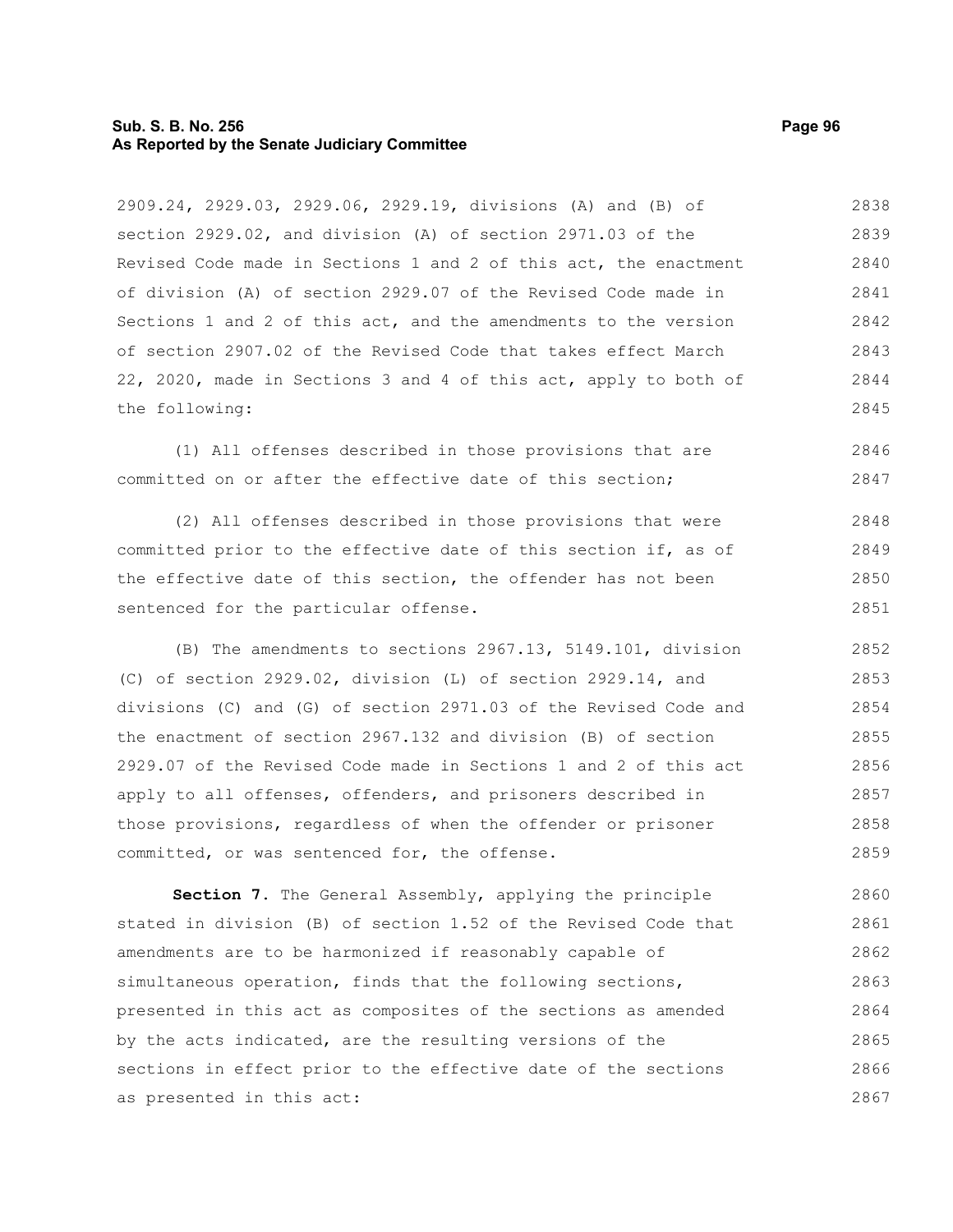2909.24, 2929.03, 2929.06, 2929.19, divisions (A) and (B) of section 2929.02, and division (A) of section 2971.03 of the Revised Code made in Sections 1 and 2 of this act, the enactment of division (A) of section 2929.07 of the Revised Code made in Sections 1 and 2 of this act, and the amendments to the version of section 2907.02 of the Revised Code that takes effect March 22, 2020, made in Sections 3 and 4 of this act, apply to both of the following:

(1) All offenses described in those provisions that are committed on or after the effective date of this section;

(2) All offenses described in those provisions that were committed prior to the effective date of this section if, as of the effective date of this section, the offender has not been sentenced for the particular offense.

(B) The amendments to sections 2967.13, 5149.101, division (C) of section 2929.02, division (L) of section 2929.14, and divisions (C) and (G) of section 2971.03 of the Revised Code and the enactment of section 2967.132 and division (B) of section 2929.07 of the Revised Code made in Sections 1 and 2 of this act apply to all offenses, offenders, and prisoners described in those provisions, regardless of when the offender or prisoner committed, or was sentenced for, the offense.

**Section 7.** The General Assembly, applying the principle stated in division (B) of section 1.52 of the Revised Code that amendments are to be harmonized if reasonably capable of simultaneous operation, finds that the following sections, presented in this act as composites of the sections as amended by the acts indicated, are the resulting versions of the sections in effect prior to the effective date of the sections as presented in this act: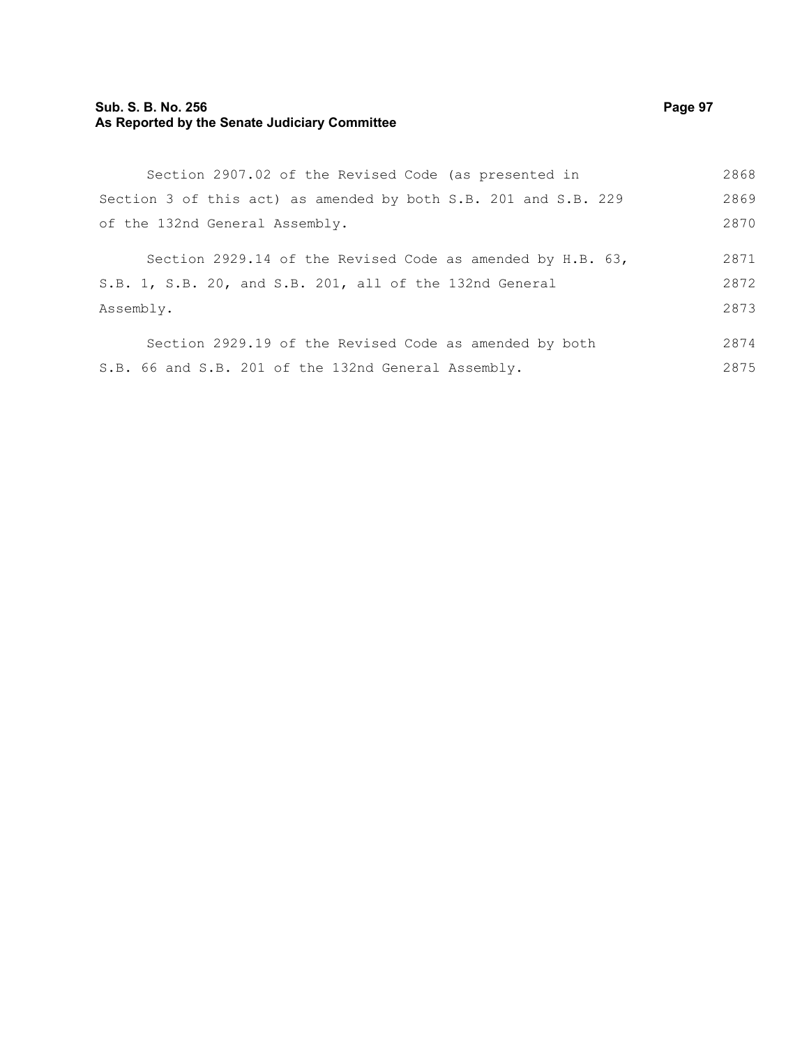Section 2907.02 of the Revised Code (as presented in Section 3 of this act) as amended by both S.B. 201 and S.B. 229 of the 132nd General Assembly.

Section 2929.14 of the Revised Code as amended by H.B. 63, S.B. 1, S.B. 20, and S.B. 201, all of the 132nd General Assembly.

Section 2929.19 of the Revised Code as amended by both S.B. 66 and S.B. 201 of the 132nd General Assembly.